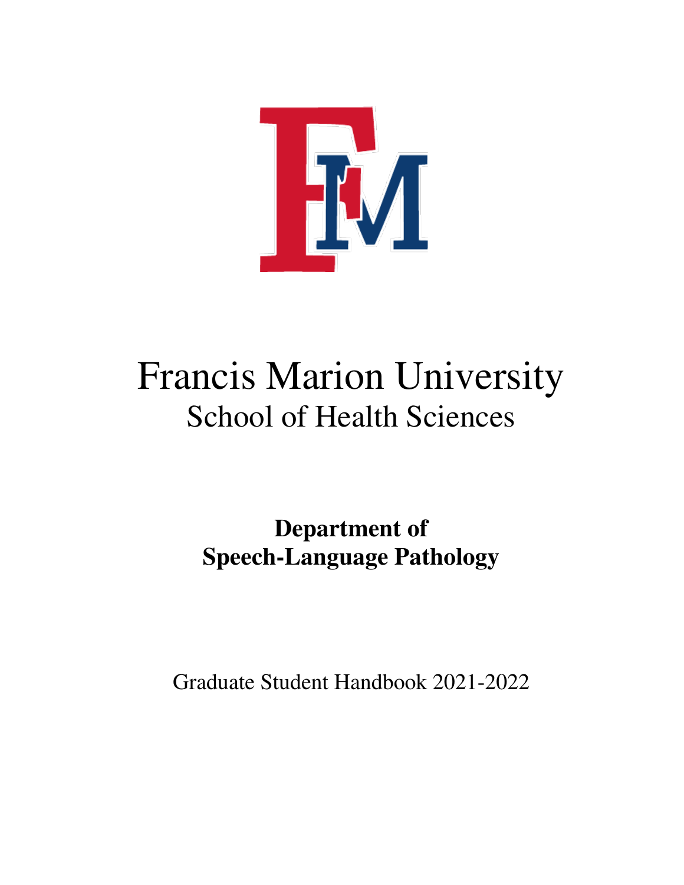# Francis Marion University

## School of Health Sciences

**Department of Speech-Language Pathology**

Graduate Student Handbook 2021-2022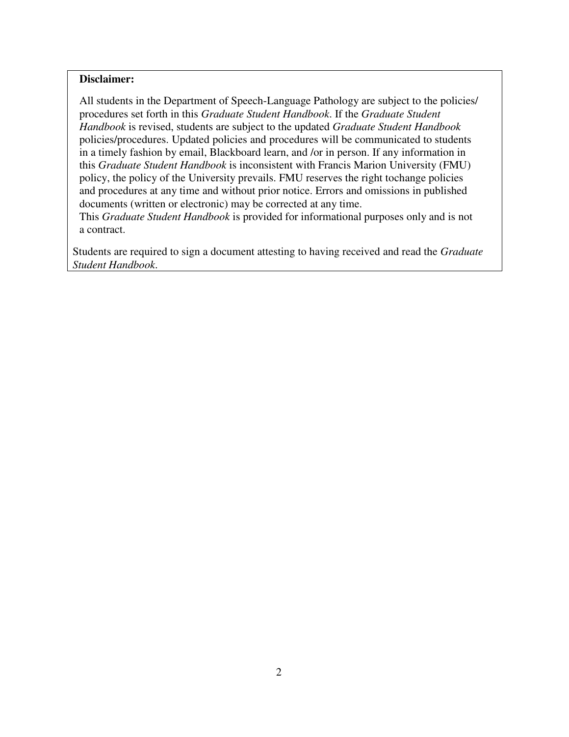**Disclaimer:**

All students in the Department of Speech-Language Pathology are subject to the policies/ procedures set forth in this *Graduate Student Handbook*. If the *Graduate Student Handbook* is revised, students are subject to the updated *Graduate Student Handbook* policies/procedures. Updated policies and procedures will be communicated to students in a timely fashion by email, Blackboard learn, and /or in person. If any information in this *Graduate Student Handbook* is inconsistent with Francis Marion University (FMU) policy, the policy of the University prevails. FMU reserves the right tochange policies and procedures at any time and without prior notice. Errors and omissions in published documents (written or electronic) may be corrected at any time.
This *Graduate Student Handbook* is provided for informational purposes only and is not a contract.

Students are required to sign a document attesting to having received and read the *Graduate Student Handbook*.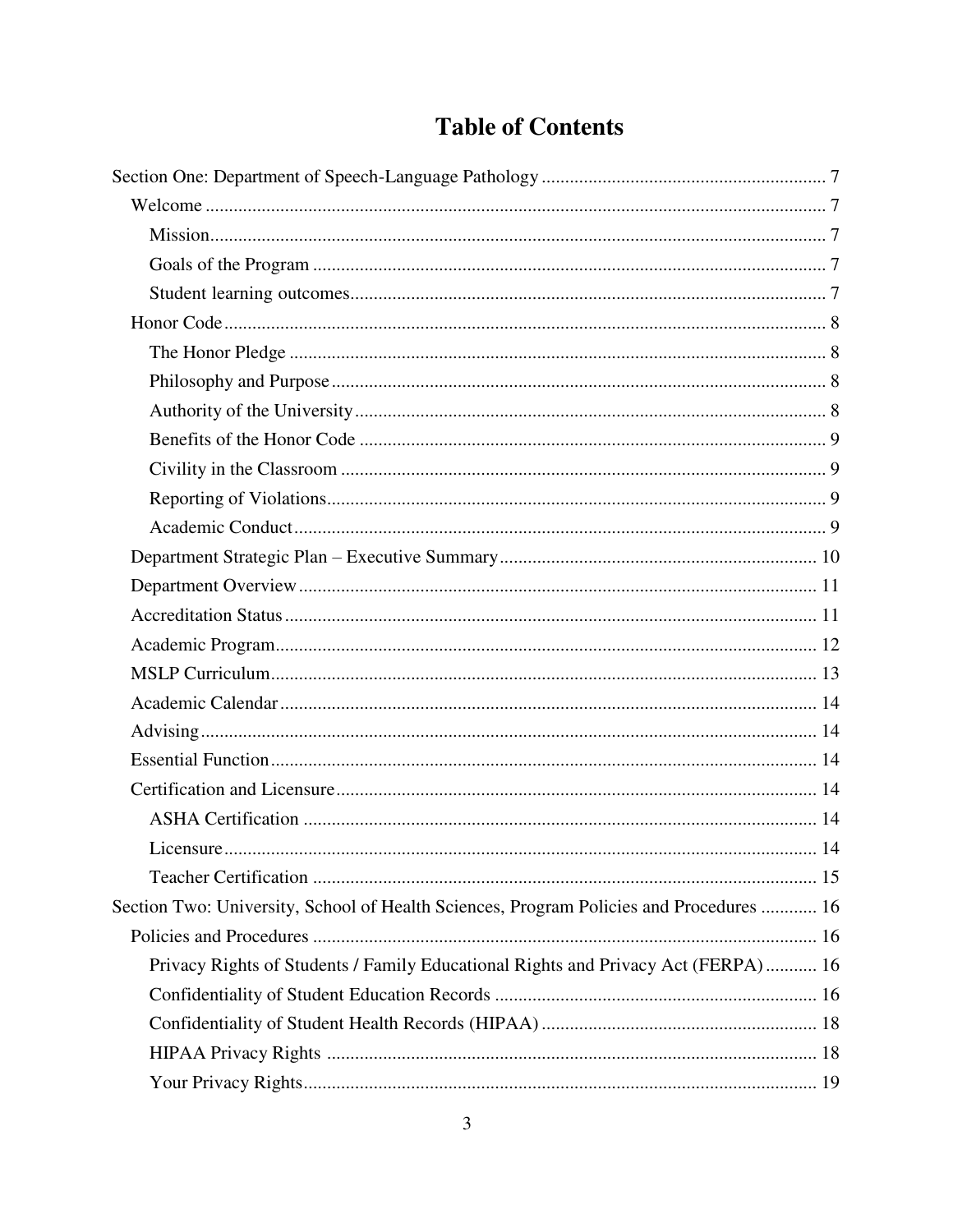# Table of Contents

Section One: Department of Speech-Language Pathology ... 7

- Welcome ... 7
  - Mission ... 7
  - Goals of the Program ... 7
  - Student learning outcomes ... 7
- Honor Code ... 8
  - The Honor Pledge ... 8
  - Philosophy and Purpose ... 8
  - Authority of the University ... 8
  - Benefits of the Honor Code ... 9
  - Civility in the Classroom ... 9
  - Reporting of Violations ... 9
  - Academic Conduct ... 9
- Department Strategic Plan – Executive Summary ... 10
- Department Overview ... 11
- Accreditation Status ... 11
- Academic Program ... 12
- MSLP Curriculum ... 13
- Academic Calendar ... 14
- Advising ... 14
- Essential Function ... 14
- Certification and Licensure ... 14
  - ASHA Certification ... 14
  - Licensure ... 14
  - Teacher Certification ... 15

Section Two: University, School of Health Sciences, Program Policies and Procedures ... 16

- Policies and Procedures ... 16
  - Privacy Rights of Students / Family Educational Rights and Privacy Act (FERPA) ... 16
  - Confidentiality of Student Education Records ... 16
  - Confidentiality of Student Health Records (HIPAA) ... 18
  - HIPAA Privacy Rights ... 18
  - Your Privacy Rights ... 19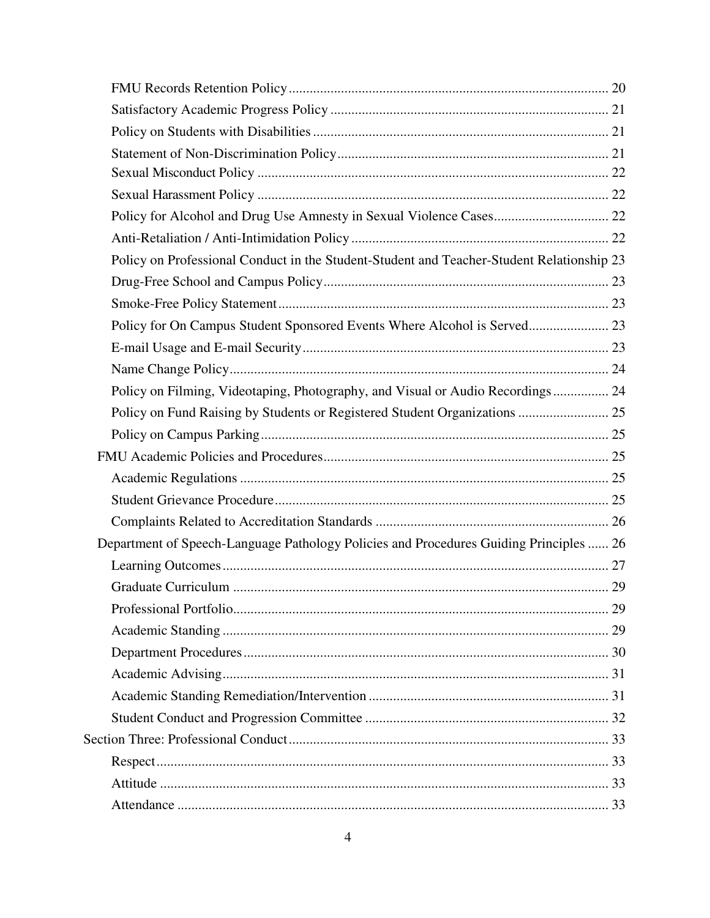- FMU Records Retention Policy ........................................................................................ 20
- Satisfactory Academic Progress Policy ............................................................................ 21
- Policy on Students with Disabilities .................................................................................. 21
- Statement of Non-Discrimination Policy .......................................................................... 21
- Sexual Misconduct Policy .................................................................................................. 22
- Sexual Harassment Policy ................................................................................................. 22
- Policy for Alcohol and Drug Use Amnesty in Sexual Violence Cases ............................... 22
- Anti-Retaliation / Anti-Intimidation Policy ....................................................................... 22
- Policy on Professional Conduct in the Student-Student and Teacher-Student Relationship 23
- Drug-Free School and Campus Policy ............................................................................... 23
- Smoke-Free Policy Statement ............................................................................................ 23
- Policy for On Campus Student Sponsored Events Where Alcohol is Served ..................... 23
- E-mail Usage and E-mail Security ..................................................................................... 23
- Name Change Policy ......................................................................................................... 24
- Policy on Filming, Videotaping, Photography, and Visual or Audio Recordings ............... 24
- Policy on Fund Raising by Students or Registered Student Organizations ........................ 25
- Policy on Campus Parking ................................................................................................. 25

FMU Academic Policies and Procedures ................................................................................ 25

- Academic Regulations ....................................................................................................... 25
- Student Grievance Procedure ............................................................................................ 25
- Complaints Related to Accreditation Standards ................................................................ 26

Department of Speech-Language Pathology Policies and Procedures Guiding Principles ...... 26

- Learning Outcomes ........................................................................................................... 27
- Graduate Curriculum ......................................................................................................... 29
- Professional Portfolio ........................................................................................................ 29
- Academic Standing ............................................................................................................ 29
- Department Procedures ..................................................................................................... 30
- Academic Advising ............................................................................................................ 31
- Academic Standing Remediation/Intervention .................................................................. 31
- Student Conduct and Progression Committee ................................................................... 32

Section Three: Professional Conduct ......................................................................................... 33

- Respect .............................................................................................................................. 33
- Attitude .............................................................................................................................. 33
- Attendance ........................................................................................................................ 33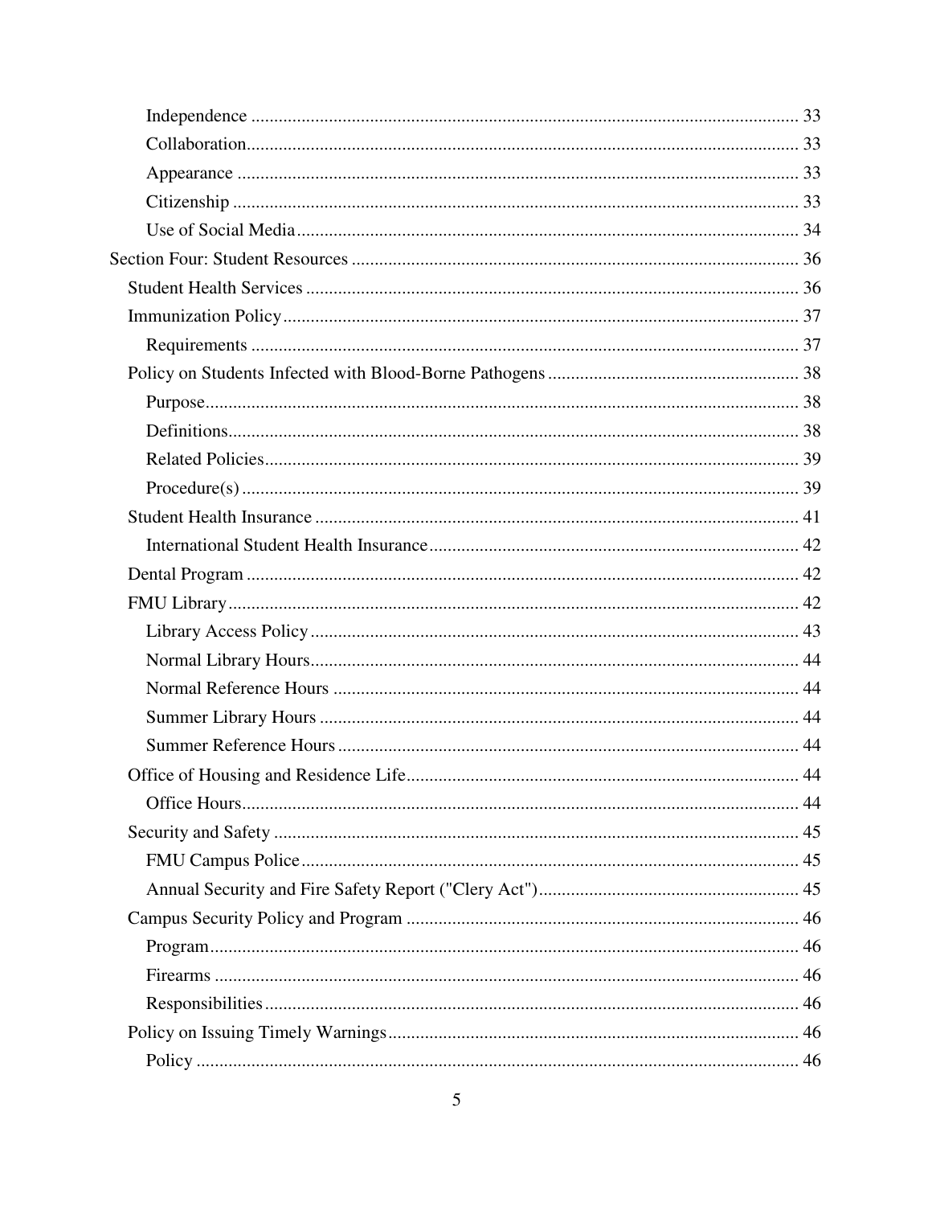- Independence ..... 33
- Collaboration ..... 33
- Appearance ..... 33
- Citizenship ..... 33
- Use of Social Media ..... 34

Section Four: Student Resources ..... 36

- Student Health Services ..... 36
- Immunization Policy ..... 37
  - Requirements ..... 37
- Policy on Students Infected with Blood-Borne Pathogens ..... 38
  - Purpose ..... 38
  - Definitions ..... 38
  - Related Policies ..... 39
  - Procedure(s) ..... 39
- Student Health Insurance ..... 41
  - International Student Health Insurance ..... 42
- Dental Program ..... 42
- FMU Library ..... 42
  - Library Access Policy ..... 43
  - Normal Library Hours ..... 44
  - Normal Reference Hours ..... 44
  - Summer Library Hours ..... 44
  - Summer Reference Hours ..... 44
- Office of Housing and Residence Life ..... 44
  - Office Hours ..... 44
- Security and Safety ..... 45
  - FMU Campus Police ..... 45
  - Annual Security and Fire Safety Report ("Clery Act") ..... 45
- Campus Security Policy and Program ..... 46
  - Program ..... 46
  - Firearms ..... 46
  - Responsibilities ..... 46
- Policy on Issuing Timely Warnings ..... 46
  - Policy ..... 46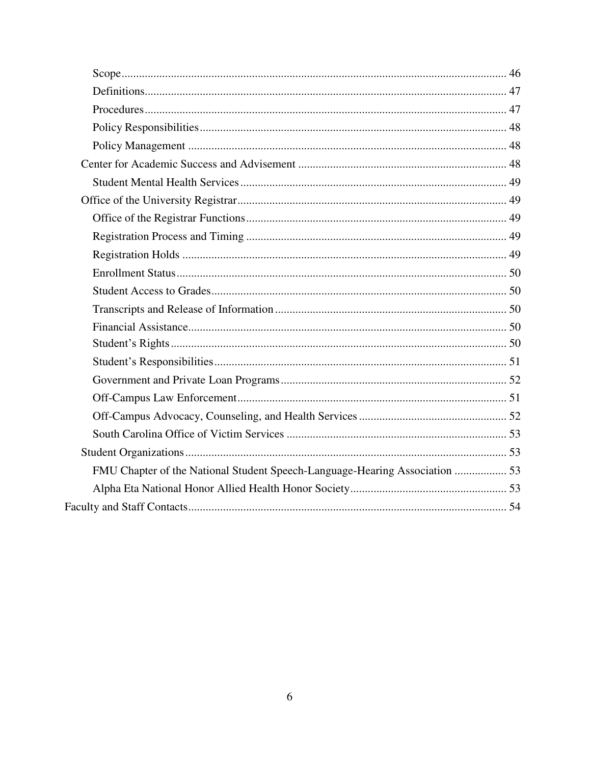- Scope ........ 46
- Definitions ........ 47
- Procedures ........ 47
- Policy Responsibilities ........ 48
- Policy Management ........ 48

Center for Academic Success and Advisement ........ 48

- Student Mental Health Services ........ 49

Office of the University Registrar ........ 49

- Office of the Registrar Functions ........ 49
- Registration Process and Timing ........ 49
- Registration Holds ........ 49
- Enrollment Status ........ 50
- Student Access to Grades ........ 50
- Transcripts and Release of Information ........ 50
- Financial Assistance ........ 50
- Student's Rights ........ 50
- Student's Responsibilities ........ 51
- Government and Private Loan Programs ........ 52
- Off-Campus Law Enforcement ........ 51
- Off-Campus Advocacy, Counseling, and Health Services ........ 52
- South Carolina Office of Victim Services ........ 53

Student Organizations ........ 53

- FMU Chapter of the National Student Speech-Language-Hearing Association ........ 53
- Alpha Eta National Honor Allied Health Honor Society ........ 53

Faculty and Staff Contacts ........ 54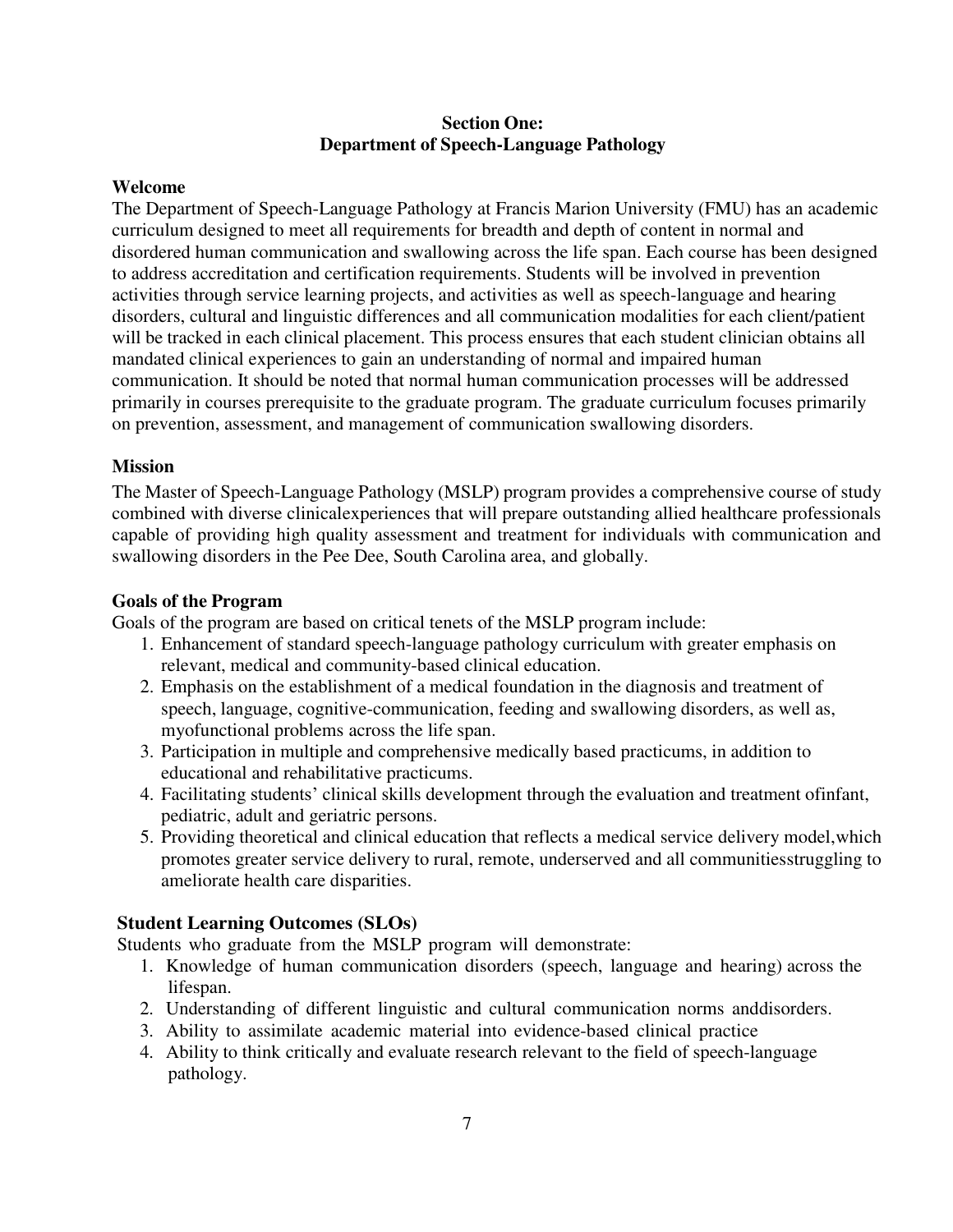## Section One:
## Department of Speech-Language Pathology

### Welcome

The Department of Speech-Language Pathology at Francis Marion University (FMU) has an academic curriculum designed to meet all requirements for breadth and depth of content in normal and disordered human communication and swallowing across the life span. Each course has been designed to address accreditation and certification requirements. Students will be involved in prevention activities through service learning projects, and activities as well as speech-language and hearing disorders, cultural and linguistic differences and all communication modalities for each client/patient will be tracked in each clinical placement. This process ensures that each student clinician obtains all mandated clinical experiences to gain an understanding of normal and impaired human communication. It should be noted that normal human communication processes will be addressed primarily in courses prerequisite to the graduate program. The graduate curriculum focuses primarily on prevention, assessment, and management of communication swallowing disorders.

### Mission

The Master of Speech-Language Pathology (MSLP) program provides a comprehensive course of study combined with diverse clinicalexperiences that will prepare outstanding allied healthcare professionals capable of providing high quality assessment and treatment for individuals with communication and swallowing disorders in the Pee Dee, South Carolina area, and globally.

### Goals of the Program

Goals of the program are based on critical tenets of the MSLP program include:

1. Enhancement of standard speech-language pathology curriculum with greater emphasis on relevant, medical and community-based clinical education.
2. Emphasis on the establishment of a medical foundation in the diagnosis and treatment of speech, language, cognitive-communication, feeding and swallowing disorders, as well as, myofunctional problems across the life span.
3. Participation in multiple and comprehensive medically based practicums, in addition to educational and rehabilitative practicums.
4. Facilitating students' clinical skills development through the evaluation and treatment ofinfant, pediatric, adult and geriatric persons.
5. Providing theoretical and clinical education that reflects a medical service delivery model,which promotes greater service delivery to rural, remote, underserved and all communitiesstruggling to ameliorate health care disparities.

### Student Learning Outcomes (SLOs)

Students who graduate from the MSLP program will demonstrate:

1. Knowledge of human communication disorders (speech, language and hearing) across the lifespan.
2. Understanding of different linguistic and cultural communication norms anddisorders.
3. Ability to assimilate academic material into evidence-based clinical practice
4. Ability to think critically and evaluate research relevant to the field of speech-language pathology.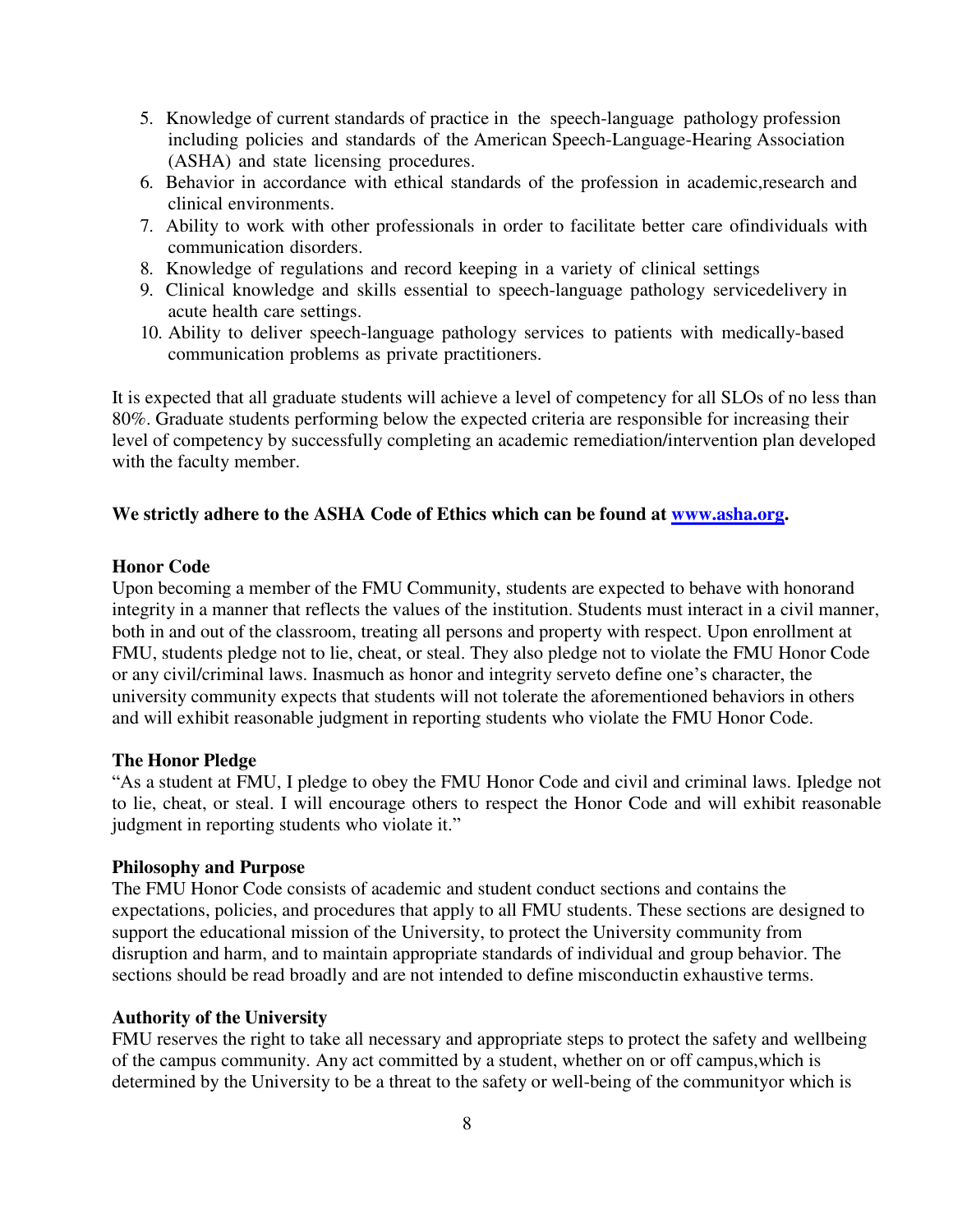5. Knowledge of current standards of practice in the speech-language pathology profession including policies and standards of the American Speech-Language-Hearing Association (ASHA) and state licensing procedures.
6. Behavior in accordance with ethical standards of the profession in academic,research and clinical environments.
7. Ability to work with other professionals in order to facilitate better care ofindividuals with communication disorders.
8. Knowledge of regulations and record keeping in a variety of clinical settings
9. Clinical knowledge and skills essential to speech-language pathology servicedelivery in acute health care settings.
10. Ability to deliver speech-language pathology services to patients with medically-based communication problems as private practitioners.

It is expected that all graduate students will achieve a level of competency for all SLOs of no less than 80%. Graduate students performing below the expected criteria are responsible for increasing their level of competency by successfully completing an academic remediation/intervention plan developed with the faculty member.

**We strictly adhere to the ASHA Code of Ethics which can be found at [www.asha.org](www.asha.org).**

**Honor Code**

Upon becoming a member of the FMU Community, students are expected to behave with honorand integrity in a manner that reflects the values of the institution. Students must interact in a civil manner, both in and out of the classroom, treating all persons and property with respect. Upon enrollment at FMU, students pledge not to lie, cheat, or steal. They also pledge not to violate the FMU Honor Code or any civil/criminal laws. Inasmuch as honor and integrity serveto define one's character, the university community expects that students will not tolerate the aforementioned behaviors in others and will exhibit reasonable judgment in reporting students who violate the FMU Honor Code.

**The Honor Pledge**

"As a student at FMU, I pledge to obey the FMU Honor Code and civil and criminal laws. Ipledge not to lie, cheat, or steal. I will encourage others to respect the Honor Code and will exhibit reasonable judgment in reporting students who violate it."

**Philosophy and Purpose**

The FMU Honor Code consists of academic and student conduct sections and contains the expectations, policies, and procedures that apply to all FMU students. These sections are designed to support the educational mission of the University, to protect the University community from disruption and harm, and to maintain appropriate standards of individual and group behavior. The sections should be read broadly and are not intended to define misconductin exhaustive terms.

**Authority of the University**

FMU reserves the right to take all necessary and appropriate steps to protect the safety and wellbeing of the campus community. Any act committed by a student, whether on or off campus,which is determined by the University to be a threat to the safety or well-being of the communityor which is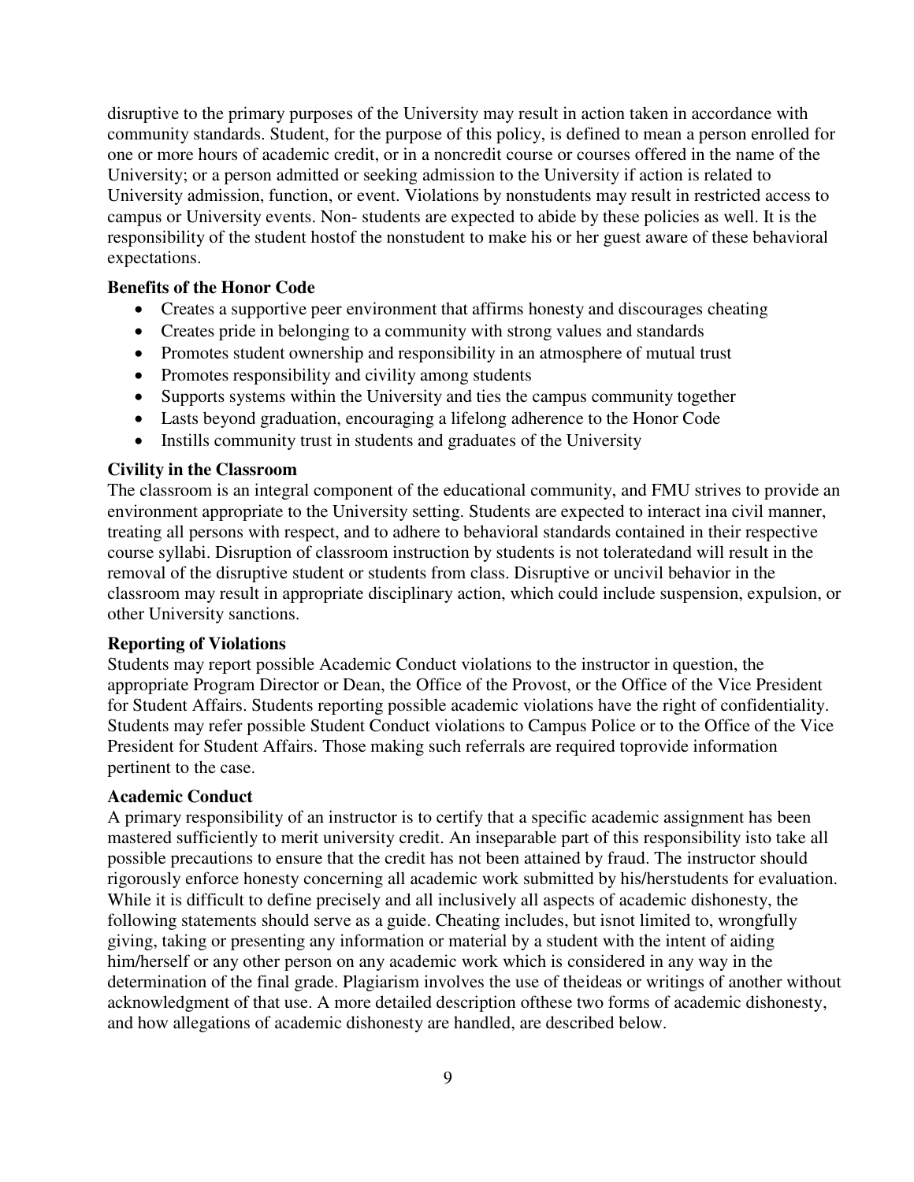disruptive to the primary purposes of the University may result in action taken in accordance with community standards. Student, for the purpose of this policy, is defined to mean a person enrolled for one or more hours of academic credit, or in a noncredit course or courses offered in the name of the University; or a person admitted or seeking admission to the University if action is related to University admission, function, or event. Violations by nonstudents may result in restricted access to campus or University events. Non- students are expected to abide by these policies as well. It is the responsibility of the student hostof the nonstudent to make his or her guest aware of these behavioral expectations.

### Benefits of the Honor Code

- Creates a supportive peer environment that affirms honesty and discourages cheating
- Creates pride in belonging to a community with strong values and standards
- Promotes student ownership and responsibility in an atmosphere of mutual trust
- Promotes responsibility and civility among students
- Supports systems within the University and ties the campus community together
- Lasts beyond graduation, encouraging a lifelong adherence to the Honor Code
- Instills community trust in students and graduates of the University

### Civility in the Classroom

The classroom is an integral component of the educational community, and FMU strives to provide an environment appropriate to the University setting. Students are expected to interact ina civil manner, treating all persons with respect, and to adhere to behavioral standards contained in their respective course syllabi. Disruption of classroom instruction by students is not toleratedand will result in the removal of the disruptive student or students from class. Disruptive or uncivil behavior in the classroom may result in appropriate disciplinary action, which could include suspension, expulsion, or other University sanctions.

### Reporting of Violations

Students may report possible Academic Conduct violations to the instructor in question, the appropriate Program Director or Dean, the Office of the Provost, or the Office of the Vice President for Student Affairs. Students reporting possible academic violations have the right of confidentiality. Students may refer possible Student Conduct violations to Campus Police or to the Office of the Vice President for Student Affairs. Those making such referrals are required toprovide information pertinent to the case.

### Academic Conduct

A primary responsibility of an instructor is to certify that a specific academic assignment has been mastered sufficiently to merit university credit. An inseparable part of this responsibility isto take all possible precautions to ensure that the credit has not been attained by fraud. The instructor should rigorously enforce honesty concerning all academic work submitted by his/herstudents for evaluation. While it is difficult to define precisely and all inclusively all aspects of academic dishonesty, the following statements should serve as a guide. Cheating includes, but isnot limited to, wrongfully giving, taking or presenting any information or material by a student with the intent of aiding him/herself or any other person on any academic work which is considered in any way in the determination of the final grade. Plagiarism involves the use of theideas or writings of another without acknowledgment of that use. A more detailed description ofthese two forms of academic dishonesty, and how allegations of academic dishonesty are handled, are described below.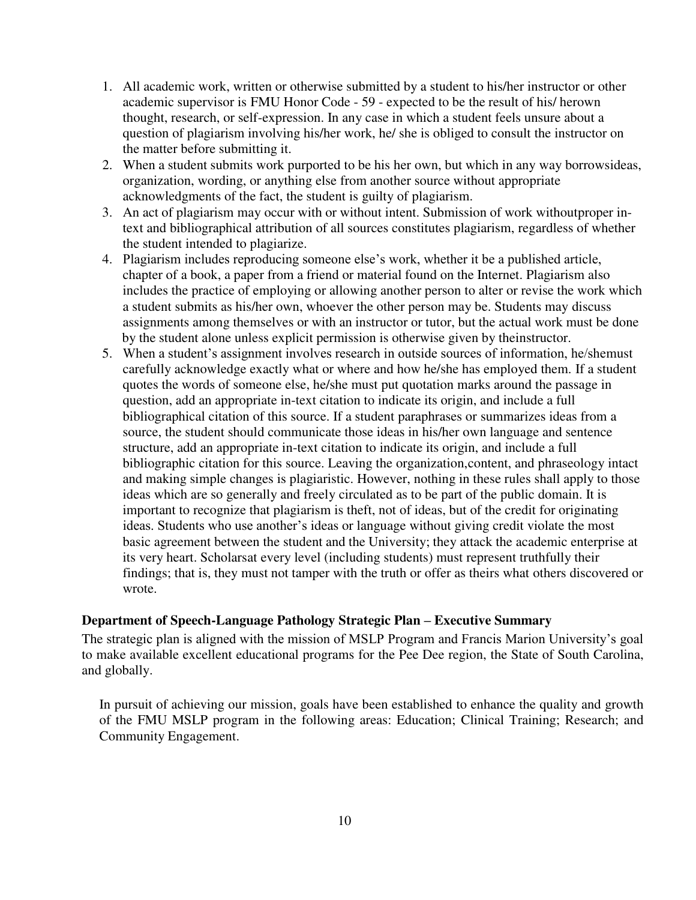1. All academic work, written or otherwise submitted by a student to his/her instructor or other academic supervisor is FMU Honor Code - 59 - expected to be the result of his/ herown thought, research, or self-expression. In any case in which a student feels unsure about a question of plagiarism involving his/her work, he/ she is obliged to consult the instructor on the matter before submitting it.
2. When a student submits work purported to be his her own, but which in any way borrowsideas, organization, wording, or anything else from another source without appropriate acknowledgments of the fact, the student is guilty of plagiarism.
3. An act of plagiarism may occur with or without intent. Submission of work withoutproper in-text and bibliographical attribution of all sources constitutes plagiarism, regardless of whether the student intended to plagiarize.
4. Plagiarism includes reproducing someone else's work, whether it be a published article, chapter of a book, a paper from a friend or material found on the Internet. Plagiarism also includes the practice of employing or allowing another person to alter or revise the work which a student submits as his/her own, whoever the other person may be. Students may discuss assignments among themselves or with an instructor or tutor, but the actual work must be done by the student alone unless explicit permission is otherwise given by theinstructor.
5. When a student's assignment involves research in outside sources of information, he/shemust carefully acknowledge exactly what or where and how he/she has employed them. If a student quotes the words of someone else, he/she must put quotation marks around the passage in question, add an appropriate in-text citation to indicate its origin, and include a full bibliographical citation of this source. If a student paraphrases or summarizes ideas from a source, the student should communicate those ideas in his/her own language and sentence structure, add an appropriate in-text citation to indicate its origin, and include a full bibliographic citation for this source. Leaving the organization,content, and phraseology intact and making simple changes is plagiaristic. However, nothing in these rules shall apply to those ideas which are so generally and freely circulated as to be part of the public domain. It is important to recognize that plagiarism is theft, not of ideas, but of the credit for originating ideas. Students who use another's ideas or language without giving credit violate the most basic agreement between the student and the University; they attack the academic enterprise at its very heart. Scholarsat every level (including students) must represent truthfully their findings; that is, they must not tamper with the truth or offer as theirs what others discovered or wrote.

**Department of Speech-Language Pathology Strategic Plan – Executive Summary**

The strategic plan is aligned with the mission of MSLP Program and Francis Marion University's goal to make available excellent educational programs for the Pee Dee region, the State of South Carolina, and globally.

In pursuit of achieving our mission, goals have been established to enhance the quality and growth of the FMU MSLP program in the following areas: Education; Clinical Training; Research; and Community Engagement.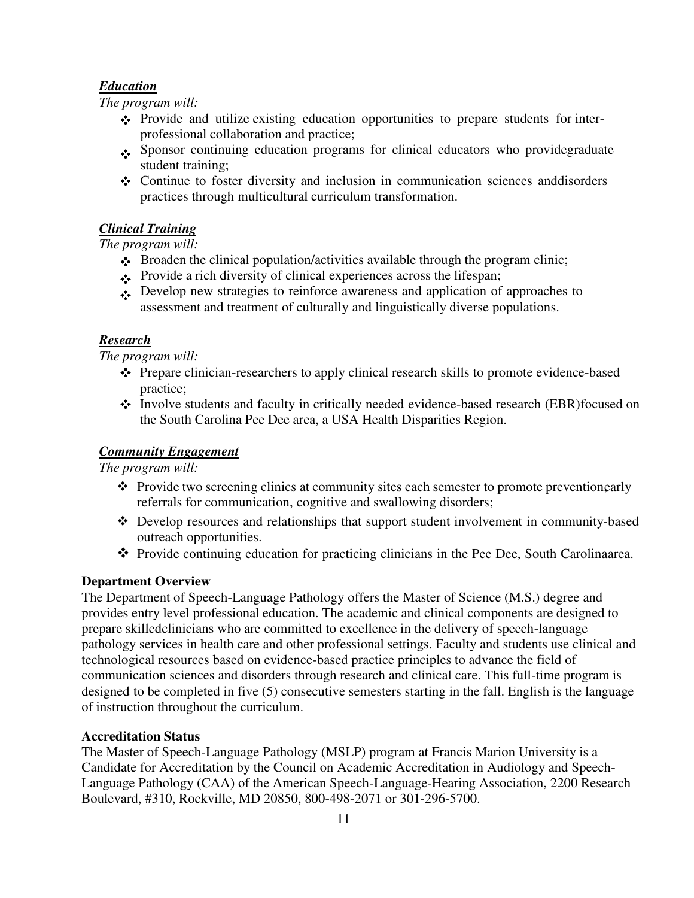***Education***

*The program will:*

- Provide and utilize existing education opportunities to prepare students for inter-professional collaboration and practice;
- Sponsor continuing education programs for clinical educators who providegraduate student training;
- Continue to foster diversity and inclusion in communication sciences anddisorders practices through multicultural curriculum transformation.

***Clinical Training***

*The program will:*

- Broaden the clinical population/activities available through the program clinic;
- Provide a rich diversity of clinical experiences across the lifespan;
- Develop new strategies to reinforce awareness and application of approaches to assessment and treatment of culturally and linguistically diverse populations.

***Research***

*The program will:*

- Prepare clinician-researchers to apply clinical research skills to promote evidence-based practice;
- Involve students and faculty in critically needed evidence-based research (EBR)focused on the South Carolina Pee Dee area, a USA Health Disparities Region.

***Community Engagement***

*The program will:*

- Provide two screening clinics at community sites each semester to promote prevention,early referrals for communication, cognitive and swallowing disorders;
- Develop resources and relationships that support student involvement in community-based outreach opportunities.
- Provide continuing education for practicing clinicians in the Pee Dee, South Carolinaarea.

**Department Overview**

The Department of Speech-Language Pathology offers the Master of Science (M.S.) degree and provides entry level professional education. The academic and clinical components are designed to prepare skilledclinicians who are committed to excellence in the delivery of speech-language pathology services in health care and other professional settings. Faculty and students use clinical and technological resources based on evidence-based practice principles to advance the field of communication sciences and disorders through research and clinical care. This full-time program is designed to be completed in five (5) consecutive semesters starting in the fall. English is the language of instruction throughout the curriculum.

**Accreditation Status**

The Master of Speech-Language Pathology (MSLP) program at Francis Marion University is a Candidate for Accreditation by the Council on Academic Accreditation in Audiology and Speech-Language Pathology (CAA) of the American Speech-Language-Hearing Association, 2200 Research Boulevard, #310, Rockville, MD 20850, 800-498-2071 or 301-296-5700.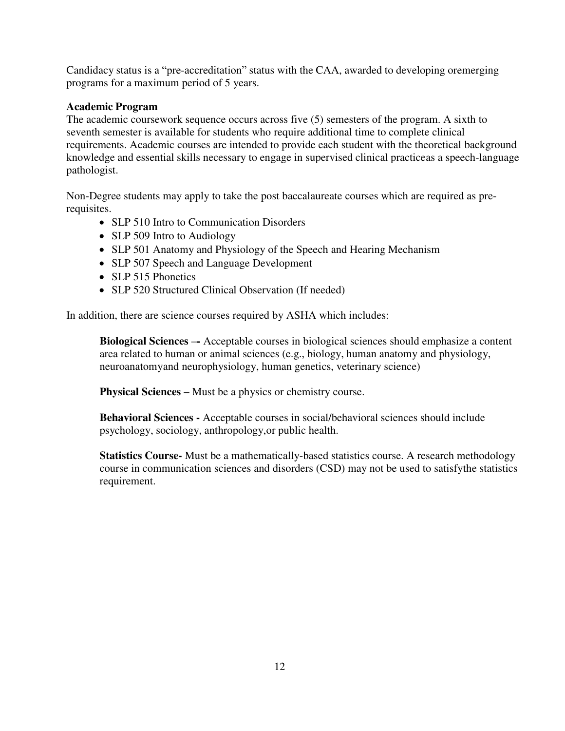Candidacy status is a "pre-accreditation" status with the CAA, awarded to developing oremerging programs for a maximum period of 5 years.

**Academic Program**

The academic coursework sequence occurs across five (5) semesters of the program. A sixth to seventh semester is available for students who require additional time to complete clinical requirements. Academic courses are intended to provide each student with the theoretical background knowledge and essential skills necessary to engage in supervised clinical practiceas a speech-language pathologist.

Non-Degree students may apply to take the post baccalaureate courses which are required as pre-requisites.

- SLP 510 Intro to Communication Disorders
- SLP 509 Intro to Audiology
- SLP 501 Anatomy and Physiology of the Speech and Hearing Mechanism
- SLP 507 Speech and Language Development
- SLP 515 Phonetics
- SLP 520 Structured Clinical Observation (If needed)

In addition, there are science courses required by ASHA which includes:

**Biological Sciences –-** Acceptable courses in biological sciences should emphasize a content area related to human or animal sciences (e.g., biology, human anatomy and physiology, neuroanatomyand neurophysiology, human genetics, veterinary science)

**Physical Sciences –** Must be a physics or chemistry course.

**Behavioral Sciences -** Acceptable courses in social/behavioral sciences should include psychology, sociology, anthropology,or public health.

**Statistics Course-** Must be a mathematically-based statistics course. A research methodology course in communication sciences and disorders (CSD) may not be used to satisfythe statistics requirement.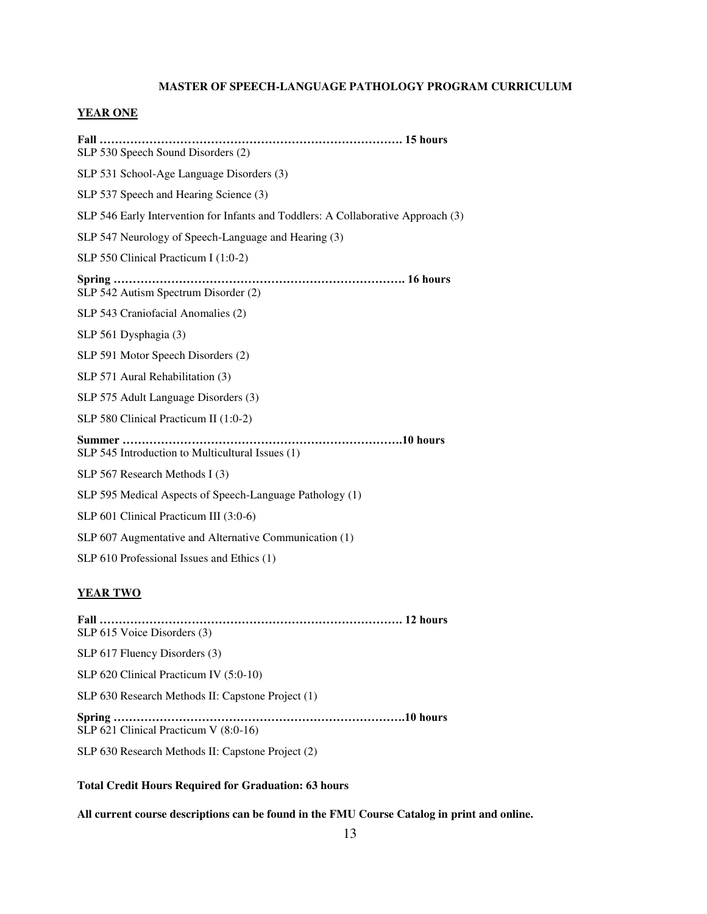# MASTER OF SPEECH-LANGUAGE PATHOLOGY PROGRAM CURRICULUM

## YEAR ONE

**Fall ………………………………………………………………………. 15 hours**

SLP 530 Speech Sound Disorders (2)

SLP 531 School-Age Language Disorders (3)

SLP 537 Speech and Hearing Science (3)

SLP 546 Early Intervention for Infants and Toddlers: A Collaborative Approach (3)

SLP 547 Neurology of Speech-Language and Hearing (3)

SLP 550 Clinical Practicum I (1:0-2)

**Spring …………………………………………………………………. 16 hours**

SLP 542 Autism Spectrum Disorder (2)

SLP 543 Craniofacial Anomalies (2)

SLP 561 Dysphagia (3)

SLP 591 Motor Speech Disorders (2)

SLP 571 Aural Rehabilitation (3)

SLP 575 Adult Language Disorders (3)

SLP 580 Clinical Practicum II (1:0-2)

**Summer ……………………………………………………………….10 hours**

SLP 545 Introduction to Multicultural Issues (1)

SLP 567 Research Methods I (3)

SLP 595 Medical Aspects of Speech-Language Pathology (1)

SLP 601 Clinical Practicum III (3:0-6)

SLP 607 Augmentative and Alternative Communication (1)

SLP 610 Professional Issues and Ethics (1)

## YEAR TWO

**Fall ………………………………………………………………………. 12 hours**

SLP 615 Voice Disorders (3)

SLP 617 Fluency Disorders (3)

SLP 620 Clinical Practicum IV (5:0-10)

SLP 630 Research Methods II: Capstone Project (1)

**Spring ………………………………………………………………….10 hours**

SLP 621 Clinical Practicum V (8:0-16)

SLP 630 Research Methods II: Capstone Project (2)

**Total Credit Hours Required for Graduation: 63 hours**

**All current course descriptions can be found in the FMU Course Catalog in print and online.**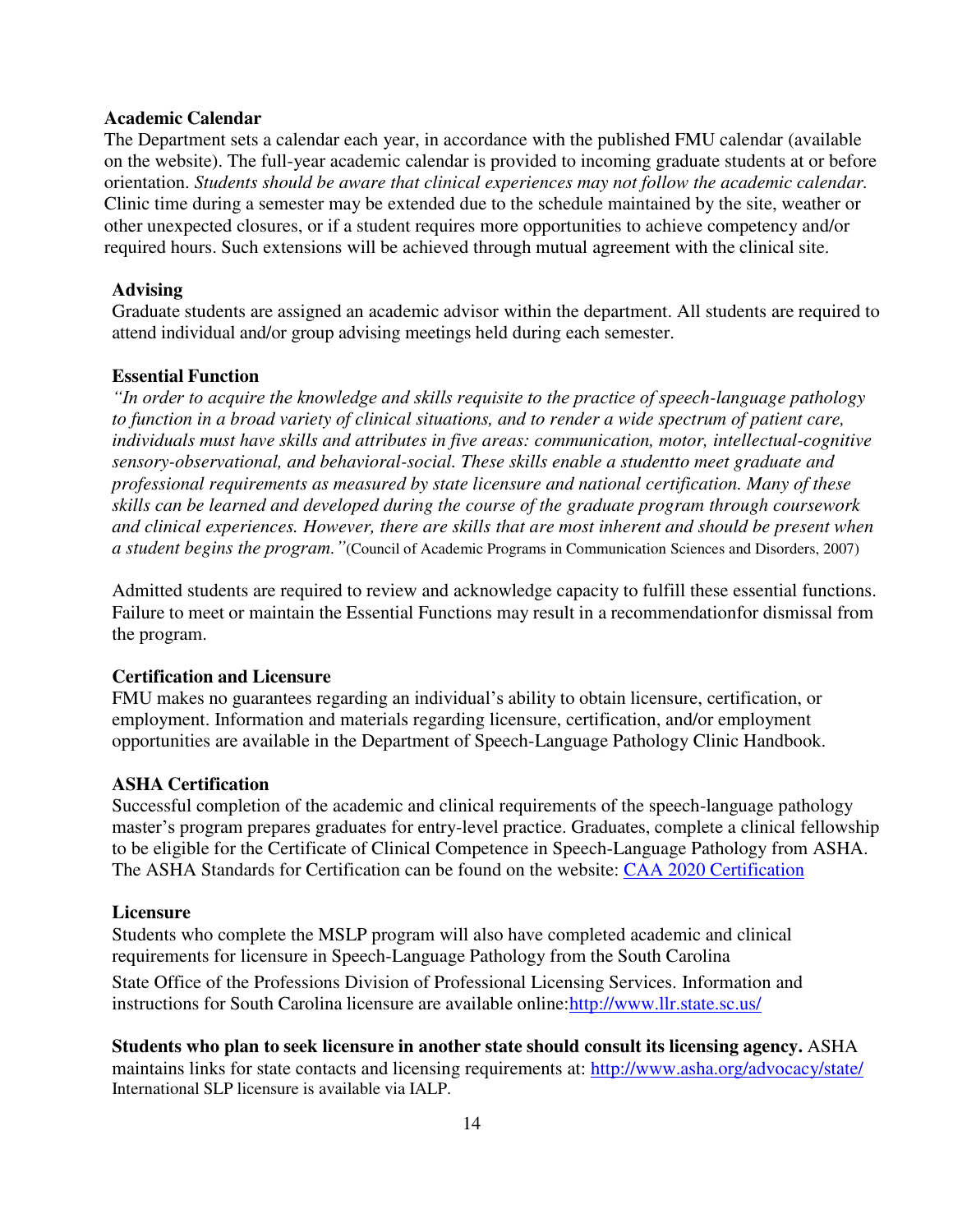**Academic Calendar**

The Department sets a calendar each year, in accordance with the published FMU calendar (available on the website). The full-year academic calendar is provided to incoming graduate students at or before orientation. *Students should be aware that clinical experiences may not follow the academic calendar.* Clinic time during a semester may be extended due to the schedule maintained by the site, weather or other unexpected closures, or if a student requires more opportunities to achieve competency and/or required hours. Such extensions will be achieved through mutual agreement with the clinical site.

**Advising**

Graduate students are assigned an academic advisor within the department. All students are required to attend individual and/or group advising meetings held during each semester.

**Essential Function**

*"In order to acquire the knowledge and skills requisite to the practice of speech-language pathology to function in a broad variety of clinical situations, and to render a wide spectrum of patient care, individuals must have skills and attributes in five areas: communication, motor, intellectual-cognitive sensory-observational, and behavioral-social. These skills enable a studentto meet graduate and professional requirements as measured by state licensure and national certification. Many of these skills can be learned and developed during the course of the graduate program through coursework and clinical experiences. However, there are skills that are most inherent and should be present when a student begins the program."*(Council of Academic Programs in Communication Sciences and Disorders, 2007)

Admitted students are required to review and acknowledge capacity to fulfill these essential functions. Failure to meet or maintain the Essential Functions may result in a recommendationfor dismissal from the program.

**Certification and Licensure**

FMU makes no guarantees regarding an individual's ability to obtain licensure, certification, or employment. Information and materials regarding licensure, certification, and/or employment opportunities are available in the Department of Speech-Language Pathology Clinic Handbook.

**ASHA Certification**

Successful completion of the academic and clinical requirements of the speech-language pathology master's program prepares graduates for entry-level practice. Graduates, complete a clinical fellowship to be eligible for the Certificate of Clinical Competence in Speech-Language Pathology from ASHA. The ASHA Standards for Certification can be found on the website: CAA 2020 Certification

**Licensure**

Students who complete the MSLP program will also have completed academic and clinical requirements for licensure in Speech-Language Pathology from the South Carolina State Office of the Professions Division of Professional Licensing Services. Information and instructions for South Carolina licensure are available online:http://www.llr.state.sc.us/

**Students who plan to seek licensure in another state should consult its licensing agency.** ASHA maintains links for state contacts and licensing requirements at: http://www.asha.org/advocacy/state/ International SLP licensure is available via IALP.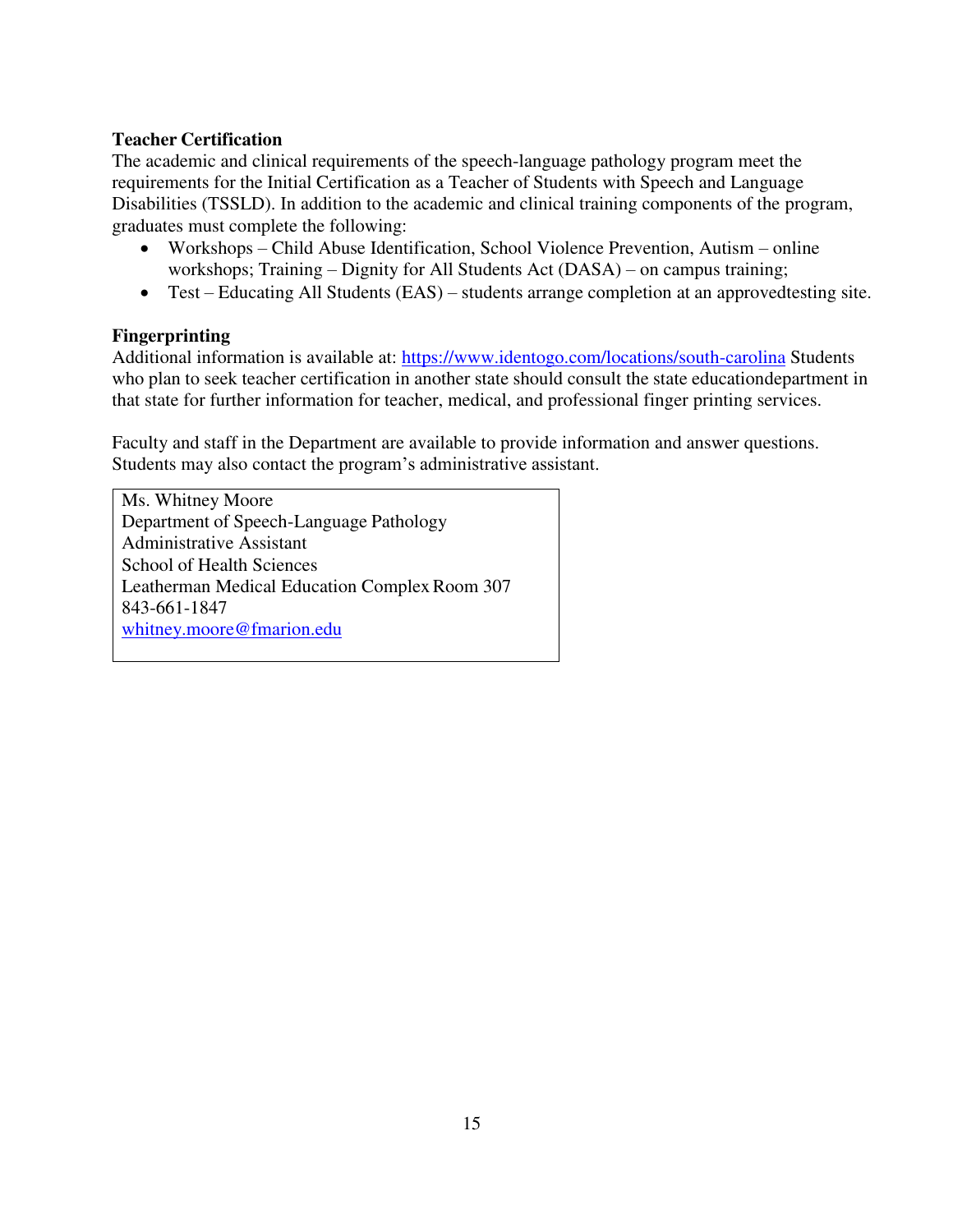**Teacher Certification**

The academic and clinical requirements of the speech-language pathology program meet the requirements for the Initial Certification as a Teacher of Students with Speech and Language Disabilities (TSSLD). In addition to the academic and clinical training components of the program, graduates must complete the following:

- Workshops – Child Abuse Identification, School Violence Prevention, Autism – online workshops; Training – Dignity for All Students Act (DASA) – on campus training;
- Test – Educating All Students (EAS) – students arrange completion at an approvedtesting site.

**Fingerprinting**

Additional information is available at: [https://www.identogo.com/locations/south-carolina](https://www.identogo.com/locations/south-carolina) Students who plan to seek teacher certification in another state should consult the state educationdepartment in that state for further information for teacher, medical, and professional finger printing services.

Faculty and staff in the Department are available to provide information and answer questions. Students may also contact the program's administrative assistant.

Ms. Whitney Moore
Department of Speech-Language Pathology
Administrative Assistant
School of Health Sciences
Leatherman Medical Education Complex Room 307
843-661-1847
[whitney.moore@fmarion.edu](mailto:whitney.moore@fmarion.edu)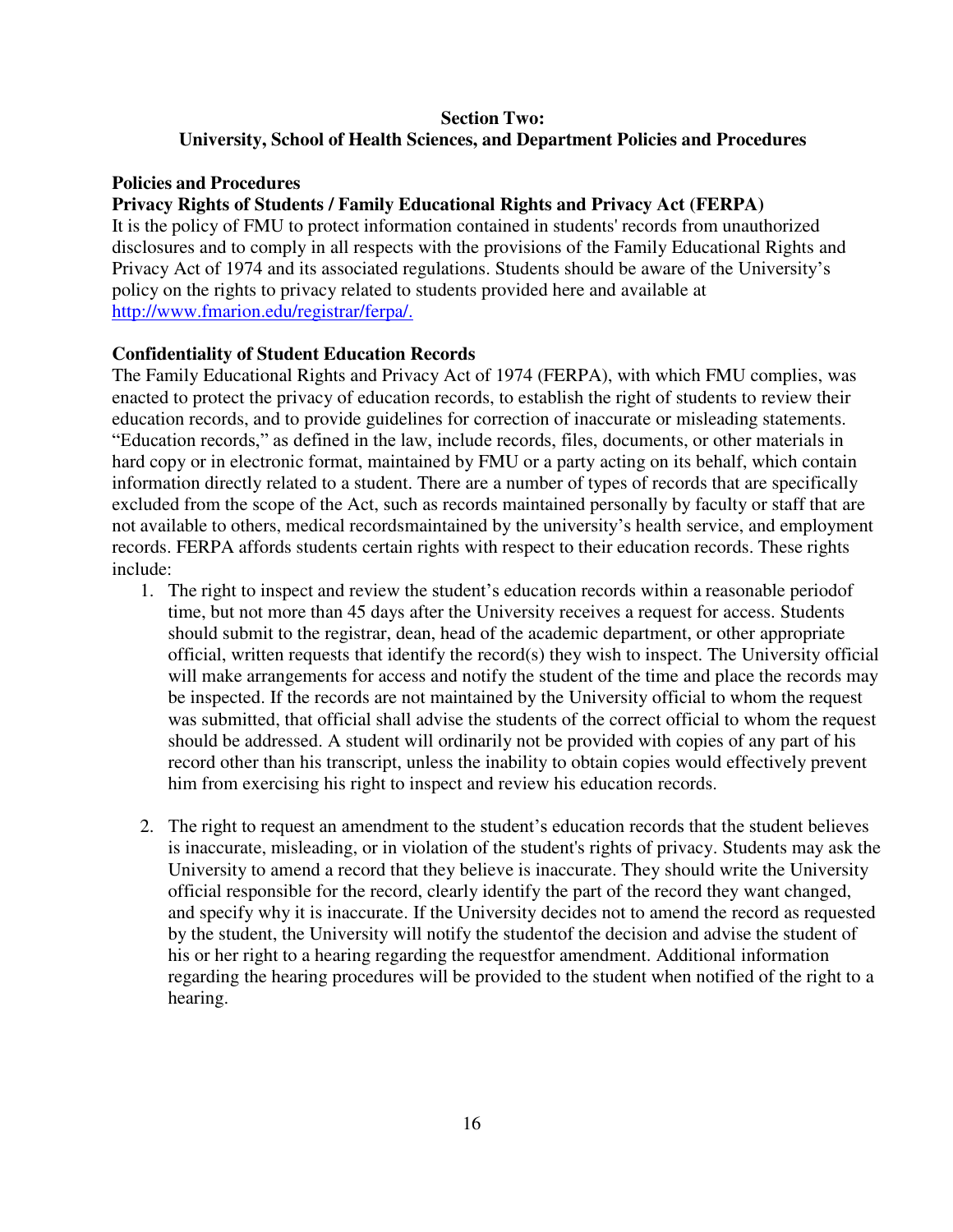## Section Two:
## University, School of Health Sciences, and Department Policies and Procedures

**Policies and Procedures**

**Privacy Rights of Students / Family Educational Rights and Privacy Act (FERPA)**

It is the policy of FMU to protect information contained in students' records from unauthorized disclosures and to comply in all respects with the provisions of the Family Educational Rights and Privacy Act of 1974 and its associated regulations. Students should be aware of the University's policy on the rights to privacy related to students provided here and available at http://www.fmarion.edu/registrar/ferpa/.

**Confidentiality of Student Education Records**

The Family Educational Rights and Privacy Act of 1974 (FERPA), with which FMU complies, was enacted to protect the privacy of education records, to establish the right of students to review their education records, and to provide guidelines for correction of inaccurate or misleading statements. "Education records," as defined in the law, include records, files, documents, or other materials in hard copy or in electronic format, maintained by FMU or a party acting on its behalf, which contain information directly related to a student. There are a number of types of records that are specifically excluded from the scope of the Act, such as records maintained personally by faculty or staff that are not available to others, medical recordsmaintained by the university's health service, and employment records. FERPA affords students certain rights with respect to their education records. These rights include:

1. The right to inspect and review the student's education records within a reasonable periodof time, but not more than 45 days after the University receives a request for access. Students should submit to the registrar, dean, head of the academic department, or other appropriate official, written requests that identify the record(s) they wish to inspect. The University official will make arrangements for access and notify the student of the time and place the records may be inspected. If the records are not maintained by the University official to whom the request was submitted, that official shall advise the students of the correct official to whom the request should be addressed. A student will ordinarily not be provided with copies of any part of his record other than his transcript, unless the inability to obtain copies would effectively prevent him from exercising his right to inspect and review his education records.

2. The right to request an amendment to the student's education records that the student believes is inaccurate, misleading, or in violation of the student's rights of privacy. Students may ask the University to amend a record that they believe is inaccurate. They should write the University official responsible for the record, clearly identify the part of the record they want changed, and specify why it is inaccurate. If the University decides not to amend the record as requested by the student, the University will notify the studentof the decision and advise the student of his or her right to a hearing regarding the requestfor amendment. Additional information regarding the hearing procedures will be provided to the student when notified of the right to a hearing.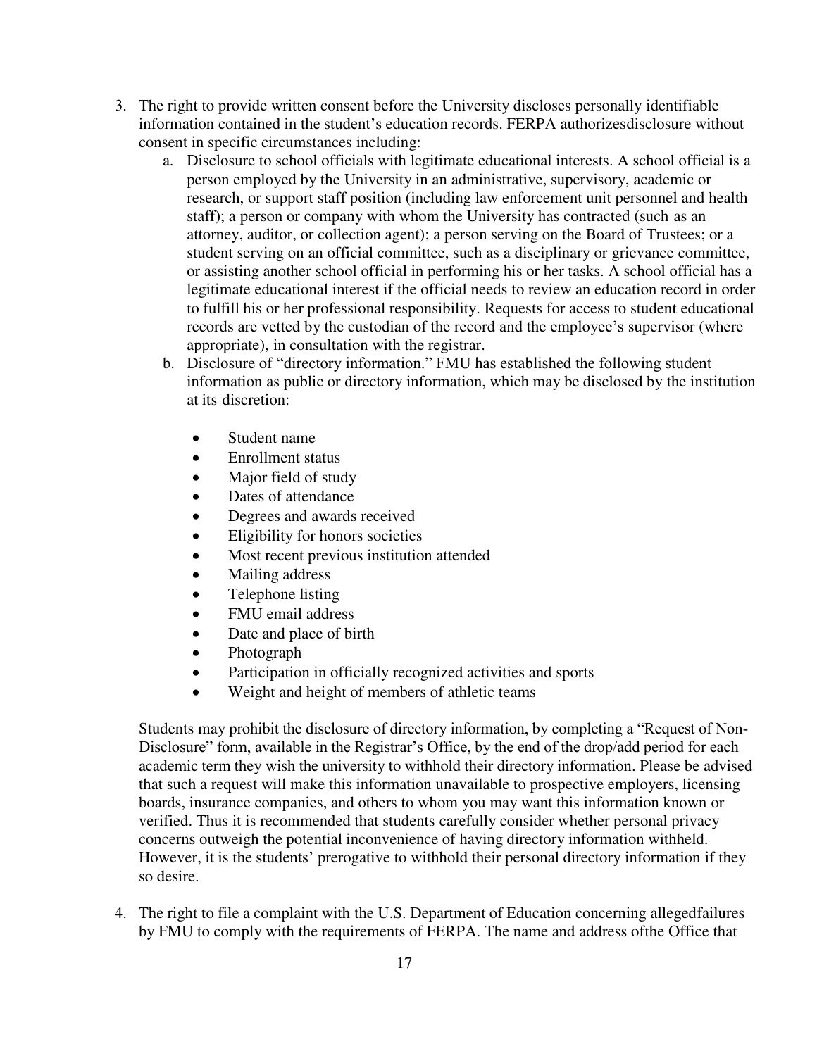3. The right to provide written consent before the University discloses personally identifiable information contained in the student's education records. FERPA authorizesdisclosure without consent in specific circumstances including:
    a. Disclosure to school officials with legitimate educational interests. A school official is a person employed by the University in an administrative, supervisory, academic or research, or support staff position (including law enforcement unit personnel and health staff); a person or company with whom the University has contracted (such as an attorney, auditor, or collection agent); a person serving on the Board of Trustees; or a student serving on an official committee, such as a disciplinary or grievance committee, or assisting another school official in performing his or her tasks. A school official has a legitimate educational interest if the official needs to review an education record in order to fulfill his or her professional responsibility. Requests for access to student educational records are vetted by the custodian of the record and the employee's supervisor (where appropriate), in consultation with the registrar.
    b. Disclosure of "directory information." FMU has established the following student information as public or directory information, which may be disclosed by the institution at its discretion:

        - Student name
        - Enrollment status
        - Major field of study
        - Dates of attendance
        - Degrees and awards received
        - Eligibility for honors societies
        - Most recent previous institution attended
        - Mailing address
        - Telephone listing
        - FMU email address
        - Date and place of birth
        - Photograph
        - Participation in officially recognized activities and sports
        - Weight and height of members of athletic teams

    Students may prohibit the disclosure of directory information, by completing a "Request of Non-Disclosure" form, available in the Registrar's Office, by the end of the drop/add period for each academic term they wish the university to withhold their directory information. Please be advised that such a request will make this information unavailable to prospective employers, licensing boards, insurance companies, and others to whom you may want this information known or verified. Thus it is recommended that students carefully consider whether personal privacy concerns outweigh the potential inconvenience of having directory information withheld. However, it is the students' prerogative to withhold their personal directory information if they so desire.

4. The right to file a complaint with the U.S. Department of Education concerning allegedfailures by FMU to comply with the requirements of FERPA. The name and address ofthe Office that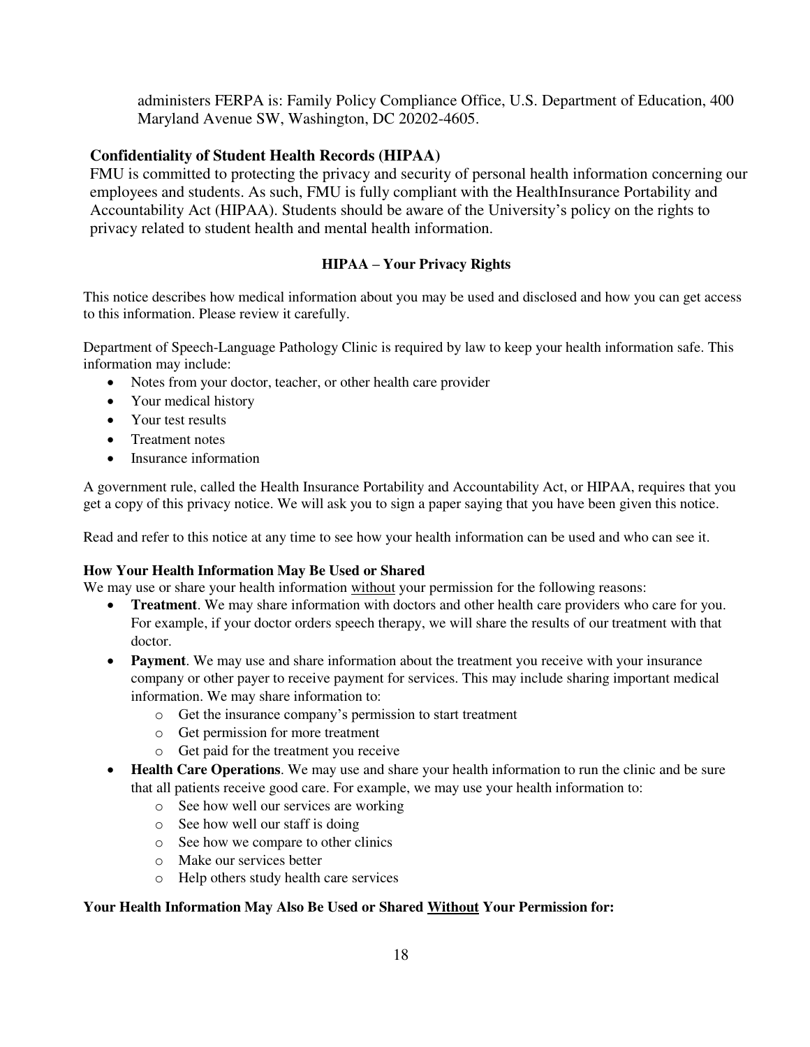administers FERPA is: Family Policy Compliance Office, U.S. Department of Education, 400 Maryland Avenue SW, Washington, DC 20202-4605.

### Confidentiality of Student Health Records (HIPAA)

FMU is committed to protecting the privacy and security of personal health information concerning our employees and students. As such, FMU is fully compliant with the HealthInsurance Portability and Accountability Act (HIPAA). Students should be aware of the University's policy on the rights to privacy related to student health and mental health information.

**HIPAA – Your Privacy Rights**

This notice describes how medical information about you may be used and disclosed and how you can get access to this information. Please review it carefully.

Department of Speech-Language Pathology Clinic is required by law to keep your health information safe. This information may include:

- Notes from your doctor, teacher, or other health care provider
- Your medical history
- Your test results
- Treatment notes
- Insurance information

A government rule, called the Health Insurance Portability and Accountability Act, or HIPAA, requires that you get a copy of this privacy notice. We will ask you to sign a paper saying that you have been given this notice.

Read and refer to this notice at any time to see how your health information can be used and who can see it.

**How Your Health Information May Be Used or Shared**

We may use or share your health information <u>without</u> your permission for the following reasons:

- **Treatment**. We may share information with doctors and other health care providers who care for you. For example, if your doctor orders speech therapy, we will share the results of our treatment with that doctor.
- **Payment**. We may use and share information about the treatment you receive with your insurance company or other payer to receive payment for services. This may include sharing important medical information. We may share information to:
  - Get the insurance company's permission to start treatment
  - Get permission for more treatment
  - Get paid for the treatment you receive
- **Health Care Operations**. We may use and share your health information to run the clinic and be sure that all patients receive good care. For example, we may use your health information to:
  - See how well our services are working
  - See how well our staff is doing
  - See how we compare to other clinics
  - Make our services better
  - Help others study health care services

**Your Health Information May Also Be Used or Shared <u>Without</u> Your Permission for:**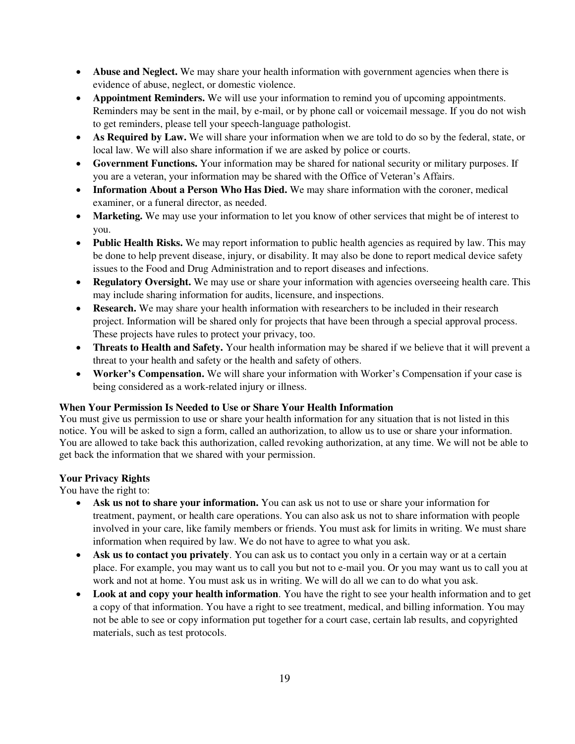- **Abuse and Neglect.** We may share your health information with government agencies when there is evidence of abuse, neglect, or domestic violence.
- **Appointment Reminders.** We will use your information to remind you of upcoming appointments. Reminders may be sent in the mail, by e-mail, or by phone call or voicemail message. If you do not wish to get reminders, please tell your speech-language pathologist.
- **As Required by Law.** We will share your information when we are told to do so by the federal, state, or local law. We will also share information if we are asked by police or courts.
- **Government Functions.** Your information may be shared for national security or military purposes. If you are a veteran, your information may be shared with the Office of Veteran's Affairs.
- **Information About a Person Who Has Died.** We may share information with the coroner, medical examiner, or a funeral director, as needed.
- **Marketing.** We may use your information to let you know of other services that might be of interest to you.
- **Public Health Risks.** We may report information to public health agencies as required by law. This may be done to help prevent disease, injury, or disability. It may also be done to report medical device safety issues to the Food and Drug Administration and to report diseases and infections.
- **Regulatory Oversight.** We may use or share your information with agencies overseeing health care. This may include sharing information for audits, licensure, and inspections.
- **Research.** We may share your health information with researchers to be included in their research project. Information will be shared only for projects that have been through a special approval process. These projects have rules to protect your privacy, too.
- **Threats to Health and Safety.** Your health information may be shared if we believe that it will prevent a threat to your health and safety or the health and safety of others.
- **Worker's Compensation.** We will share your information with Worker's Compensation if your case is being considered as a work-related injury or illness.

**When Your Permission Is Needed to Use or Share Your Health Information**

You must give us permission to use or share your health information for any situation that is not listed in this notice. You will be asked to sign a form, called an authorization, to allow us to use or share your information. You are allowed to take back this authorization, called revoking authorization, at any time. We will not be able to get back the information that we shared with your permission.

**Your Privacy Rights**

You have the right to:

- **Ask us not to share your information.** You can ask us not to use or share your information for treatment, payment, or health care operations. You can also ask us not to share information with people involved in your care, like family members or friends. You must ask for limits in writing. We must share information when required by law. We do not have to agree to what you ask.
- **Ask us to contact you privately**. You can ask us to contact you only in a certain way or at a certain place. For example, you may want us to call you but not to e-mail you. Or you may want us to call you at work and not at home. You must ask us in writing. We will do all we can to do what you ask.
- **Look at and copy your health information**. You have the right to see your health information and to get a copy of that information. You have a right to see treatment, medical, and billing information. You may not be able to see or copy information put together for a court case, certain lab results, and copyrighted materials, such as test protocols.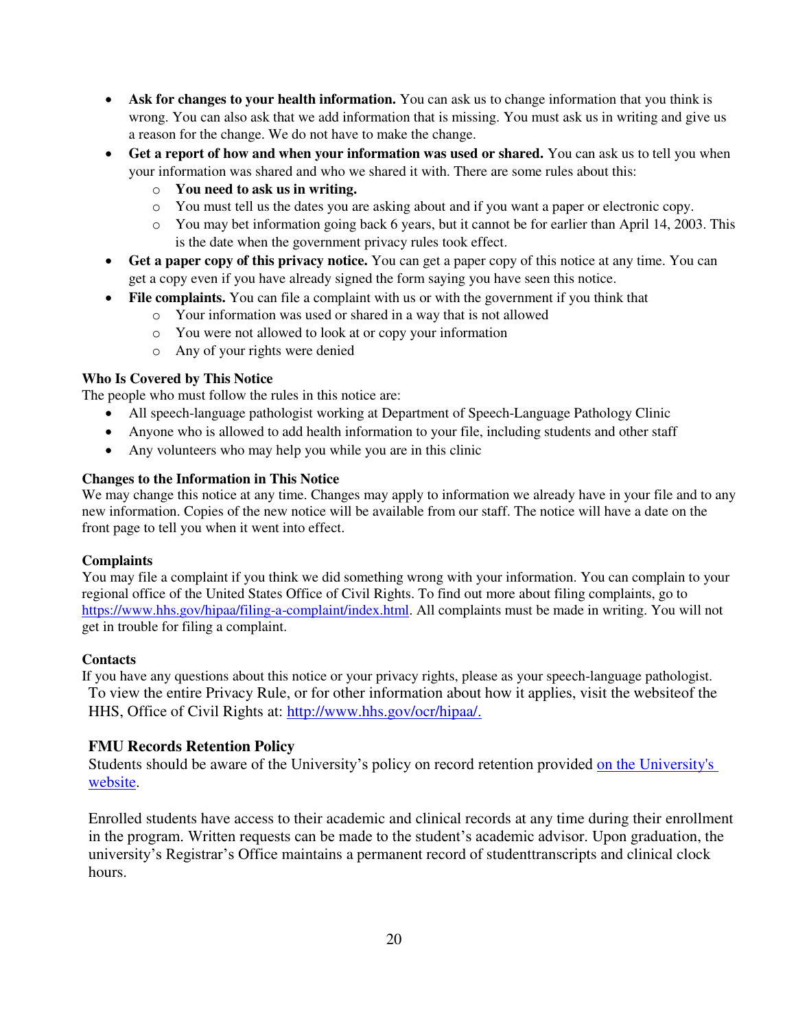- **Ask for changes to your health information.** You can ask us to change information that you think is wrong. You can also ask that we add information that is missing. You must ask us in writing and give us a reason for the change. We do not have to make the change.
- **Get a report of how and when your information was used or shared.** You can ask us to tell you when your information was shared and who we shared it with. There are some rules about this:
  - **You need to ask us in writing.**
  - You must tell us the dates you are asking about and if you want a paper or electronic copy.
  - You may bet information going back 6 years, but it cannot be for earlier than April 14, 2003. This is the date when the government privacy rules took effect.
- **Get a paper copy of this privacy notice.** You can get a paper copy of this notice at any time. You can get a copy even if you have already signed the form saying you have seen this notice.
- **File complaints.** You can file a complaint with us or with the government if you think that
  - Your information was used or shared in a way that is not allowed
  - You were not allowed to look at or copy your information
  - Any of your rights were denied

**Who Is Covered by This Notice**

The people who must follow the rules in this notice are:

- All speech-language pathologist working at Department of Speech-Language Pathology Clinic
- Anyone who is allowed to add health information to your file, including students and other staff
- Any volunteers who may help you while you are in this clinic

**Changes to the Information in This Notice**

We may change this notice at any time. Changes may apply to information we already have in your file and to any new information. Copies of the new notice will be available from our staff. The notice will have a date on the front page to tell you when it went into effect.

**Complaints**

You may file a complaint if you think we did something wrong with your information. You can complain to your regional office of the United States Office of Civil Rights. To find out more about filing complaints, go to [https://www.hhs.gov/hipaa/filing-a-complaint/index.html](https://www.hhs.gov/hipaa/filing-a-complaint/index.html). All complaints must be made in writing. You will not get in trouble for filing a complaint.

**Contacts**

If you have any questions about this notice or your privacy rights, please as your speech-language pathologist. To view the entire Privacy Rule, or for other information about how it applies, visit the websiteof the HHS, Office of Civil Rights at: [http://www.hhs.gov/ocr/hipaa/.](http://www.hhs.gov/ocr/hipaa/)

**FMU Records Retention Policy**

Students should be aware of the University's policy on record retention provided on the University's website.

Enrolled students have access to their academic and clinical records at any time during their enrollment in the program. Written requests can be made to the student's academic advisor. Upon graduation, the university's Registrar's Office maintains a permanent record of studenttranscripts and clinical clock hours.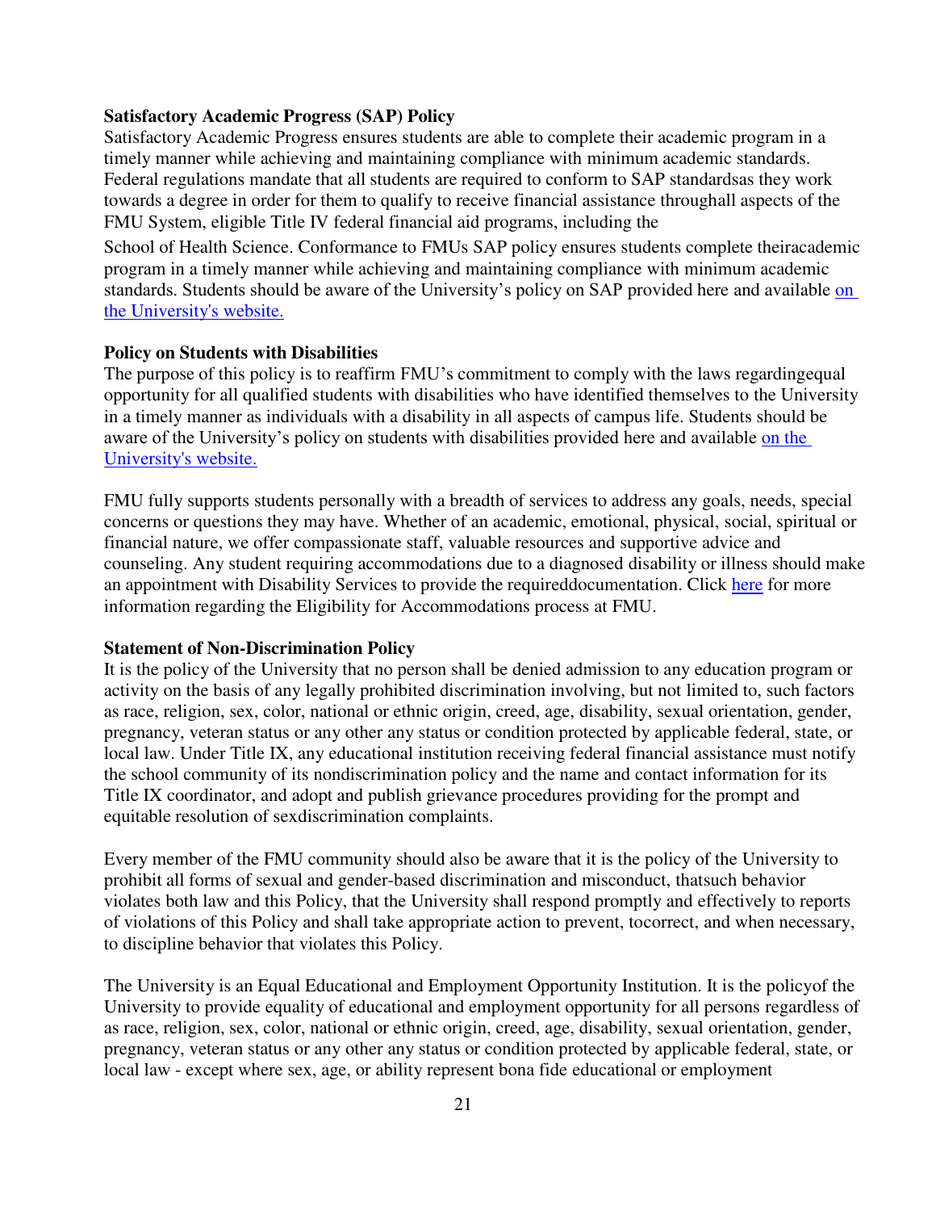**Satisfactory Academic Progress (SAP) Policy**

Satisfactory Academic Progress ensures students are able to complete their academic program in a timely manner while achieving and maintaining compliance with minimum academic standards. Federal regulations mandate that all students are required to conform to SAP standardsas they work towards a degree in order for them to qualify to receive financial assistance throughall aspects of the FMU System, eligible Title IV federal financial aid programs, including the School of Health Science. Conformance to FMUs SAP policy ensures students complete theiracademic program in a timely manner while achieving and maintaining compliance with minimum academic standards. Students should be aware of the University's policy on SAP provided here and available on the University's website.

**Policy on Students with Disabilities**

The purpose of this policy is to reaffirm FMU's commitment to comply with the laws regardingequal opportunity for all qualified students with disabilities who have identified themselves to the University in a timely manner as individuals with a disability in all aspects of campus life. Students should be aware of the University's policy on students with disabilities provided here and available on the University's website.

FMU fully supports students personally with a breadth of services to address any goals, needs, special concerns or questions they may have. Whether of an academic, emotional, physical, social, spiritual or financial nature, we offer compassionate staff, valuable resources and supportive advice and counseling. Any student requiring accommodations due to a diagnosed disability or illness should make an appointment with Disability Services to provide the requireddocumentation. Click here for more information regarding the Eligibility for Accommodations process at FMU.

**Statement of Non-Discrimination Policy**

It is the policy of the University that no person shall be denied admission to any education program or activity on the basis of any legally prohibited discrimination involving, but not limited to, such factors as race, religion, sex, color, national or ethnic origin, creed, age, disability, sexual orientation, gender, pregnancy, veteran status or any other any status or condition protected by applicable federal, state, or local law. Under Title IX, any educational institution receiving federal financial assistance must notify the school community of its nondiscrimination policy and the name and contact information for its Title IX coordinator, and adopt and publish grievance procedures providing for the prompt and equitable resolution of sexdiscrimination complaints.

Every member of the FMU community should also be aware that it is the policy of the University to prohibit all forms of sexual and gender-based discrimination and misconduct, thatsuch behavior violates both law and this Policy, that the University shall respond promptly and effectively to reports of violations of this Policy and shall take appropriate action to prevent, tocorrect, and when necessary, to discipline behavior that violates this Policy.

The University is an Equal Educational and Employment Opportunity Institution. It is the policyof the University to provide equality of educational and employment opportunity for all persons regardless of as race, religion, sex, color, national or ethnic origin, creed, age, disability, sexual orientation, gender, pregnancy, veteran status or any other any status or condition protected by applicable federal, state, or local law - except where sex, age, or ability represent bona fide educational or employment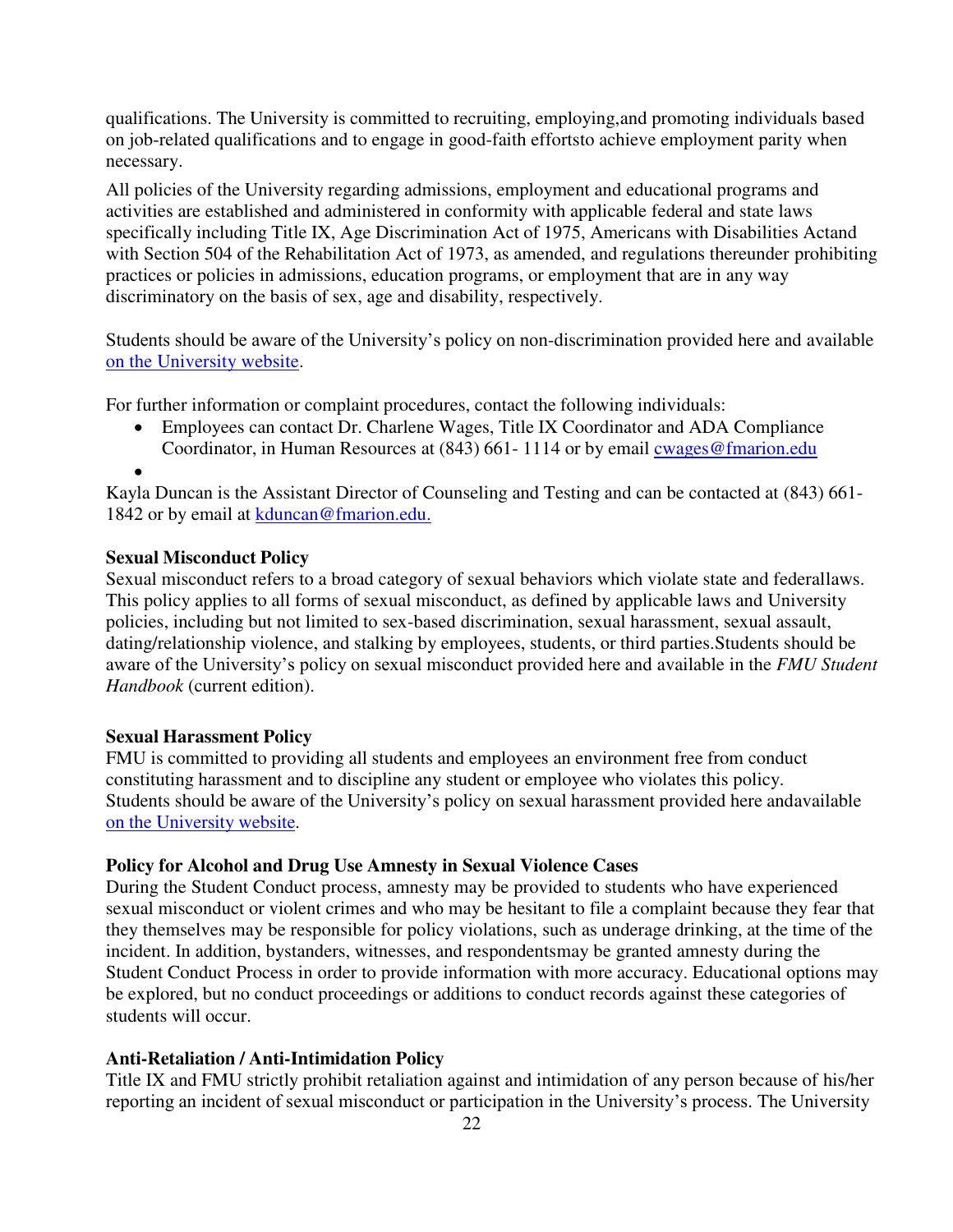qualifications. The University is committed to recruiting, employing,and promoting individuals based on job-related qualifications and to engage in good-faith effortsto achieve employment parity when necessary.

All policies of the University regarding admissions, employment and educational programs and activities are established and administered in conformity with applicable federal and state laws specifically including Title IX, Age Discrimination Act of 1975, Americans with Disabilities Actand with Section 504 of the Rehabilitation Act of 1973, as amended, and regulations thereunder prohibiting practices or policies in admissions, education programs, or employment that are in any way discriminatory on the basis of sex, age and disability, respectively.

Students should be aware of the University's policy on non-discrimination provided here and available on the University website.

For further information or complaint procedures, contact the following individuals:

- Employees can contact Dr. Charlene Wages, Title IX Coordinator and ADA Compliance Coordinator, in Human Resources at (843) 661- 1114 or by email cwages@fmarion.edu
- 

Kayla Duncan is the Assistant Director of Counseling and Testing and can be contacted at (843) 661-1842 or by email at kduncan@fmarion.edu.

**Sexual Misconduct Policy**
Sexual misconduct refers to a broad category of sexual behaviors which violate state and federallaws. This policy applies to all forms of sexual misconduct, as defined by applicable laws and University policies, including but not limited to sex-based discrimination, sexual harassment, sexual assault, dating/relationship violence, and stalking by employees, students, or third parties.Students should be aware of the University's policy on sexual misconduct provided here and available in the *FMU Student Handbook* (current edition).

**Sexual Harassment Policy**
FMU is committed to providing all students and employees an environment free from conduct constituting harassment and to discipline any student or employee who violates this policy. Students should be aware of the University's policy on sexual harassment provided here andavailable on the University website.

**Policy for Alcohol and Drug Use Amnesty in Sexual Violence Cases**
During the Student Conduct process, amnesty may be provided to students who have experienced sexual misconduct or violent crimes and who may be hesitant to file a complaint because they fear that they themselves may be responsible for policy violations, such as underage drinking, at the time of the incident. In addition, bystanders, witnesses, and respondentsmay be granted amnesty during the Student Conduct Process in order to provide information with more accuracy. Educational options may be explored, but no conduct proceedings or additions to conduct records against these categories of students will occur.

**Anti-Retaliation / Anti-Intimidation Policy**
Title IX and FMU strictly prohibit retaliation against and intimidation of any person because of his/her reporting an incident of sexual misconduct or participation in the University's process. The University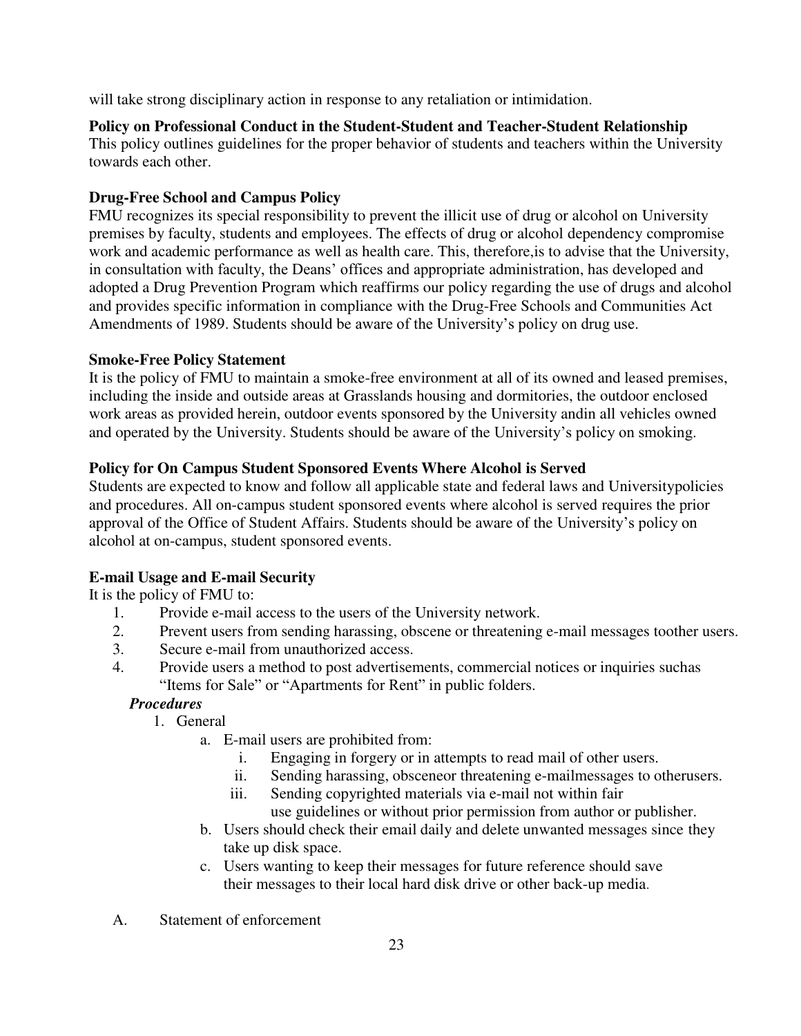will take strong disciplinary action in response to any retaliation or intimidation.

**Policy on Professional Conduct in the Student-Student and Teacher-Student Relationship**
This policy outlines guidelines for the proper behavior of students and teachers within the University towards each other.

**Drug-Free School and Campus Policy**
FMU recognizes its special responsibility to prevent the illicit use of drug or alcohol on University premises by faculty, students and employees. The effects of drug or alcohol dependency compromise work and academic performance as well as health care. This, therefore,is to advise that the University, in consultation with faculty, the Deans' offices and appropriate administration, has developed and adopted a Drug Prevention Program which reaffirms our policy regarding the use of drugs and alcohol and provides specific information in compliance with the Drug-Free Schools and Communities Act Amendments of 1989. Students should be aware of the University's policy on drug use.

**Smoke-Free Policy Statement**
It is the policy of FMU to maintain a smoke-free environment at all of its owned and leased premises, including the inside and outside areas at Grasslands housing and dormitories, the outdoor enclosed work areas as provided herein, outdoor events sponsored by the University andin all vehicles owned and operated by the University. Students should be aware of the University's policy on smoking.

**Policy for On Campus Student Sponsored Events Where Alcohol is Served**
Students are expected to know and follow all applicable state and federal laws and Universitypolicies and procedures. All on-campus student sponsored events where alcohol is served requires the prior approval of the Office of Student Affairs. Students should be aware of the University's policy on alcohol at on-campus, student sponsored events.

**E-mail Usage and E-mail Security**
It is the policy of FMU to:

1. Provide e-mail access to the users of the University network.
2. Prevent users from sending harassing, obscene or threatening e-mail messages toother users.
3. Secure e-mail from unauthorized access.
4. Provide users a method to post advertisements, commercial notices or inquiries suchas "Items for Sale" or "Apartments for Rent" in public folders.

***Procedures***

1. General
   a. E-mail users are prohibited from:
      i. Engaging in forgery or in attempts to read mail of other users.
      ii. Sending harassing, obsceneor threatening e-mailmessages to otherusers.
      iii. Sending copyrighted materials via e-mail not within fair use guidelines or without prior permission from author or publisher.
   b. Users should check their email daily and delete unwanted messages since they take up disk space.
   c. Users wanting to keep their messages for future reference should save their messages to their local hard disk drive or other back-up media.

A. Statement of enforcement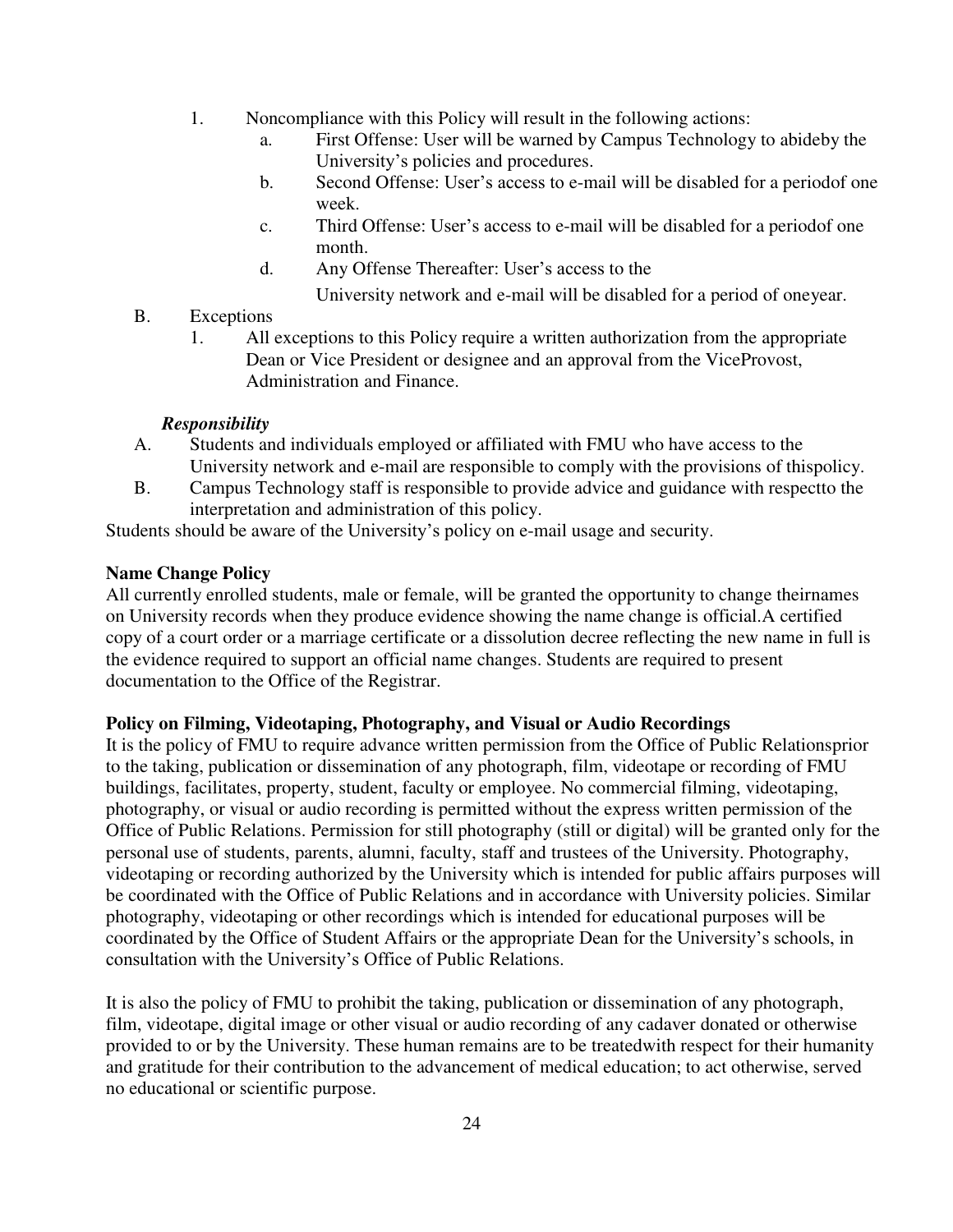1. Noncompliance with this Policy will result in the following actions:
   a. First Offense: User will be warned by Campus Technology to abideby the University's policies and procedures.
   b. Second Offense: User's access to e-mail will be disabled for a periodof one week.
   c. Third Offense: User's access to e-mail will be disabled for a periodof one month.
   d. Any Offense Thereafter: User's access to the University network and e-mail will be disabled for a period of oneyear.

B. Exceptions
   1. All exceptions to this Policy require a written authorization from the appropriate Dean or Vice President or designee and an approval from the ViceProvost, Administration and Finance.

***Responsibility***

A. Students and individuals employed or affiliated with FMU who have access to the University network and e-mail are responsible to comply with the provisions of thispolicy.

B. Campus Technology staff is responsible to provide advice and guidance with respectto the interpretation and administration of this policy.

Students should be aware of the University's policy on e-mail usage and security.

**Name Change Policy**

All currently enrolled students, male or female, will be granted the opportunity to change theirnames on University records when they produce evidence showing the name change is official.A certified copy of a court order or a marriage certificate or a dissolution decree reflecting the new name in full is the evidence required to support an official name changes. Students are required to present documentation to the Office of the Registrar.

**Policy on Filming, Videotaping, Photography, and Visual or Audio Recordings**

It is the policy of FMU to require advance written permission from the Office of Public Relationsprior to the taking, publication or dissemination of any photograph, film, videotape or recording of FMU buildings, facilitates, property, student, faculty or employee. No commercial filming, videotaping, photography, or visual or audio recording is permitted without the express written permission of the Office of Public Relations. Permission for still photography (still or digital) will be granted only for the personal use of students, parents, alumni, faculty, staff and trustees of the University. Photography, videotaping or recording authorized by the University which is intended for public affairs purposes will be coordinated with the Office of Public Relations and in accordance with University policies. Similar photography, videotaping or other recordings which is intended for educational purposes will be coordinated by the Office of Student Affairs or the appropriate Dean for the University's schools, in consultation with the University's Office of Public Relations.

It is also the policy of FMU to prohibit the taking, publication or dissemination of any photograph, film, videotape, digital image or other visual or audio recording of any cadaver donated or otherwise provided to or by the University. These human remains are to be treatedwith respect for their humanity and gratitude for their contribution to the advancement of medical education; to act otherwise, served no educational or scientific purpose.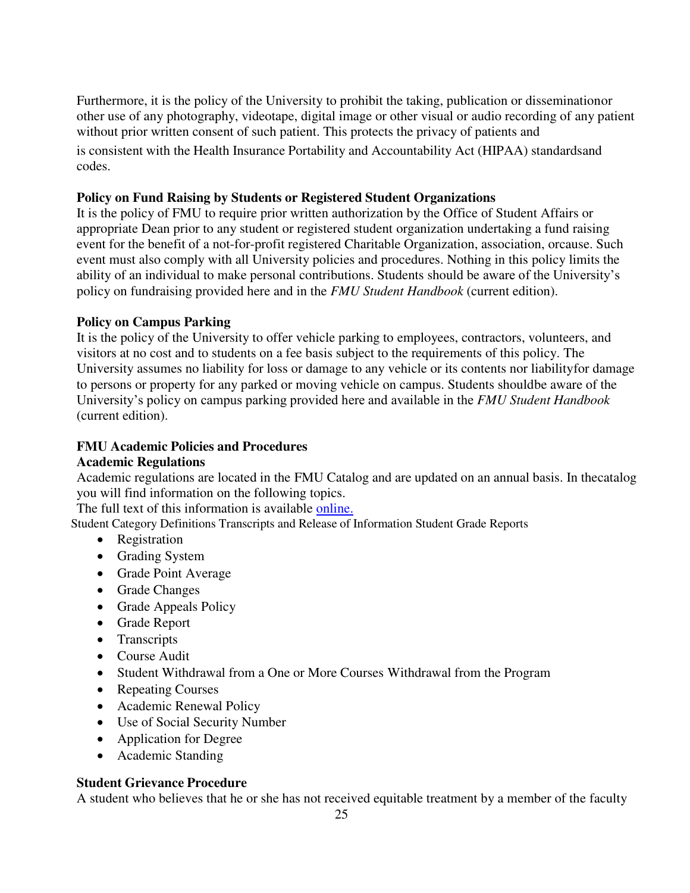Furthermore, it is the policy of the University to prohibit the taking, publication or disseminationor other use of any photography, videotape, digital image or other visual or audio recording of any patient without prior written consent of such patient. This protects the privacy of patients and is consistent with the Health Insurance Portability and Accountability Act (HIPAA) standardsand codes.

**Policy on Fund Raising by Students or Registered Student Organizations**

It is the policy of FMU to require prior written authorization by the Office of Student Affairs or appropriate Dean prior to any student or registered student organization undertaking a fund raising event for the benefit of a not-for-profit registered Charitable Organization, association, orcause. Such event must also comply with all University policies and procedures. Nothing in this policy limits the ability of an individual to make personal contributions. Students should be aware of the University's policy on fundraising provided here and in the *FMU Student Handbook* (current edition).

**Policy on Campus Parking**

It is the policy of the University to offer vehicle parking to employees, contractors, volunteers, and visitors at no cost and to students on a fee basis subject to the requirements of this policy. The University assumes no liability for loss or damage to any vehicle or its contents nor liabilityfor damage to persons or property for any parked or moving vehicle on campus. Students shouldbe aware of the University's policy on campus parking provided here and available in the *FMU Student Handbook* (current edition).

**FMU Academic Policies and Procedures**

**Academic Regulations**

Academic regulations are located in the FMU Catalog and are updated on an annual basis. In thecatalog you will find information on the following topics.
The full text of this information is available [online.]()

Student Category Definitions Transcripts and Release of Information Student Grade Reports

- Registration
- Grading System
- Grade Point Average
- Grade Changes
- Grade Appeals Policy
- Grade Report
- Transcripts
- Course Audit
- Student Withdrawal from a One or More Courses Withdrawal from the Program
- Repeating Courses
- Academic Renewal Policy
- Use of Social Security Number
- Application for Degree
- Academic Standing

**Student Grievance Procedure**

A student who believes that he or she has not received equitable treatment by a member of the faculty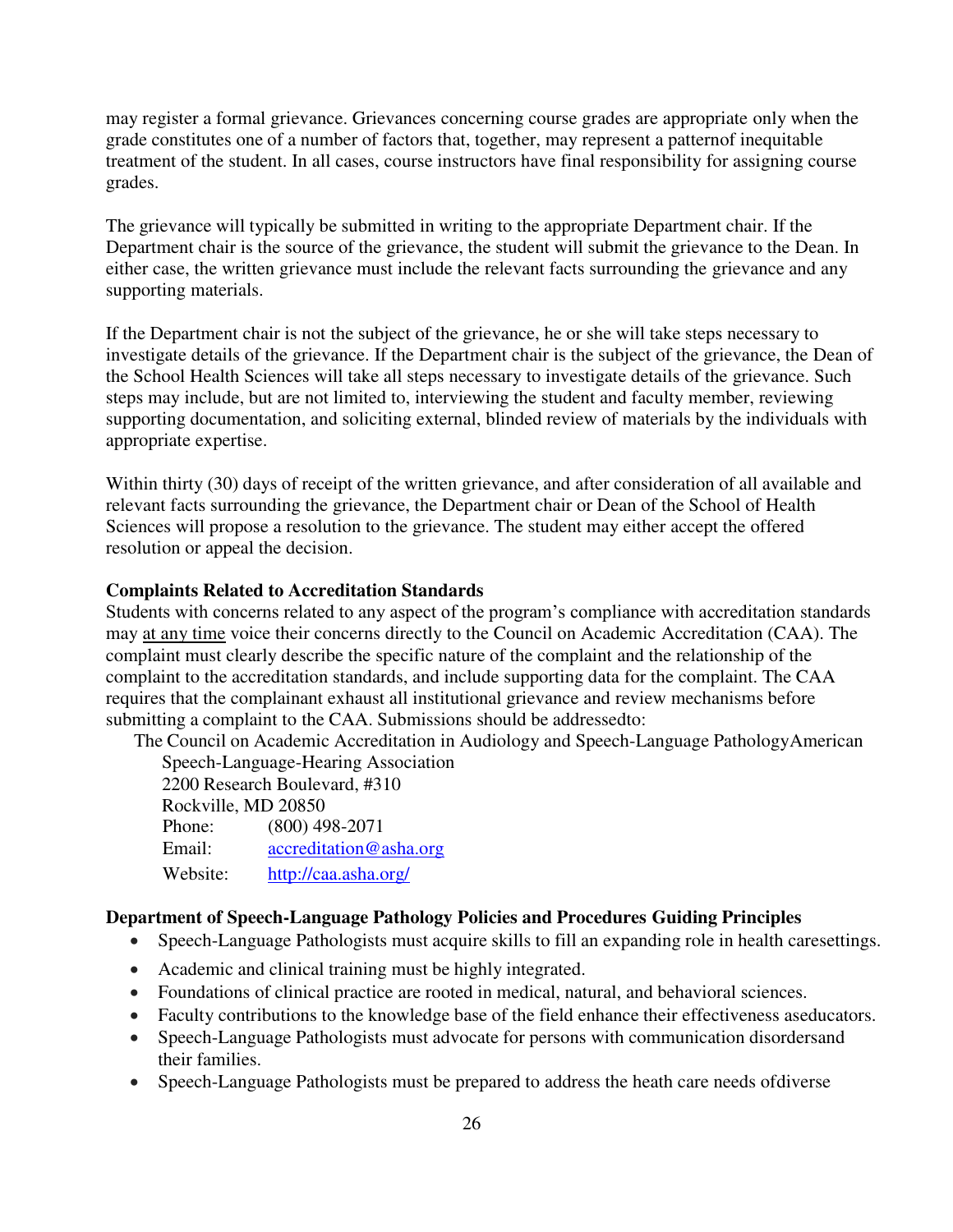may register a formal grievance. Grievances concerning course grades are appropriate only when the grade constitutes one of a number of factors that, together, may represent a patternof inequitable treatment of the student. In all cases, course instructors have final responsibility for assigning course grades.

The grievance will typically be submitted in writing to the appropriate Department chair. If the Department chair is the source of the grievance, the student will submit the grievance to the Dean. In either case, the written grievance must include the relevant facts surrounding the grievance and any supporting materials.

If the Department chair is not the subject of the grievance, he or she will take steps necessary to investigate details of the grievance. If the Department chair is the subject of the grievance, the Dean of the School Health Sciences will take all steps necessary to investigate details of the grievance. Such steps may include, but are not limited to, interviewing the student and faculty member, reviewing supporting documentation, and soliciting external, blinded review of materials by the individuals with appropriate expertise.

Within thirty (30) days of receipt of the written grievance, and after consideration of all available and relevant facts surrounding the grievance, the Department chair or Dean of the School of Health Sciences will propose a resolution to the grievance. The student may either accept the offered resolution or appeal the decision.

**Complaints Related to Accreditation Standards**

Students with concerns related to any aspect of the program's compliance with accreditation standards may <u>at any time</u> voice their concerns directly to the Council on Academic Accreditation (CAA). The complaint must clearly describe the specific nature of the complaint and the relationship of the complaint to the accreditation standards, and include supporting data for the complaint. The CAA requires that the complainant exhaust all institutional grievance and review mechanisms before submitting a complaint to the CAA. Submissions should be addressedto:

The Council on Academic Accreditation in Audiology and Speech-Language PathologyAmerican Speech-Language-Hearing Association
2200 Research Boulevard, #310
Rockville, MD 20850
Phone: (800) 498-2071
Email: accreditation@asha.org
Website: http://caa.asha.org/

**Department of Speech-Language Pathology Policies and Procedures Guiding Principles**

- Speech-Language Pathologists must acquire skills to fill an expanding role in health caresettings.
- Academic and clinical training must be highly integrated.
- Foundations of clinical practice are rooted in medical, natural, and behavioral sciences.
- Faculty contributions to the knowledge base of the field enhance their effectiveness aseducators.
- Speech-Language Pathologists must advocate for persons with communication disordersand their families.
- Speech-Language Pathologists must be prepared to address the heath care needs ofdiverse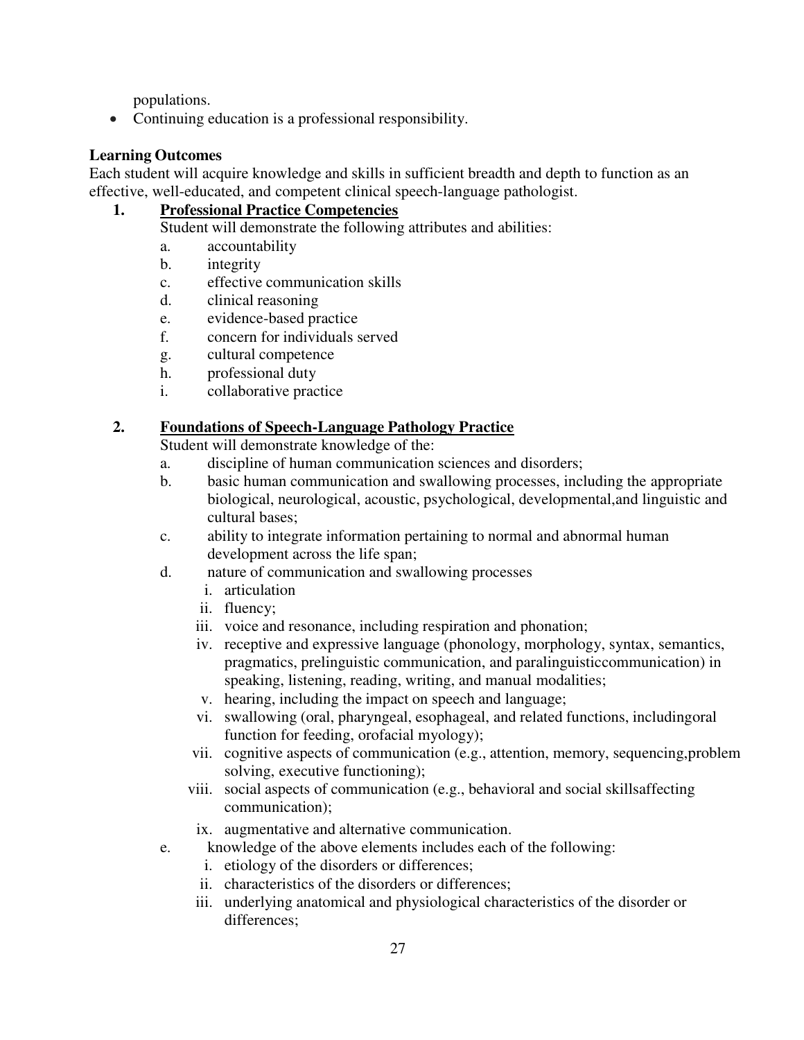populations.

- Continuing education is a professional responsibility.

**Learning Outcomes**

Each student will acquire knowledge and skills in sufficient breadth and depth to function as an effective, well-educated, and competent clinical speech-language pathologist.

1. **Professional Practice Competencies**

   Student will demonstrate the following attributes and abilities:

   a. accountability
   b. integrity
   c. effective communication skills
   d. clinical reasoning
   e. evidence-based practice
   f. concern for individuals served
   g. cultural competence
   h. professional duty
   i. collaborative practice

2. **Foundations of Speech-Language Pathology Practice**

   Student will demonstrate knowledge of the:

   a. discipline of human communication sciences and disorders;
   b. basic human communication and swallowing processes, including the appropriate biological, neurological, acoustic, psychological, developmental,and linguistic and cultural bases;
   c. ability to integrate information pertaining to normal and abnormal human development across the life span;
   d. nature of communication and swallowing processes
      i. articulation
      ii. fluency;
      iii. voice and resonance, including respiration and phonation;
      iv. receptive and expressive language (phonology, morphology, syntax, semantics, pragmatics, prelinguistic communication, and paralinguisticcommunication) in speaking, listening, reading, writing, and manual modalities;
      v. hearing, including the impact on speech and language;
      vi. swallowing (oral, pharyngeal, esophageal, and related functions, includingoral function for feeding, orofacial myology);
      vii. cognitive aspects of communication (e.g., attention, memory, sequencing,problem solving, executive functioning);
      viii. social aspects of communication (e.g., behavioral and social skillsaffecting communication);
      ix. augmentative and alternative communication.
   e. knowledge of the above elements includes each of the following:
      i. etiology of the disorders or differences;
      ii. characteristics of the disorders or differences;
      iii. underlying anatomical and physiological characteristics of the disorder or differences;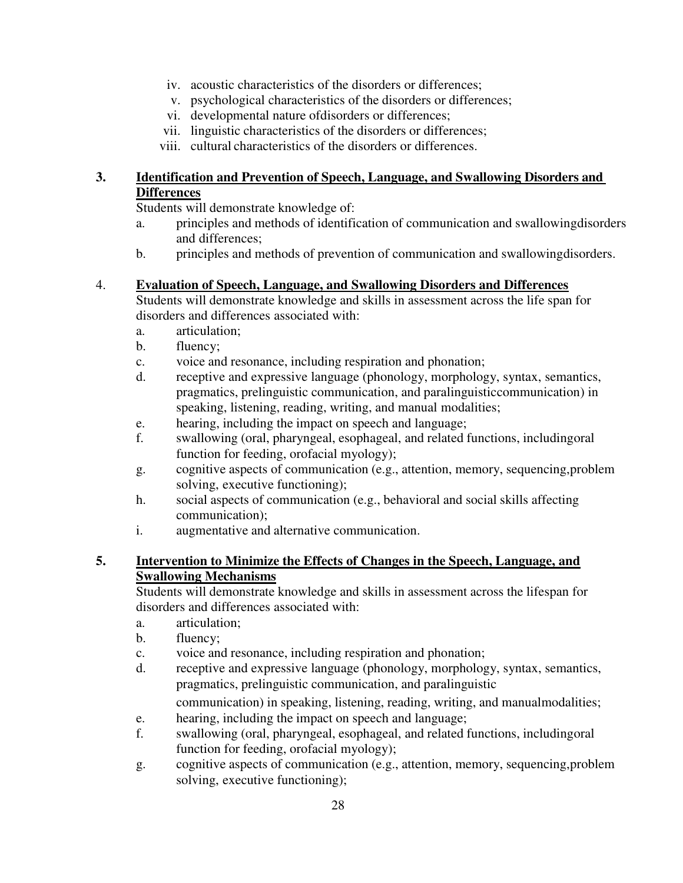iv. acoustic characteristics of the disorders or differences;
v. psychological characteristics of the disorders or differences;
vi. developmental nature ofdisorders or differences;
vii. linguistic characteristics of the disorders or differences;
viii. cultural characteristics of the disorders or differences.

**3. Identification and Prevention of Speech, Language, and Swallowing Disorders and Differences**

Students will demonstrate knowledge of:

a. principles and methods of identification of communication and swallowingdisorders and differences;
b. principles and methods of prevention of communication and swallowingdisorders.

4. **Evaluation of Speech, Language, and Swallowing Disorders and Differences**

Students will demonstrate knowledge and skills in assessment across the life span for disorders and differences associated with:

a. articulation;
b. fluency;
c. voice and resonance, including respiration and phonation;
d. receptive and expressive language (phonology, morphology, syntax, semantics, pragmatics, prelinguistic communication, and paralinguisticcommunication) in speaking, listening, reading, writing, and manual modalities;
e. hearing, including the impact on speech and language;
f. swallowing (oral, pharyngeal, esophageal, and related functions, includingoral function for feeding, orofacial myology);
g. cognitive aspects of communication (e.g., attention, memory, sequencing,problem solving, executive functioning);
h. social aspects of communication (e.g., behavioral and social skills affecting communication);
i. augmentative and alternative communication.

**5. Intervention to Minimize the Effects of Changes in the Speech, Language, and Swallowing Mechanisms**

Students will demonstrate knowledge and skills in assessment across the lifespan for disorders and differences associated with:

a. articulation;
b. fluency;
c. voice and resonance, including respiration and phonation;
d. receptive and expressive language (phonology, morphology, syntax, semantics, pragmatics, prelinguistic communication, and paralinguistic communication) in speaking, listening, reading, writing, and manualmodalities;
e. hearing, including the impact on speech and language;
f. swallowing (oral, pharyngeal, esophageal, and related functions, includingoral function for feeding, orofacial myology);
g. cognitive aspects of communication (e.g., attention, memory, sequencing,problem solving, executive functioning);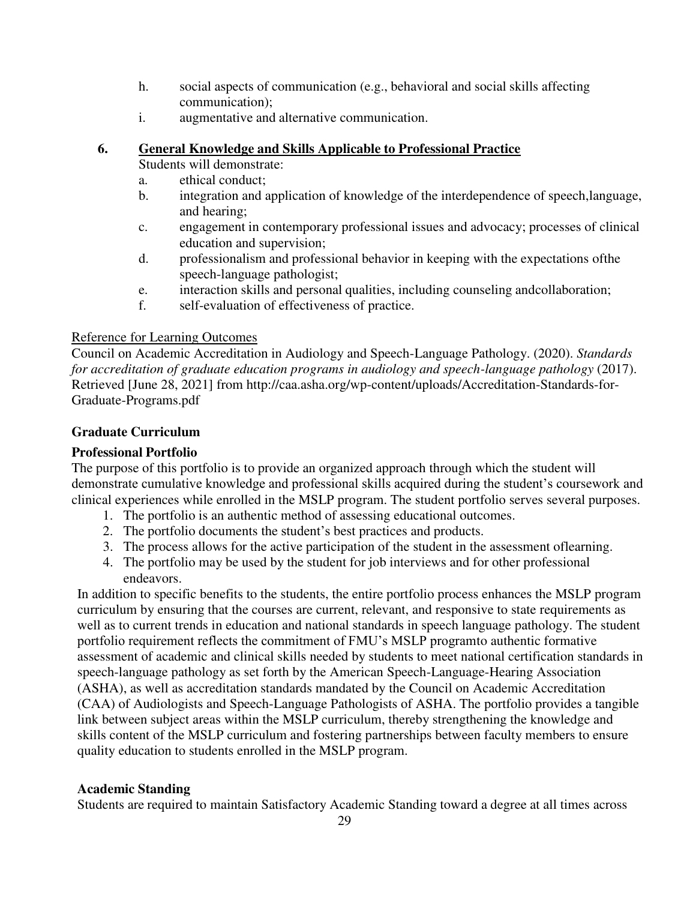h. social aspects of communication (e.g., behavioral and social skills affecting communication);
i. augmentative and alternative communication.

**6. <u>General Knowledge and Skills Applicable to Professional Practice</u>**

Students will demonstrate:

a. ethical conduct;
b. integration and application of knowledge of the interdependence of speech,language, and hearing;
c. engagement in contemporary professional issues and advocacy; processes of clinical education and supervision;
d. professionalism and professional behavior in keeping with the expectations ofthe speech-language pathologist;
e. interaction skills and personal qualities, including counseling andcollaboration;
f. self-evaluation of effectiveness of practice.

<u>Reference for Learning Outcomes</u>

Council on Academic Accreditation in Audiology and Speech-Language Pathology. (2020). *Standards for accreditation of graduate education programs in audiology and speech-language pathology* (2017). Retrieved [June 28, 2021] from http://caa.asha.org/wp-content/uploads/Accreditation-Standards-for-Graduate-Programs.pdf

## Graduate Curriculum

### Professional Portfolio

The purpose of this portfolio is to provide an organized approach through which the student will demonstrate cumulative knowledge and professional skills acquired during the student's coursework and clinical experiences while enrolled in the MSLP program. The student portfolio serves several purposes.

1. The portfolio is an authentic method of assessing educational outcomes.
2. The portfolio documents the student's best practices and products.
3. The process allows for the active participation of the student in the assessment oflearning.
4. The portfolio may be used by the student for job interviews and for other professional endeavors.

In addition to specific benefits to the students, the entire portfolio process enhances the MSLP program curriculum by ensuring that the courses are current, relevant, and responsive to state requirements as well as to current trends in education and national standards in speech language pathology. The student portfolio requirement reflects the commitment of FMU's MSLP programto authentic formative assessment of academic and clinical skills needed by students to meet national certification standards in speech-language pathology as set forth by the American Speech-Language-Hearing Association (ASHA), as well as accreditation standards mandated by the Council on Academic Accreditation (CAA) of Audiologists and Speech-Language Pathologists of ASHA. The portfolio provides a tangible link between subject areas within the MSLP curriculum, thereby strengthening the knowledge and skills content of the MSLP curriculum and fostering partnerships between faculty members to ensure quality education to students enrolled in the MSLP program.

### Academic Standing

Students are required to maintain Satisfactory Academic Standing toward a degree at all times across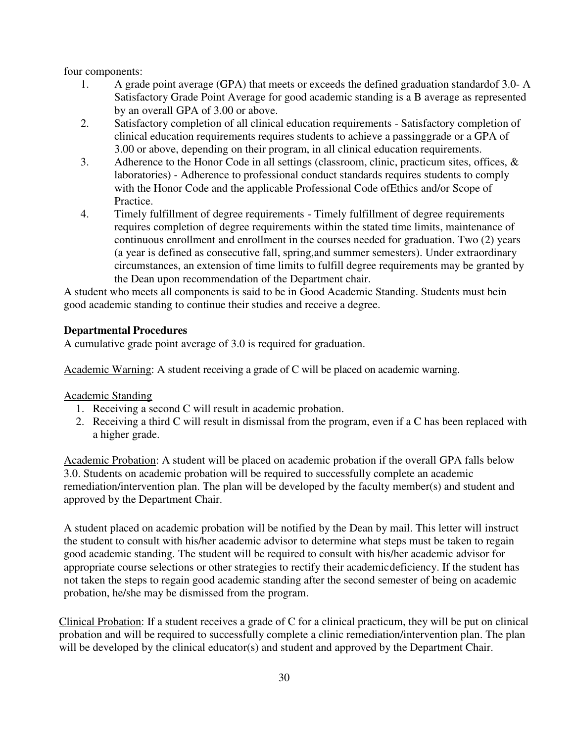four components:

1. A grade point average (GPA) that meets or exceeds the defined graduation standardof 3.0- A Satisfactory Grade Point Average for good academic standing is a B average as represented by an overall GPA of 3.00 or above.
2. Satisfactory completion of all clinical education requirements - Satisfactory completion of clinical education requirements requires students to achieve a passinggrade or a GPA of 3.00 or above, depending on their program, in all clinical education requirements.
3. Adherence to the Honor Code in all settings (classroom, clinic, practicum sites, offices, & laboratories) - Adherence to professional conduct standards requires students to comply with the Honor Code and the applicable Professional Code ofEthics and/or Scope of Practice.
4. Timely fulfillment of degree requirements - Timely fulfillment of degree requirements requires completion of degree requirements within the stated time limits, maintenance of continuous enrollment and enrollment in the courses needed for graduation. Two (2) years (a year is defined as consecutive fall, spring,and summer semesters). Under extraordinary circumstances, an extension of time limits to fulfill degree requirements may be granted by the Dean upon recommendation of the Department chair.

A student who meets all components is said to be in Good Academic Standing. Students must bein good academic standing to continue their studies and receive a degree.

**Departmental Procedures**

A cumulative grade point average of 3.0 is required for graduation.

Academic Warning: A student receiving a grade of C will be placed on academic warning.

Academic Standing

1. Receiving a second C will result in academic probation.
2. Receiving a third C will result in dismissal from the program, even if a C has been replaced with a higher grade.

Academic Probation: A student will be placed on academic probation if the overall GPA falls below 3.0. Students on academic probation will be required to successfully complete an academic remediation/intervention plan. The plan will be developed by the faculty member(s) and student and approved by the Department Chair.

A student placed on academic probation will be notified by the Dean by mail. This letter will instruct the student to consult with his/her academic advisor to determine what steps must be taken to regain good academic standing. The student will be required to consult with his/her academic advisor for appropriate course selections or other strategies to rectify their academicdeficiency. If the student has not taken the steps to regain good academic standing after the second semester of being on academic probation, he/she may be dismissed from the program.

Clinical Probation: If a student receives a grade of C for a clinical practicum, they will be put on clinical probation and will be required to successfully complete a clinic remediation/intervention plan. The plan will be developed by the clinical educator(s) and student and approved by the Department Chair.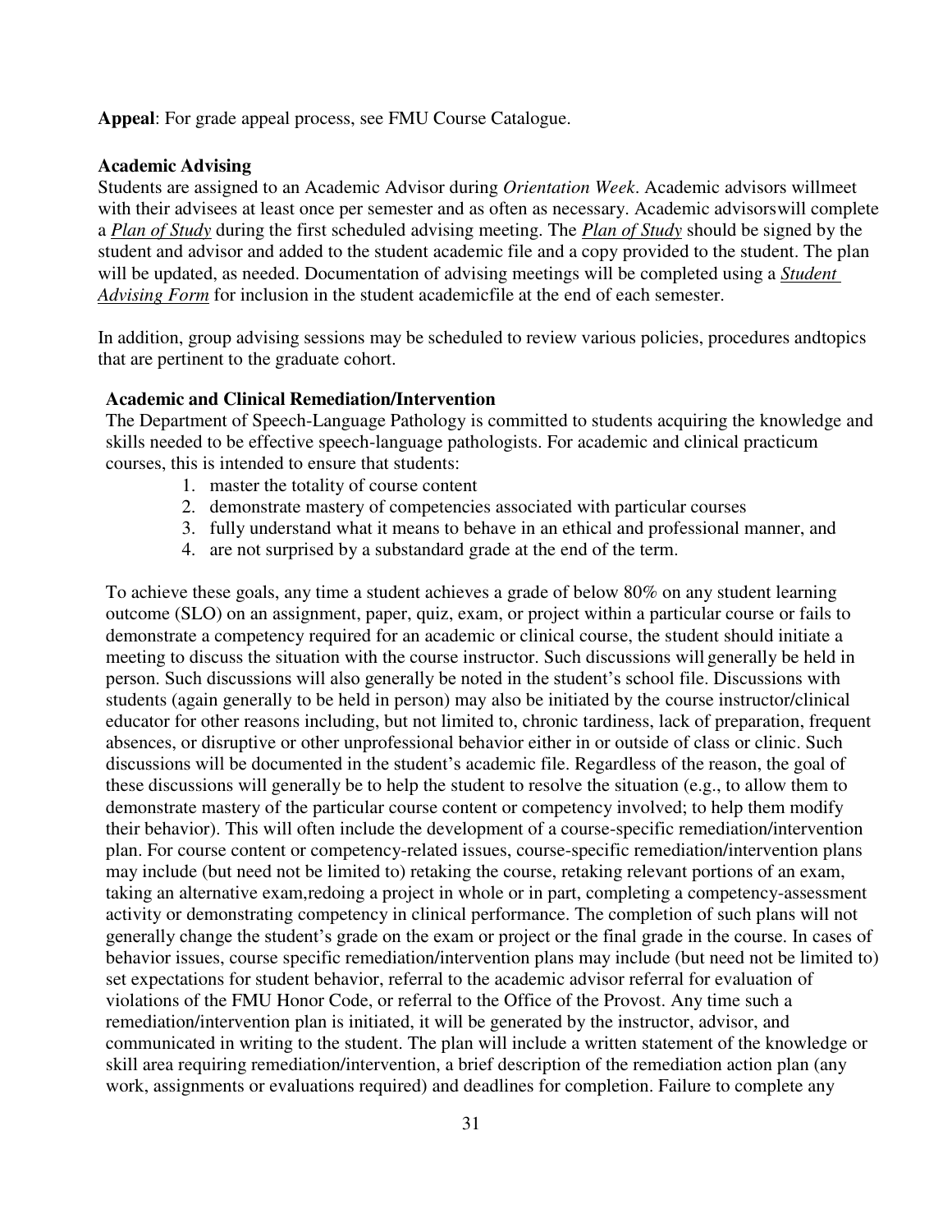**Appeal**: For grade appeal process, see FMU Course Catalogue.

**Academic Advising**

Students are assigned to an Academic Advisor during *Orientation Week*. Academic advisors willmeet with their advisees at least once per semester and as often as necessary. Academic advisorswill complete a ***Plan of Study*** during the first scheduled advising meeting. The ***Plan of Study*** should be signed by the student and advisor and added to the student academic file and a copy provided to the student. The plan will be updated, as needed. Documentation of advising meetings will be completed using a ***Student Advising Form*** for inclusion in the student academicfile at the end of each semester.

In addition, group advising sessions may be scheduled to review various policies, procedures andtopics that are pertinent to the graduate cohort.

**Academic and Clinical Remediation/Intervention**

The Department of Speech-Language Pathology is committed to students acquiring the knowledge and skills needed to be effective speech-language pathologists. For academic and clinical practicum courses, this is intended to ensure that students:

1. master the totality of course content
2. demonstrate mastery of competencies associated with particular courses
3. fully understand what it means to behave in an ethical and professional manner, and
4. are not surprised by a substandard grade at the end of the term.

To achieve these goals, any time a student achieves a grade of below 80% on any student learning outcome (SLO) on an assignment, paper, quiz, exam, or project within a particular course or fails to demonstrate a competency required for an academic or clinical course, the student should initiate a meeting to discuss the situation with the course instructor. Such discussions will generally be held in person. Such discussions will also generally be noted in the student's school file. Discussions with students (again generally to be held in person) may also be initiated by the course instructor/clinical educator for other reasons including, but not limited to, chronic tardiness, lack of preparation, frequent absences, or disruptive or other unprofessional behavior either in or outside of class or clinic. Such discussions will be documented in the student's academic file. Regardless of the reason, the goal of these discussions will generally be to help the student to resolve the situation (e.g., to allow them to demonstrate mastery of the particular course content or competency involved; to help them modify their behavior). This will often include the development of a course-specific remediation/intervention plan. For course content or competency-related issues, course-specific remediation/intervention plans may include (but need not be limited to) retaking the course, retaking relevant portions of an exam, taking an alternative exam,redoing a project in whole or in part, completing a competency-assessment activity or demonstrating competency in clinical performance. The completion of such plans will not generally change the student's grade on the exam or project or the final grade in the course. In cases of behavior issues, course specific remediation/intervention plans may include (but need not be limited to) set expectations for student behavior, referral to the academic advisor referral for evaluation of violations of the FMU Honor Code, or referral to the Office of the Provost. Any time such a remediation/intervention plan is initiated, it will be generated by the instructor, advisor, and communicated in writing to the student. The plan will include a written statement of the knowledge or skill area requiring remediation/intervention, a brief description of the remediation action plan (any work, assignments or evaluations required) and deadlines for completion. Failure to complete any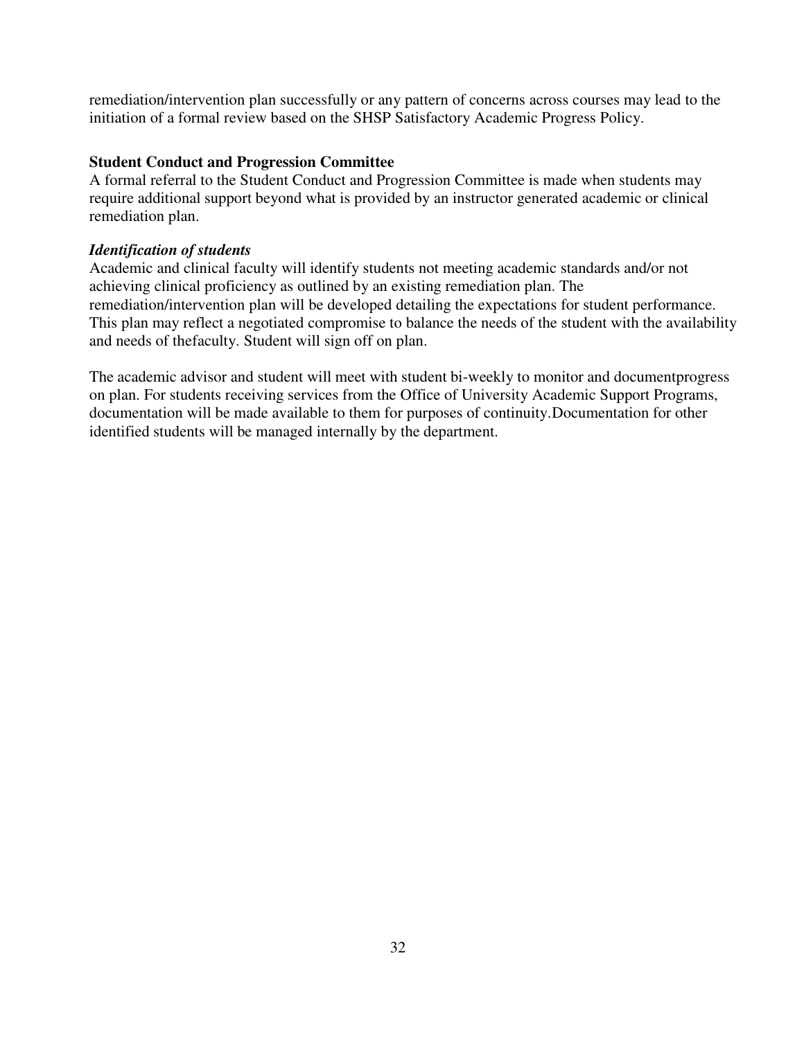remediation/intervention plan successfully or any pattern of concerns across courses may lead to the initiation of a formal review based on the SHSP Satisfactory Academic Progress Policy.

**Student Conduct and Progression Committee**

A formal referral to the Student Conduct and Progression Committee is made when students may require additional support beyond what is provided by an instructor generated academic or clinical remediation plan.

***Identification of students***

Academic and clinical faculty will identify students not meeting academic standards and/or not achieving clinical proficiency as outlined by an existing remediation plan. The remediation/intervention plan will be developed detailing the expectations for student performance. This plan may reflect a negotiated compromise to balance the needs of the student with the availability and needs of thefaculty. Student will sign off on plan.

The academic advisor and student will meet with student bi-weekly to monitor and documentprogress on plan. For students receiving services from the Office of University Academic Support Programs, documentation will be made available to them for purposes of continuity.Documentation for other identified students will be managed internally by the department.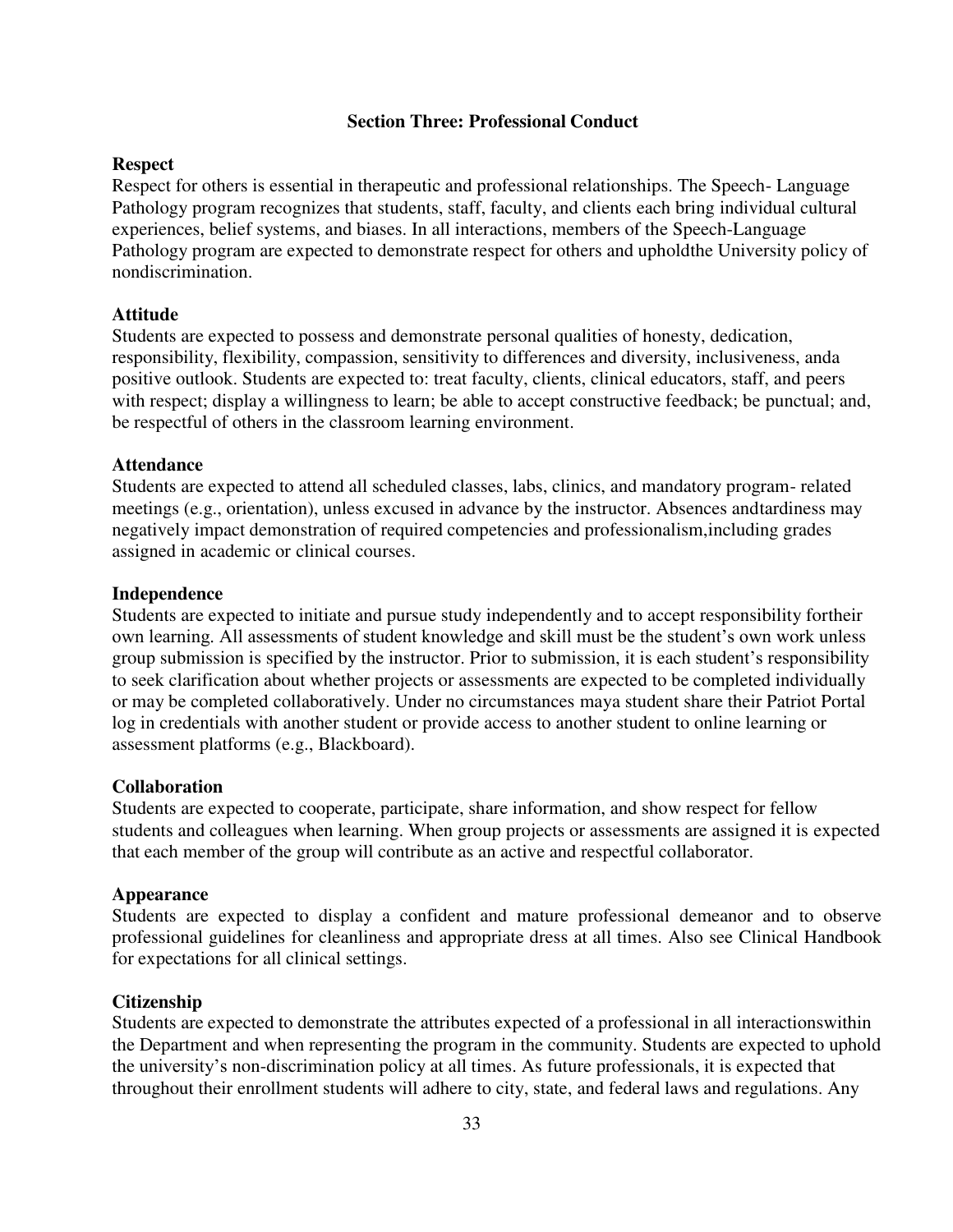## Section Three: Professional Conduct

**Respect**

Respect for others is essential in therapeutic and professional relationships. The Speech- Language Pathology program recognizes that students, staff, faculty, and clients each bring individual cultural experiences, belief systems, and biases. In all interactions, members of the Speech-Language Pathology program are expected to demonstrate respect for others and upholdthe University policy of nondiscrimination.

**Attitude**

Students are expected to possess and demonstrate personal qualities of honesty, dedication, responsibility, flexibility, compassion, sensitivity to differences and diversity, inclusiveness, anda positive outlook. Students are expected to: treat faculty, clients, clinical educators, staff, and peers with respect; display a willingness to learn; be able to accept constructive feedback; be punctual; and, be respectful of others in the classroom learning environment.

**Attendance**

Students are expected to attend all scheduled classes, labs, clinics, and mandatory program- related meetings (e.g., orientation), unless excused in advance by the instructor. Absences andtardiness may negatively impact demonstration of required competencies and professionalism,including grades assigned in academic or clinical courses.

**Independence**

Students are expected to initiate and pursue study independently and to accept responsibility fortheir own learning. All assessments of student knowledge and skill must be the student's own work unless group submission is specified by the instructor. Prior to submission, it is each student's responsibility to seek clarification about whether projects or assessments are expected to be completed individually or may be completed collaboratively. Under no circumstances maya student share their Patriot Portal log in credentials with another student or provide access to another student to online learning or assessment platforms (e.g., Blackboard).

**Collaboration**

Students are expected to cooperate, participate, share information, and show respect for fellow students and colleagues when learning. When group projects or assessments are assigned it is expected that each member of the group will contribute as an active and respectful collaborator.

**Appearance**

Students are expected to display a confident and mature professional demeanor and to observe professional guidelines for cleanliness and appropriate dress at all times. Also see Clinical Handbook for expectations for all clinical settings.

**Citizenship**

Students are expected to demonstrate the attributes expected of a professional in all interactionswithin the Department and when representing the program in the community. Students are expected to uphold the university's non-discrimination policy at all times. As future professionals, it is expected that throughout their enrollment students will adhere to city, state, and federal laws and regulations. Any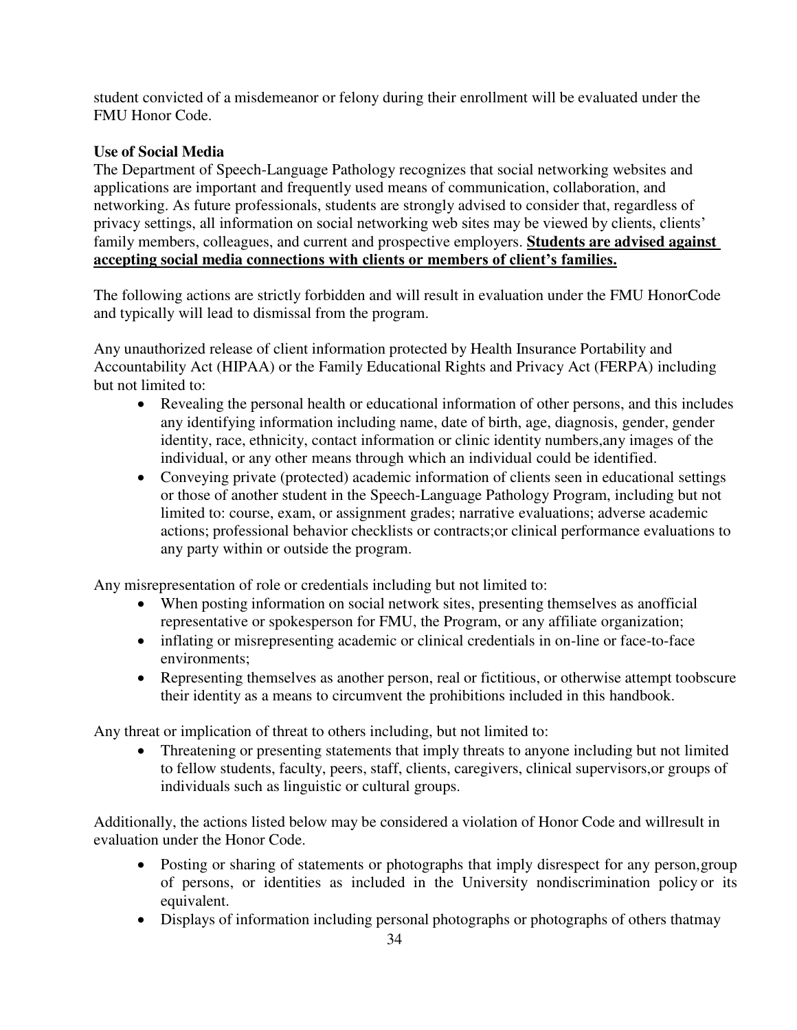student convicted of a misdemeanor or felony during their enrollment will be evaluated under the FMU Honor Code.

**Use of Social Media**

The Department of Speech-Language Pathology recognizes that social networking websites and applications are important and frequently used means of communication, collaboration, and networking. As future professionals, students are strongly advised to consider that, regardless of privacy settings, all information on social networking web sites may be viewed by clients, clients' family members, colleagues, and current and prospective employers. **<u>Students are advised against accepting social media connections with clients or members of client's families.</u>**

The following actions are strictly forbidden and will result in evaluation under the FMU HonorCode and typically will lead to dismissal from the program.

Any unauthorized release of client information protected by Health Insurance Portability and Accountability Act (HIPAA) or the Family Educational Rights and Privacy Act (FERPA) including but not limited to:

- Revealing the personal health or educational information of other persons, and this includes any identifying information including name, date of birth, age, diagnosis, gender, gender identity, race, ethnicity, contact information or clinic identity numbers,any images of the individual, or any other means through which an individual could be identified.
- Conveying private (protected) academic information of clients seen in educational settings or those of another student in the Speech-Language Pathology Program, including but not limited to: course, exam, or assignment grades; narrative evaluations; adverse academic actions; professional behavior checklists or contracts;or clinical performance evaluations to any party within or outside the program.

Any misrepresentation of role or credentials including but not limited to:

- When posting information on social network sites, presenting themselves as anofficial representative or spokesperson for FMU, the Program, or any affiliate organization;
- inflating or misrepresenting academic or clinical credentials in on-line or face-to-face environments;
- Representing themselves as another person, real or fictitious, or otherwise attempt toobscure their identity as a means to circumvent the prohibitions included in this handbook.

Any threat or implication of threat to others including, but not limited to:

- Threatening or presenting statements that imply threats to anyone including but not limited to fellow students, faculty, peers, staff, clients, caregivers, clinical supervisors,or groups of individuals such as linguistic or cultural groups.

Additionally, the actions listed below may be considered a violation of Honor Code and willresult in evaluation under the Honor Code.

- Posting or sharing of statements or photographs that imply disrespect for any person,group of persons, or identities as included in the University nondiscrimination policy or its equivalent.
- Displays of information including personal photographs or photographs of others thatmay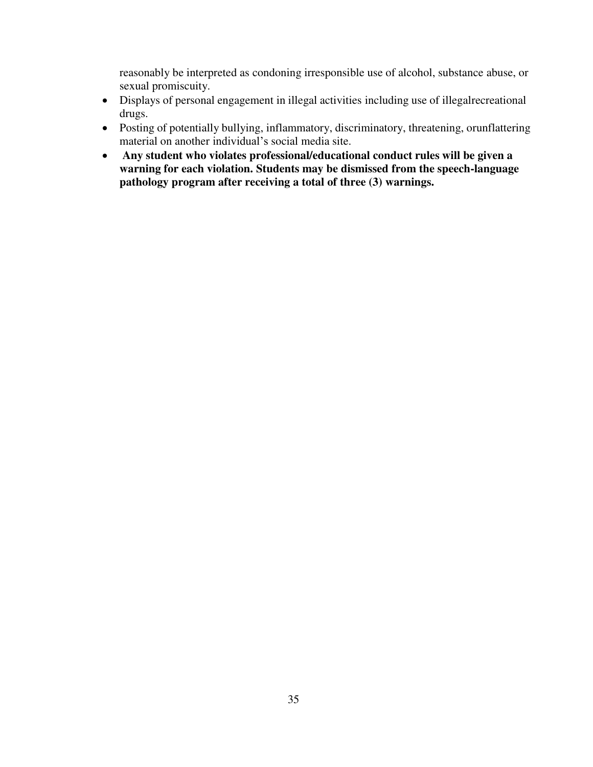reasonably be interpreted as condoning irresponsible use of alcohol, substance abuse, or sexual promiscuity.

- Displays of personal engagement in illegal activities including use of illegalrecreational drugs.
- Posting of potentially bullying, inflammatory, discriminatory, threatening, orunflattering material on another individual's social media site.
- **Any student who violates professional/educational conduct rules will be given a warning for each violation. Students may be dismissed from the speech-language pathology program after receiving a total of three (3) warnings.**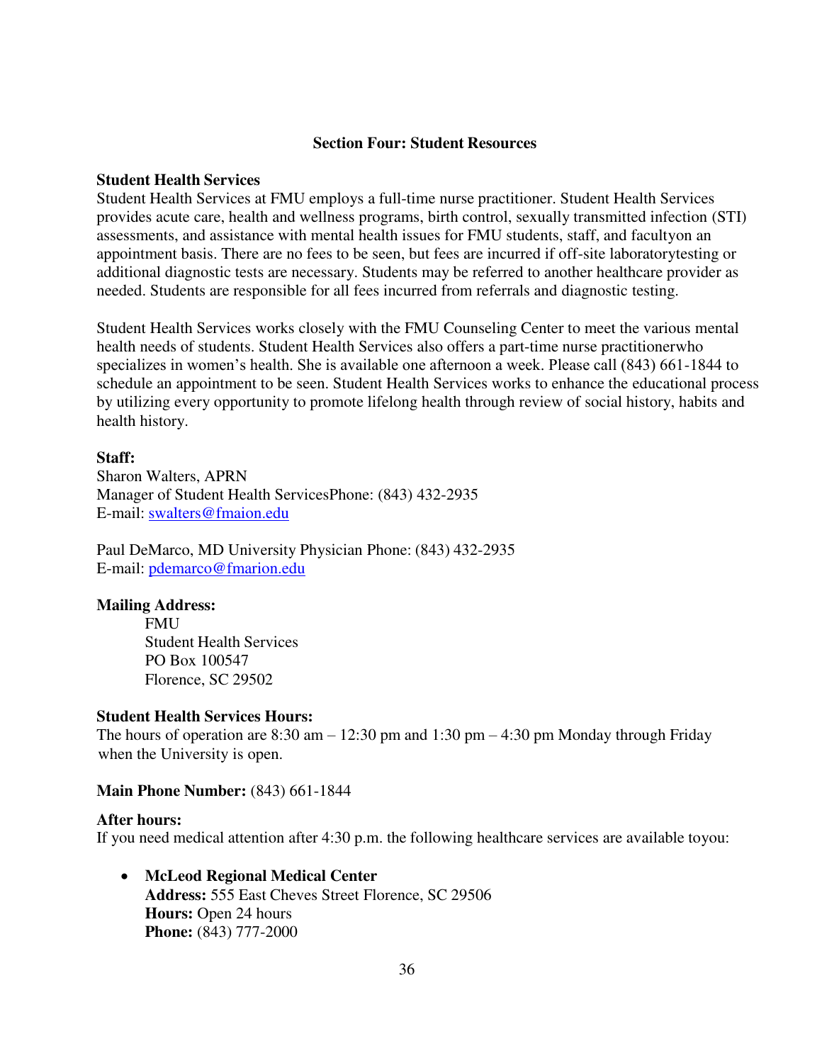## Section Four: Student Resources

### Student Health Services

Student Health Services at FMU employs a full-time nurse practitioner. Student Health Services provides acute care, health and wellness programs, birth control, sexually transmitted infection (STI) assessments, and assistance with mental health issues for FMU students, staff, and facultyon an appointment basis. There are no fees to be seen, but fees are incurred if off-site laboratorytesting or additional diagnostic tests are necessary. Students may be referred to another healthcare provider as needed. Students are responsible for all fees incurred from referrals and diagnostic testing.

Student Health Services works closely with the FMU Counseling Center to meet the various mental health needs of students. Student Health Services also offers a part-time nurse practitionerwho specializes in women's health. She is available one afternoon a week. Please call (843) 661-1844 to schedule an appointment to be seen. Student Health Services works to enhance the educational process by utilizing every opportunity to promote lifelong health through review of social history, habits and health history.

**Staff:**

Sharon Walters, APRN
Manager of Student Health ServicesPhone: (843) 432-2935
E-mail: swalters@fmaion.edu

Paul DeMarco, MD University Physician Phone: (843) 432-2935
E-mail: pdemarco@fmarion.edu

**Mailing Address:**

FMU
Student Health Services
PO Box 100547
Florence, SC 29502

**Student Health Services Hours:**

The hours of operation are 8:30 am – 12:30 pm and 1:30 pm – 4:30 pm Monday through Friday when the University is open.

**Main Phone Number:** (843) 661-1844

**After hours:**

If you need medical attention after 4:30 p.m. the following healthcare services are available toyou:

- **McLeod Regional Medical Center**
  **Address:** 555 East Cheves Street Florence, SC 29506
  **Hours:** Open 24 hours
  **Phone:** (843) 777-2000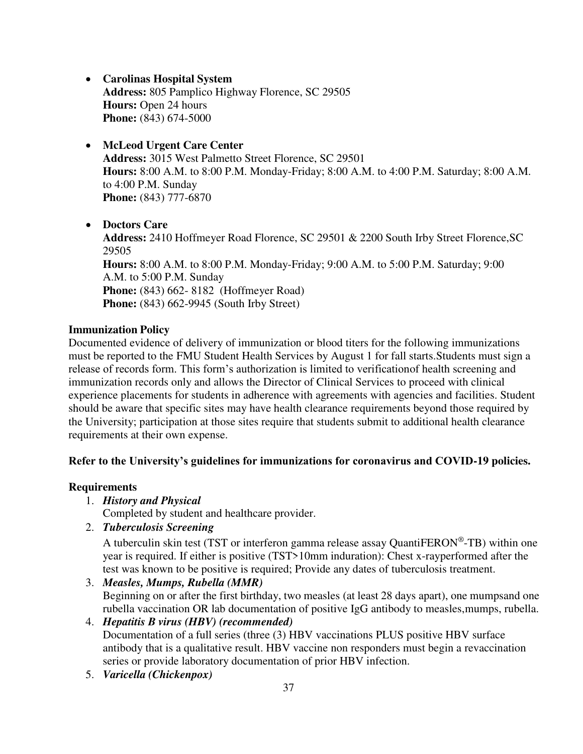- **Carolinas Hospital System**
  **Address:** 805 Pamplico Highway Florence, SC 29505
  **Hours:** Open 24 hours
  **Phone:** (843) 674-5000

- **McLeod Urgent Care Center**
  **Address:** 3015 West Palmetto Street Florence, SC 29501
  **Hours:** 8:00 A.M. to 8:00 P.M. Monday-Friday; 8:00 A.M. to 4:00 P.M. Saturday; 8:00 A.M. to 4:00 P.M. Sunday
  **Phone:** (843) 777-6870

- **Doctors Care**
  **Address:** 2410 Hoffmeyer Road Florence, SC 29501 & 2200 South Irby Street Florence,SC 29505
  **Hours:** 8:00 A.M. to 8:00 P.M. Monday-Friday; 9:00 A.M. to 5:00 P.M. Saturday; 9:00 A.M. to 5:00 P.M. Sunday
  **Phone:** (843) 662- 8182 (Hoffmeyer Road)
  **Phone:** (843) 662-9945 (South Irby Street)

**Immunization Policy**

Documented evidence of delivery of immunization or blood titers for the following immunizations must be reported to the FMU Student Health Services by August 1 for fall starts.Students must sign a release of records form. This form's authorization is limited to verificationof health screening and immunization records only and allows the Director of Clinical Services to proceed with clinical experience placements for students in adherence with agreements with agencies and facilities. Student should be aware that specific sites may have health clearance requirements beyond those required by the University; participation at those sites require that students submit to additional health clearance requirements at their own expense.

**Refer to the University's guidelines for immunizations for coronavirus and COVID-19 policies.**

**Requirements**

1. ***History and Physical***
   Completed by student and healthcare provider.
2. ***Tuberculosis Screening***
   A tuberculin skin test (TST or interferon gamma release assay QuantiFERON®-TB) within one year is required. If either is positive (TST>10mm induration): Chest x-rayperformed after the test was known to be positive is required; Provide any dates of tuberculosis treatment.
3. ***Measles, Mumps, Rubella (MMR)***
   Beginning on or after the first birthday, two measles (at least 28 days apart), one mumpsand one rubella vaccination OR lab documentation of positive IgG antibody to measles,mumps, rubella.
4. ***Hepatitis B virus (HBV) (recommended)***
   Documentation of a full series (three (3) HBV vaccinations PLUS positive HBV surface antibody that is a qualitative result. HBV vaccine non responders must begin a revaccination series or provide laboratory documentation of prior HBV infection.
5. ***Varicella (Chickenpox)***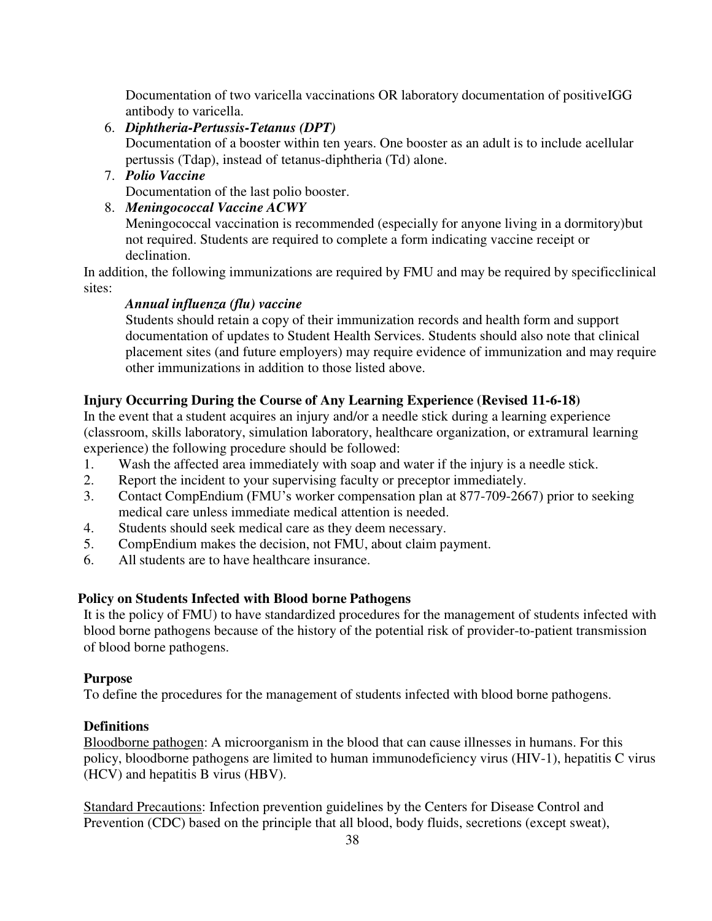Documentation of two varicella vaccinations OR laboratory documentation of positiveIGG antibody to varicella.

6. ***Diphtheria-Pertussis-Tetanus (DPT)***
   Documentation of a booster within ten years. One booster as an adult is to include acellular pertussis (Tdap), instead of tetanus-diphtheria (Td) alone.
7. ***Polio Vaccine***
   Documentation of the last polio booster.
8. ***Meningococcal Vaccine ACWY***
   Meningococcal vaccination is recommended (especially for anyone living in a dormitory)but not required. Students are required to complete a form indicating vaccine receipt or declination.

In addition, the following immunizations are required by FMU and may be required by specificclinical sites:

***Annual influenza (flu) vaccine***

Students should retain a copy of their immunization records and health form and support documentation of updates to Student Health Services. Students should also note that clinical placement sites (and future employers) may require evidence of immunization and may require other immunizations in addition to those listed above.

**Injury Occurring During the Course of Any Learning Experience (Revised 11-6-18)**

In the event that a student acquires an injury and/or a needle stick during a learning experience (classroom, skills laboratory, simulation laboratory, healthcare organization, or extramural learning experience) the following procedure should be followed:

1. Wash the affected area immediately with soap and water if the injury is a needle stick.
2. Report the incident to your supervising faculty or preceptor immediately.
3. Contact CompEndium (FMU's worker compensation plan at 877-709-2667) prior to seeking medical care unless immediate medical attention is needed.
4. Students should seek medical care as they deem necessary.
5. CompEndium makes the decision, not FMU, about claim payment.
6. All students are to have healthcare insurance.

**Policy on Students Infected with Blood borne Pathogens**

It is the policy of FMU) to have standardized procedures for the management of students infected with blood borne pathogens because of the history of the potential risk of provider-to-patient transmission of blood borne pathogens.

**Purpose**

To define the procedures for the management of students infected with blood borne pathogens.

**Definitions**

Bloodborne pathogen: A microorganism in the blood that can cause illnesses in humans. For this policy, bloodborne pathogens are limited to human immunodeficiency virus (HIV-1), hepatitis C virus (HCV) and hepatitis B virus (HBV).

Standard Precautions: Infection prevention guidelines by the Centers for Disease Control and Prevention (CDC) based on the principle that all blood, body fluids, secretions (except sweat),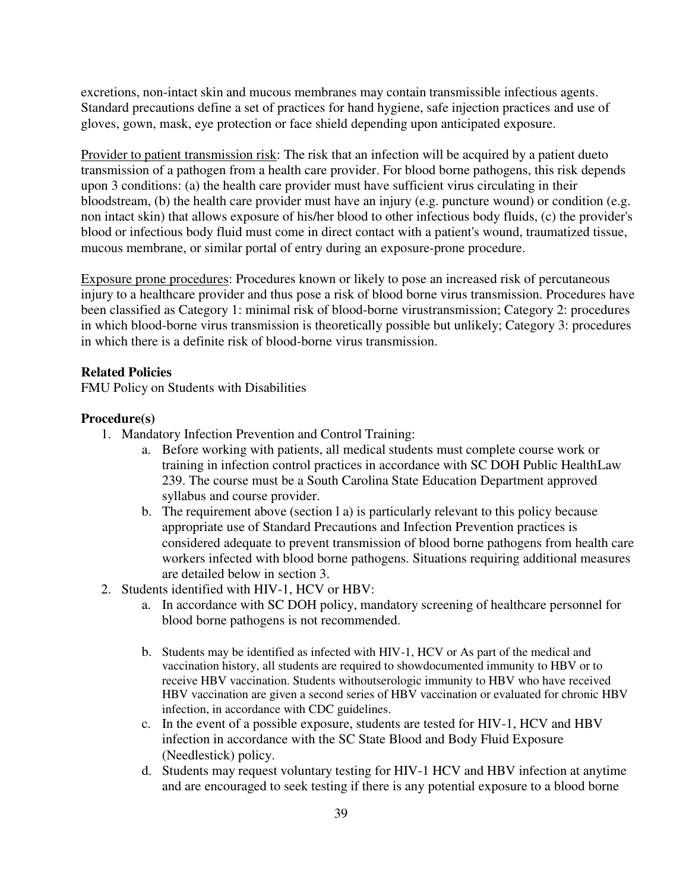excretions, non-intact skin and mucous membranes may contain transmissible infectious agents. Standard precautions define a set of practices for hand hygiene, safe injection practices and use of gloves, gown, mask, eye protection or face shield depending upon anticipated exposure.

Provider to patient transmission risk: The risk that an infection will be acquired by a patient dueto transmission of a pathogen from a health care provider. For blood borne pathogens, this risk depends upon 3 conditions: (a) the health care provider must have sufficient virus circulating in their bloodstream, (b) the health care provider must have an injury (e.g. puncture wound) or condition (e.g. non intact skin) that allows exposure of his/her blood to other infectious body fluids, (c) the provider's blood or infectious body fluid must come in direct contact with a patient's wound, traumatized tissue, mucous membrane, or similar portal of entry during an exposure-prone procedure.

Exposure prone procedures: Procedures known or likely to pose an increased risk of percutaneous injury to a healthcare provider and thus pose a risk of blood borne virus transmission. Procedures have been classified as Category 1: minimal risk of blood-borne virustransmission; Category 2: procedures in which blood-borne virus transmission is theoretically possible but unlikely; Category 3: procedures in which there is a definite risk of blood-borne virus transmission.

**Related Policies**

FMU Policy on Students with Disabilities

**Procedure(s)**

1. Mandatory Infection Prevention and Control Training:
   a. Before working with patients, all medical students must complete course work or training in infection control practices in accordance with SC DOH Public HealthLaw 239. The course must be a South Carolina State Education Department approved syllabus and course provider.
   b. The requirement above (section l a) is particularly relevant to this policy because appropriate use of Standard Precautions and Infection Prevention practices is considered adequate to prevent transmission of blood borne pathogens from health care workers infected with blood borne pathogens. Situations requiring additional measures are detailed below in section 3.
2. Students identified with HIV-1, HCV or HBV:
   a. In accordance with SC DOH policy, mandatory screening of healthcare personnel for blood borne pathogens is not recommended.
   b. Students may be identified as infected with HIV-1, HCV or As part of the medical and vaccination history, all students are required to showdocumented immunity to HBV or to receive HBV vaccination. Students withoutserologic immunity to HBV who have received HBV vaccination are given a second series of HBV vaccination or evaluated for chronic HBV infection, in accordance with CDC guidelines.
   c. In the event of a possible exposure, students are tested for HIV-1, HCV and HBV infection in accordance with the SC State Blood and Body Fluid Exposure (Needlestick) policy.
   d. Students may request voluntary testing for HIV-1 HCV and HBV infection at anytime and are encouraged to seek testing if there is any potential exposure to a blood borne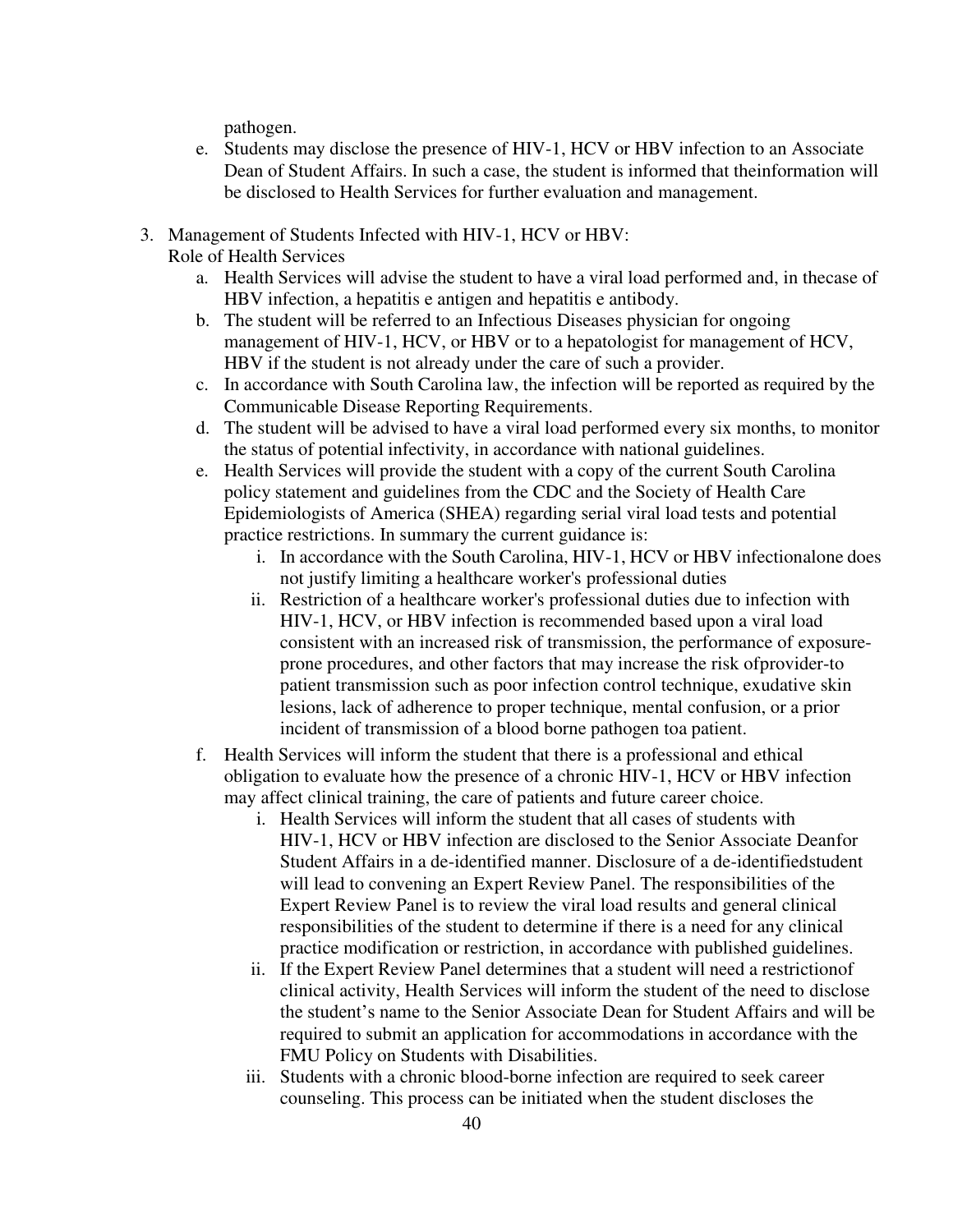pathogen.

e. Students may disclose the presence of HIV-1, HCV or HBV infection to an Associate Dean of Student Affairs. In such a case, the student is informed that theinformation will be disclosed to Health Services for further evaluation and management.

3. Management of Students Infected with HIV-1, HCV or HBV:
   Role of Health Services
   a. Health Services will advise the student to have a viral load performed and, in thecase of HBV infection, a hepatitis e antigen and hepatitis e antibody.
   b. The student will be referred to an Infectious Diseases physician for ongoing management of HIV-1, HCV, or HBV or to a hepatologist for management of HCV, HBV if the student is not already under the care of such a provider.
   c. In accordance with South Carolina law, the infection will be reported as required by the Communicable Disease Reporting Requirements.
   d. The student will be advised to have a viral load performed every six months, to monitor the status of potential infectivity, in accordance with national guidelines.
   e. Health Services will provide the student with a copy of the current South Carolina policy statement and guidelines from the CDC and the Society of Health Care Epidemiologists of America (SHEA) regarding serial viral load tests and potential practice restrictions. In summary the current guidance is:
      i. In accordance with the South Carolina, HIV-1, HCV or HBV infectionalone does not justify limiting a healthcare worker's professional duties
      ii. Restriction of a healthcare worker's professional duties due to infection with HIV-1, HCV, or HBV infection is recommended based upon a viral load consistent with an increased risk of transmission, the performance of exposure-prone procedures, and other factors that may increase the risk ofprovider-to patient transmission such as poor infection control technique, exudative skin lesions, lack of adherence to proper technique, mental confusion, or a prior incident of transmission of a blood borne pathogen toa patient.
   f. Health Services will inform the student that there is a professional and ethical obligation to evaluate how the presence of a chronic HIV-1, HCV or HBV infection may affect clinical training, the care of patients and future career choice.
      i. Health Services will inform the student that all cases of students with HIV-1, HCV or HBV infection are disclosed to the Senior Associate Deanfor Student Affairs in a de-identified manner. Disclosure of a de-identifiedstudent will lead to convening an Expert Review Panel. The responsibilities of the Expert Review Panel is to review the viral load results and general clinical responsibilities of the student to determine if there is a need for any clinical practice modification or restriction, in accordance with published guidelines.
      ii. If the Expert Review Panel determines that a student will need a restrictionof clinical activity, Health Services will inform the student of the need to disclose the student's name to the Senior Associate Dean for Student Affairs and will be required to submit an application for accommodations in accordance with the FMU Policy on Students with Disabilities.
      iii. Students with a chronic blood-borne infection are required to seek career counseling. This process can be initiated when the student discloses the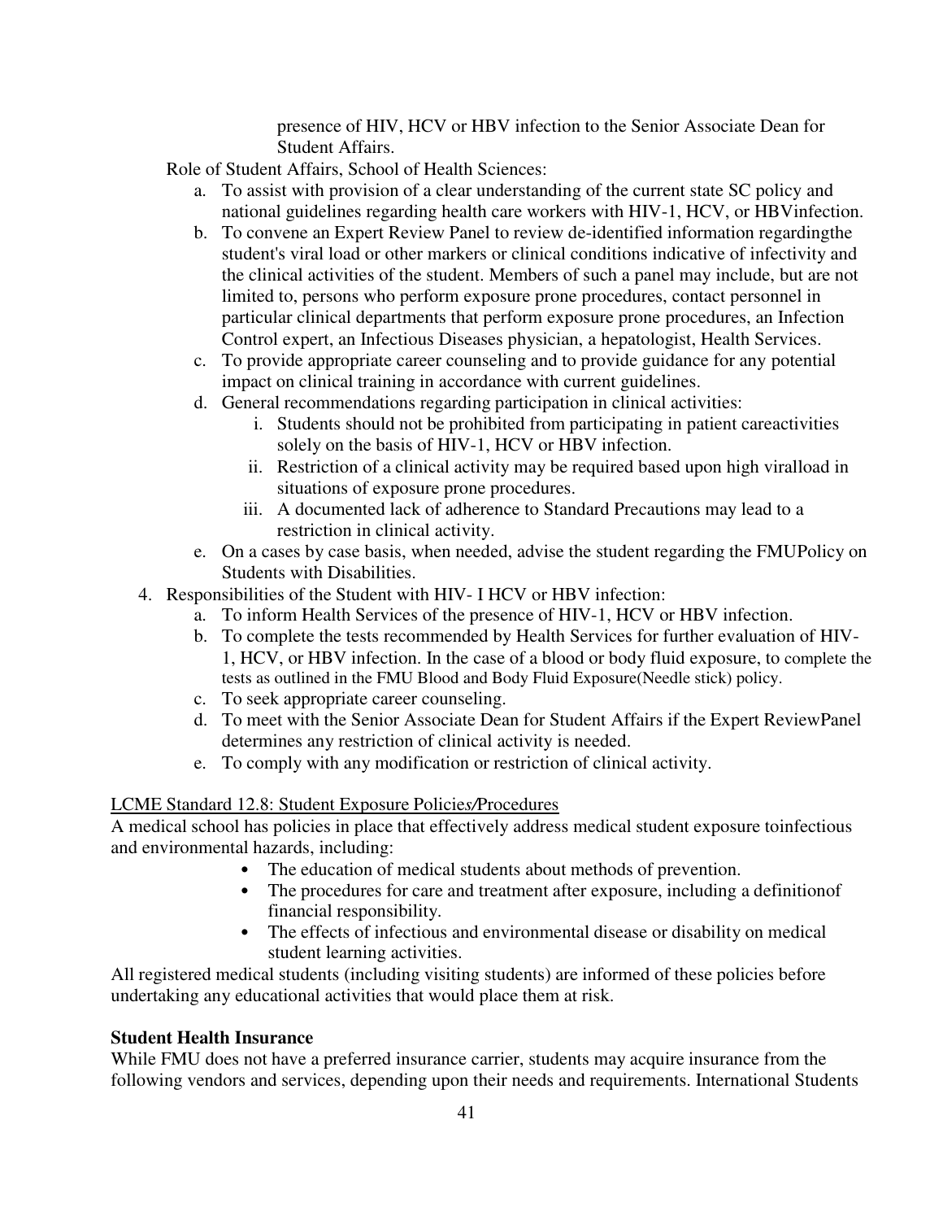presence of HIV, HCV or HBV infection to the Senior Associate Dean for Student Affairs.

Role of Student Affairs, School of Health Sciences:

a. To assist with provision of a clear understanding of the current state SC policy and national guidelines regarding health care workers with HIV-1, HCV, or HBVinfection.
b. To convene an Expert Review Panel to review de-identified information regardingthe student's viral load or other markers or clinical conditions indicative of infectivity and the clinical activities of the student. Members of such a panel may include, but are not limited to, persons who perform exposure prone procedures, contact personnel in particular clinical departments that perform exposure prone procedures, an Infection Control expert, an Infectious Diseases physician, a hepatologist, Health Services.
c. To provide appropriate career counseling and to provide guidance for any potential impact on clinical training in accordance with current guidelines.
d. General recommendations regarding participation in clinical activities:
    i. Students should not be prohibited from participating in patient careactivities solely on the basis of HIV-1, HCV or HBV infection.
    ii. Restriction of a clinical activity may be required based upon high viralload in situations of exposure prone procedures.
    iii. A documented lack of adherence to Standard Precautions may lead to a restriction in clinical activity.
e. On a cases by case basis, when needed, advise the student regarding the FMUPolicy on Students with Disabilities.

4. Responsibilities of the Student with HIV- I HCV or HBV infection:
    a. To inform Health Services of the presence of HIV-1, HCV or HBV infection.
    b. To complete the tests recommended by Health Services for further evaluation of HIV-1, HCV, or HBV infection. In the case of a blood or body fluid exposure, to complete the tests as outlined in the FMU Blood and Body Fluid Exposure(Needle stick) policy.
    c. To seek appropriate career counseling.
    d. To meet with the Senior Associate Dean for Student Affairs if the Expert ReviewPanel determines any restriction of clinical activity is needed.
    e. To comply with any modification or restriction of clinical activity.

LCME Standard 12.8: Student Exposure Policies/Procedures

A medical school has policies in place that effectively address medical student exposure toinfectious and environmental hazards, including:

- The education of medical students about methods of prevention.
- The procedures for care and treatment after exposure, including a definitionof financial responsibility.
- The effects of infectious and environmental disease or disability on medical student learning activities.

All registered medical students (including visiting students) are informed of these policies before undertaking any educational activities that would place them at risk.

**Student Health Insurance**

While FMU does not have a preferred insurance carrier, students may acquire insurance from the following vendors and services, depending upon their needs and requirements. International Students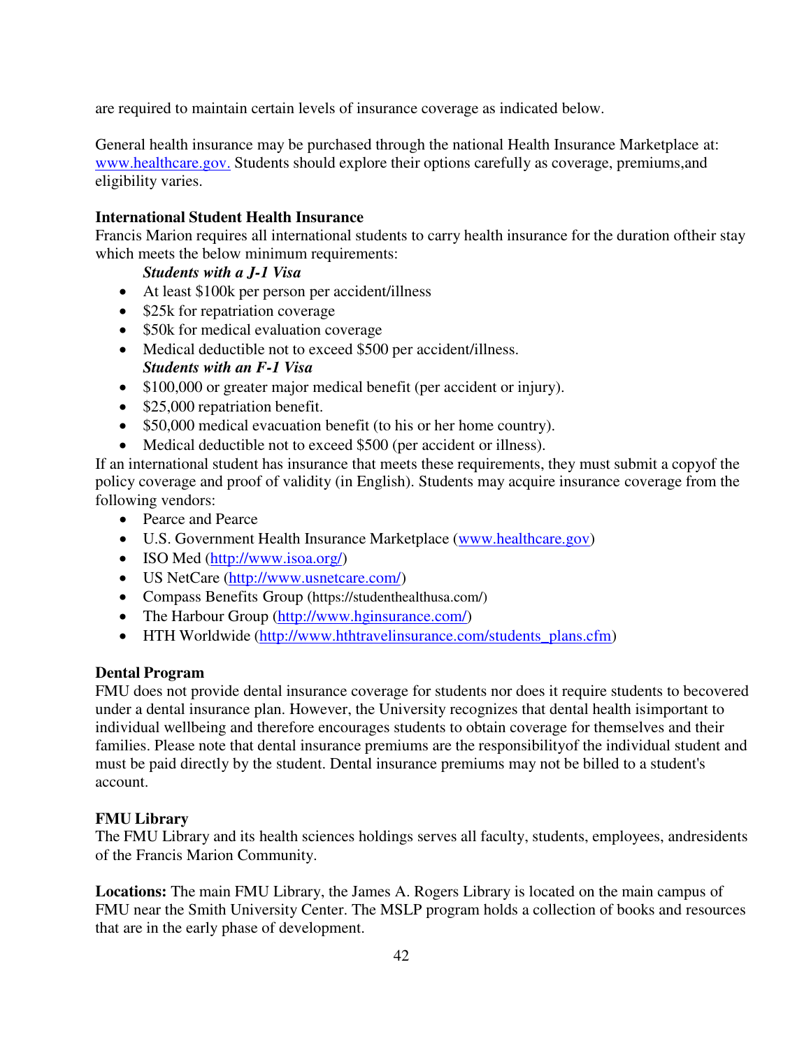are required to maintain certain levels of insurance coverage as indicated below.

General health insurance may be purchased through the national Health Insurance Marketplace at: [www.healthcare.gov.](www.healthcare.gov) Students should explore their options carefully as coverage, premiums,and eligibility varies.

**International Student Health Insurance**
Francis Marion requires all international students to carry health insurance for the duration oftheir stay which meets the below minimum requirements:

***Students with a J-1 Visa***

- At least $100k per person per accident/illness
- $25k for repatriation coverage
- $50k for medical evaluation coverage
- Medical deductible not to exceed $500 per accident/illness.

***Students with an F-1 Visa***

- $100,000 or greater major medical benefit (per accident or injury).
- $25,000 repatriation benefit.
- $50,000 medical evacuation benefit (to his or her home country).
- Medical deductible not to exceed $500 (per accident or illness).

If an international student has insurance that meets these requirements, they must submit a copyof the policy coverage and proof of validity (in English). Students may acquire insurance coverage from the following vendors:

- Pearce and Pearce
- U.S. Government Health Insurance Marketplace ([www.healthcare.gov](www.healthcare.gov))
- ISO Med ([http://www.isoa.org/](http://www.isoa.org/))
- US NetCare ([http://www.usnetcare.com/](http://www.usnetcare.com/))
- Compass Benefits Group (https://studenthealthusa.com/)
- The Harbour Group ([http://www.hginsurance.com/](http://www.hginsurance.com/))
- HTH Worldwide ([http://www.hthtravelinsurance.com/students_plans.cfm](http://www.hthtravelinsurance.com/students_plans.cfm))

**Dental Program**
FMU does not provide dental insurance coverage for students nor does it require students to becovered under a dental insurance plan. However, the University recognizes that dental health isimportant to individual wellbeing and therefore encourages students to obtain coverage for themselves and their families. Please note that dental insurance premiums are the responsibilityof the individual student and must be paid directly by the student. Dental insurance premiums may not be billed to a student's account.

**FMU Library**
The FMU Library and its health sciences holdings serves all faculty, students, employees, andresidents of the Francis Marion Community.

**Locations:** The main FMU Library, the James A. Rogers Library is located on the main campus of FMU near the Smith University Center. The MSLP program holds a collection of books and resources that are in the early phase of development.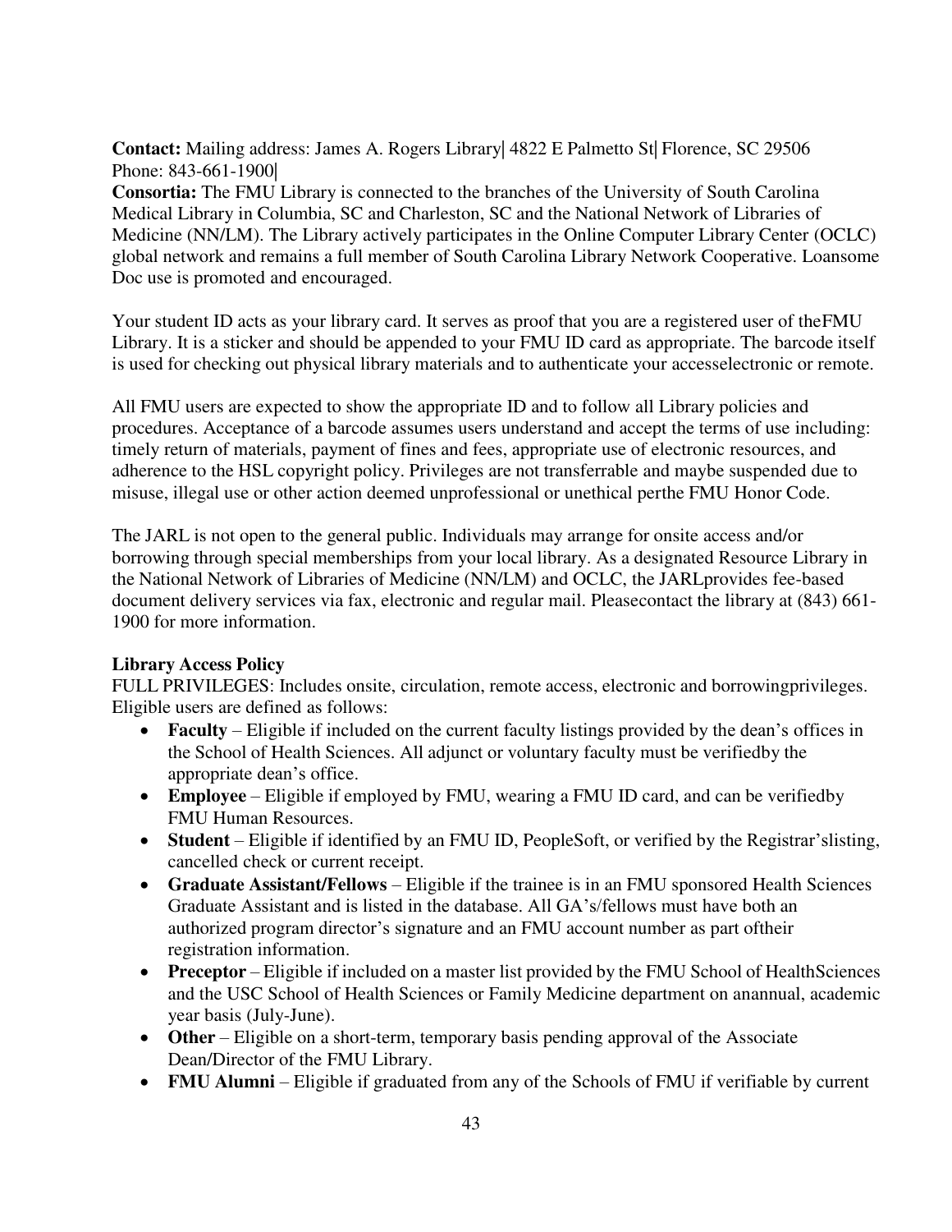**Contact:** Mailing address: James A. Rogers Library| 4822 E Palmetto St| Florence, SC 29506
Phone: 843-661-1900|

**Consortia:** The FMU Library is connected to the branches of the University of South Carolina Medical Library in Columbia, SC and Charleston, SC and the National Network of Libraries of Medicine (NN/LM). The Library actively participates in the Online Computer Library Center (OCLC) global network and remains a full member of South Carolina Library Network Cooperative. Loansome Doc use is promoted and encouraged.

Your student ID acts as your library card. It serves as proof that you are a registered user of theFMU Library. It is a sticker and should be appended to your FMU ID card as appropriate. The barcode itself is used for checking out physical library materials and to authenticate your accesselectronic or remote.

All FMU users are expected to show the appropriate ID and to follow all Library policies and procedures. Acceptance of a barcode assumes users understand and accept the terms of use including: timely return of materials, payment of fines and fees, appropriate use of electronic resources, and adherence to the HSL copyright policy. Privileges are not transferrable and maybe suspended due to misuse, illegal use or other action deemed unprofessional or unethical perthe FMU Honor Code.

The JARL is not open to the general public. Individuals may arrange for onsite access and/or borrowing through special memberships from your local library. As a designated Resource Library in the National Network of Libraries of Medicine (NN/LM) and OCLC, the JARLprovides fee-based document delivery services via fax, electronic and regular mail. Pleasecontact the library at (843) 661-1900 for more information.

**Library Access Policy**

FULL PRIVILEGES: Includes onsite, circulation, remote access, electronic and borrowingprivileges. Eligible users are defined as follows:

- **Faculty** – Eligible if included on the current faculty listings provided by the dean's offices in the School of Health Sciences. All adjunct or voluntary faculty must be verifiedby the appropriate dean's office.
- **Employee** – Eligible if employed by FMU, wearing a FMU ID card, and can be verifiedby FMU Human Resources.
- **Student** – Eligible if identified by an FMU ID, PeopleSoft, or verified by the Registrar'slisting, cancelled check or current receipt.
- **Graduate Assistant/Fellows** – Eligible if the trainee is in an FMU sponsored Health Sciences Graduate Assistant and is listed in the database. All GA's/fellows must have both an authorized program director's signature and an FMU account number as part oftheir registration information.
- **Preceptor** – Eligible if included on a master list provided by the FMU School of HealthSciences and the USC School of Health Sciences or Family Medicine department on anannual, academic year basis (July-June).
- **Other** – Eligible on a short-term, temporary basis pending approval of the Associate Dean/Director of the FMU Library.
- **FMU Alumni** – Eligible if graduated from any of the Schools of FMU if verifiable by current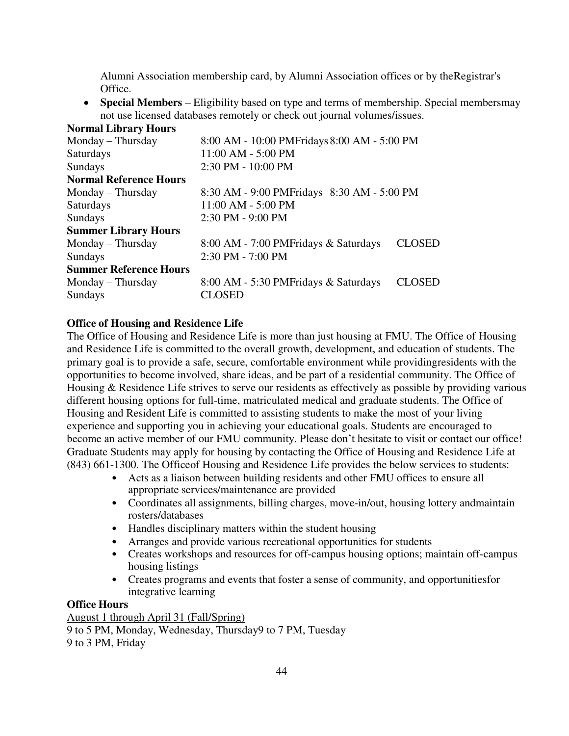Alumni Association membership card, by Alumni Association offices or by theRegistrar's Office.

- **Special Members** – Eligibility based on type and terms of membership. Special membersmay not use licensed databases remotely or check out journal volumes/issues.

**Normal Library Hours**

| | |
|---|---|
| Monday – Thursday | 8:00 AM - 10:00 PMFridays 8:00 AM - 5:00 PM |
| Saturdays | 11:00 AM - 5:00 PM |
| Sundays | 2:30 PM - 10:00 PM |

**Normal Reference Hours**

| | |
|---|---|
| Monday – Thursday | 8:30 AM - 9:00 PMFridays 8:30 AM - 5:00 PM |
| Saturdays | 11:00 AM - 5:00 PM |
| Sundays | 2:30 PM - 9:00 PM |

**Summer Library Hours**

| | |
|---|---|
| Monday – Thursday | 8:00 AM - 7:00 PMFridays & Saturdays CLOSED |
| Sundays | 2:30 PM - 7:00 PM |

**Summer Reference Hours**

| | |
|---|---|
| Monday – Thursday | 8:00 AM - 5:30 PMFridays & Saturdays CLOSED |
| Sundays | CLOSED |

**Office of Housing and Residence Life**

The Office of Housing and Residence Life is more than just housing at FMU. The Office of Housing and Residence Life is committed to the overall growth, development, and education of students. The primary goal is to provide a safe, secure, comfortable environment while providingresidents with the opportunities to become involved, share ideas, and be part of a residential community. The Office of Housing & Residence Life strives to serve our residents as effectively as possible by providing various different housing options for full-time, matriculated medical and graduate students. The Office of Housing and Resident Life is committed to assisting students to make the most of your living experience and supporting you in achieving your educational goals. Students are encouraged to become an active member of our FMU community. Please don't hesitate to visit or contact our office! Graduate Students may apply for housing by contacting the Office of Housing and Residence Life at (843) 661-1300. The Officeof Housing and Residence Life provides the below services to students:

- Acts as a liaison between building residents and other FMU offices to ensure all appropriate services/maintenance are provided
- Coordinates all assignments, billing charges, move-in/out, housing lottery andmaintain rosters/databases
- Handles disciplinary matters within the student housing
- Arranges and provide various recreational opportunities for students
- Creates workshops and resources for off-campus housing options; maintain off-campus housing listings
- Creates programs and events that foster a sense of community, and opportunitiesfor integrative learning

**Office Hours**

August 1 through April 31 (Fall/Spring)

9 to 5 PM, Monday, Wednesday, Thursday9 to 7 PM, Tuesday
9 to 3 PM, Friday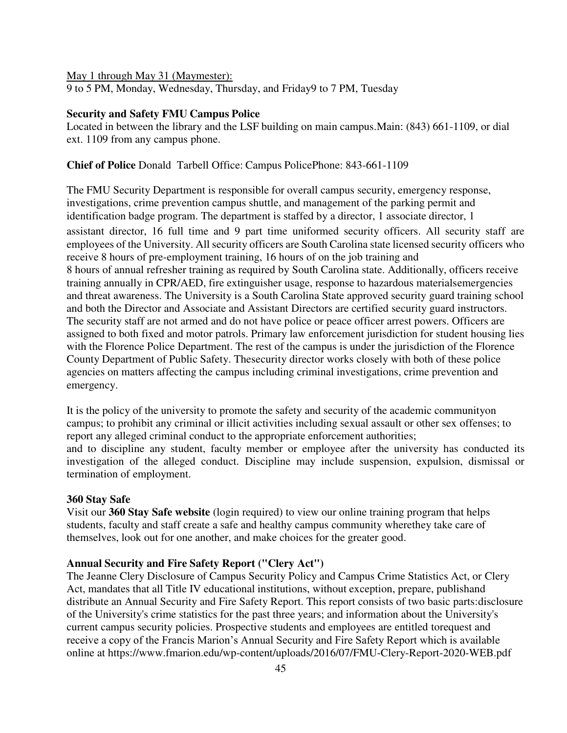May 1 through May 31 (Maymester):
9 to 5 PM, Monday, Wednesday, Thursday, and Friday9 to 7 PM, Tuesday

**Security and Safety FMU Campus Police**
Located in between the library and the LSF building on main campus.Main: (843) 661-1109, or dial ext. 1109 from any campus phone.

**Chief of Police** Donald Tarbell Office: Campus PolicePhone: 843-661-1109

The FMU Security Department is responsible for overall campus security, emergency response, investigations, crime prevention campus shuttle, and management of the parking permit and identification badge program. The department is staffed by a director, 1 associate director, 1 assistant director, 16 full time and 9 part time uniformed security officers. All security staff are employees of the University. All security officers are South Carolina state licensed security officers who receive 8 hours of pre-employment training, 16 hours of on the job training and 8 hours of annual refresher training as required by South Carolina state. Additionally, officers receive training annually in CPR/AED, fire extinguisher usage, response to hazardous materialsemergencies and threat awareness. The University is a South Carolina State approved security guard training school and both the Director and Associate and Assistant Directors are certified security guard instructors. The security staff are not armed and do not have police or peace officer arrest powers. Officers are assigned to both fixed and motor patrols. Primary law enforcement jurisdiction for student housing lies with the Florence Police Department. The rest of the campus is under the jurisdiction of the Florence County Department of Public Safety. Thesecurity director works closely with both of these police agencies on matters affecting the campus including criminal investigations, crime prevention and emergency.

It is the policy of the university to promote the safety and security of the academic communityon campus; to prohibit any criminal or illicit activities including sexual assault or other sex offenses; to report any alleged criminal conduct to the appropriate enforcement authorities; and to discipline any student, faculty member or employee after the university has conducted its investigation of the alleged conduct. Discipline may include suspension, expulsion, dismissal or termination of employment.

**360 Stay Safe**
Visit our **360 Stay Safe website** (login required) to view our online training program that helps students, faculty and staff create a safe and healthy campus community wherethey take care of themselves, look out for one another, and make choices for the greater good.

**Annual Security and Fire Safety Report ("Clery Act")**
The Jeanne Clery Disclosure of Campus Security Policy and Campus Crime Statistics Act, or Clery Act, mandates that all Title IV educational institutions, without exception, prepare, publishand distribute an Annual Security and Fire Safety Report. This report consists of two basic parts:disclosure of the University's crime statistics for the past three years; and information about the University's current campus security policies. Prospective students and employees are entitled torequest and receive a copy of the Francis Marion's Annual Security and Fire Safety Report which is available online at https://www.fmarion.edu/wp-content/uploads/2016/07/FMU-Clery-Report-2020-WEB.pdf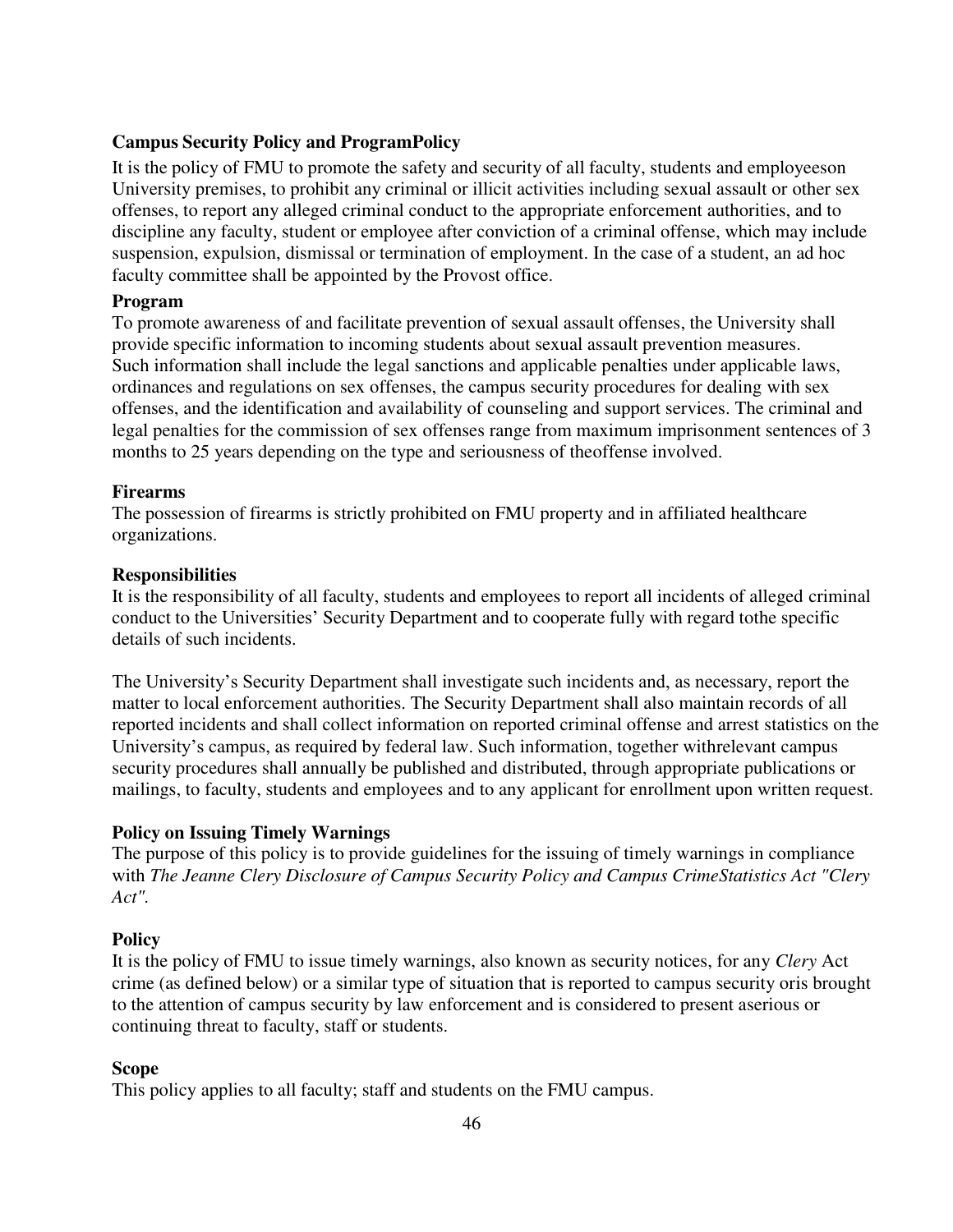**Campus Security Policy and ProgramPolicy**

It is the policy of FMU to promote the safety and security of all faculty, students and employeeson University premises, to prohibit any criminal or illicit activities including sexual assault or other sex offenses, to report any alleged criminal conduct to the appropriate enforcement authorities, and to discipline any faculty, student or employee after conviction of a criminal offense, which may include suspension, expulsion, dismissal or termination of employment. In the case of a student, an ad hoc faculty committee shall be appointed by the Provost office.

**Program**

To promote awareness of and facilitate prevention of sexual assault offenses, the University shall provide specific information to incoming students about sexual assault prevention measures. Such information shall include the legal sanctions and applicable penalties under applicable laws, ordinances and regulations on sex offenses, the campus security procedures for dealing with sex offenses, and the identification and availability of counseling and support services. The criminal and legal penalties for the commission of sex offenses range from maximum imprisonment sentences of 3 months to 25 years depending on the type and seriousness of theoffense involved.

**Firearms**

The possession of firearms is strictly prohibited on FMU property and in affiliated healthcare organizations.

**Responsibilities**

It is the responsibility of all faculty, students and employees to report all incidents of alleged criminal conduct to the Universities' Security Department and to cooperate fully with regard tothe specific details of such incidents.

The University's Security Department shall investigate such incidents and, as necessary, report the matter to local enforcement authorities. The Security Department shall also maintain records of all reported incidents and shall collect information on reported criminal offense and arrest statistics on the University's campus, as required by federal law. Such information, together withrelevant campus security procedures shall annually be published and distributed, through appropriate publications or mailings, to faculty, students and employees and to any applicant for enrollment upon written request.

**Policy on Issuing Timely Warnings**

The purpose of this policy is to provide guidelines for the issuing of timely warnings in compliance with *The Jeanne Clery Disclosure of Campus Security Policy and Campus CrimeStatistics Act "Clery Act".*

**Policy**

It is the policy of FMU to issue timely warnings, also known as security notices, for any *Clery* Act crime (as defined below) or a similar type of situation that is reported to campus security oris brought to the attention of campus security by law enforcement and is considered to present aserious or continuing threat to faculty, staff or students.

**Scope**

This policy applies to all faculty; staff and students on the FMU campus.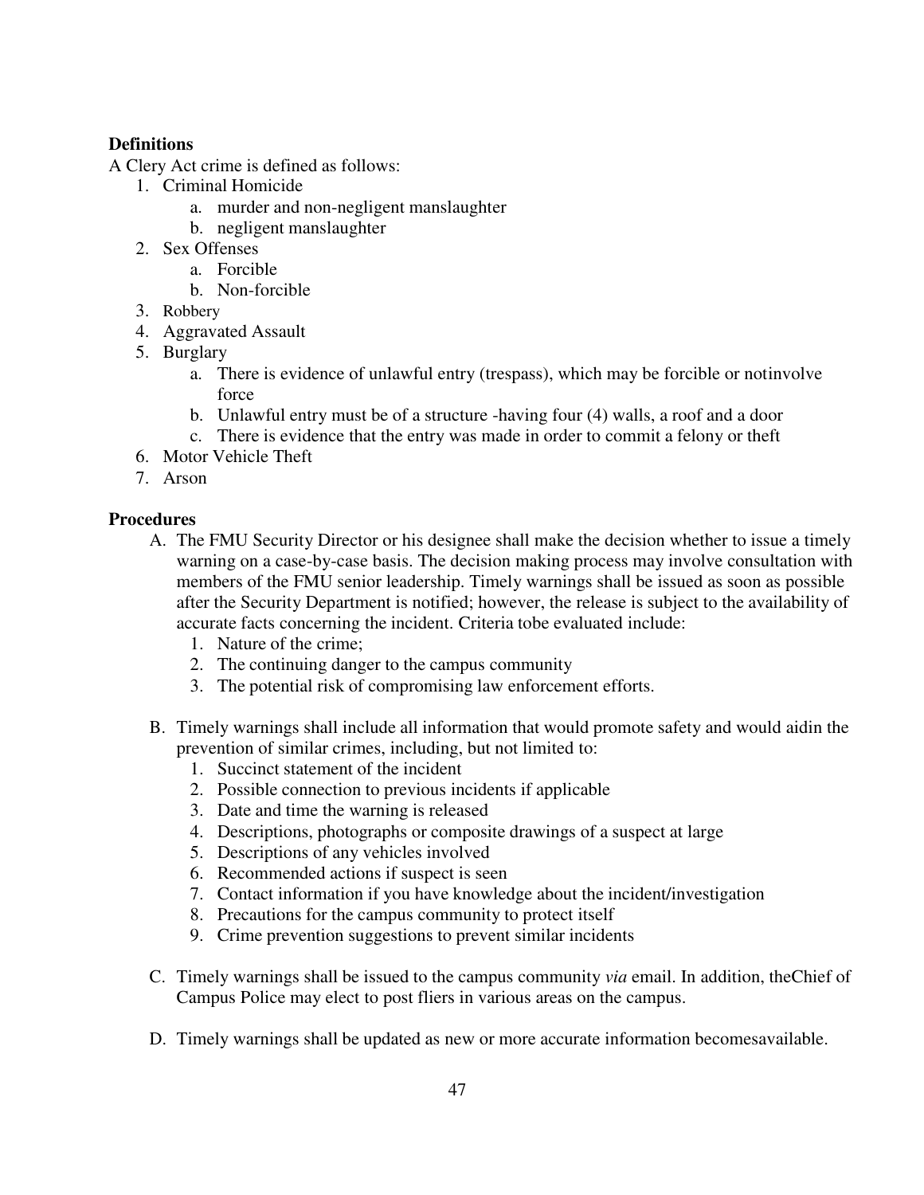**Definitions**

A Clery Act crime is defined as follows:

1. Criminal Homicide
    a. murder and non-negligent manslaughter
    b. negligent manslaughter
2. Sex Offenses
    a. Forcible
    b. Non-forcible
3. Robbery
4. Aggravated Assault
5. Burglary
    a. There is evidence of unlawful entry (trespass), which may be forcible or notinvolve force
    b. Unlawful entry must be of a structure -having four (4) walls, a roof and a door
    c. There is evidence that the entry was made in order to commit a felony or theft
6. Motor Vehicle Theft
7. Arson

**Procedures**

A. The FMU Security Director or his designee shall make the decision whether to issue a timely warning on a case-by-case basis. The decision making process may involve consultation with members of the FMU senior leadership. Timely warnings shall be issued as soon as possible after the Security Department is notified; however, the release is subject to the availability of accurate facts concerning the incident. Criteria tobe evaluated include:
    1. Nature of the crime;
    2. The continuing danger to the campus community
    3. The potential risk of compromising law enforcement efforts.

B. Timely warnings shall include all information that would promote safety and would aidin the prevention of similar crimes, including, but not limited to:
    1. Succinct statement of the incident
    2. Possible connection to previous incidents if applicable
    3. Date and time the warning is released
    4. Descriptions, photographs or composite drawings of a suspect at large
    5. Descriptions of any vehicles involved
    6. Recommended actions if suspect is seen
    7. Contact information if you have knowledge about the incident/investigation
    8. Precautions for the campus community to protect itself
    9. Crime prevention suggestions to prevent similar incidents

C. Timely warnings shall be issued to the campus community *via* email. In addition, theChief of Campus Police may elect to post fliers in various areas on the campus.

D. Timely warnings shall be updated as new or more accurate information becomesavailable.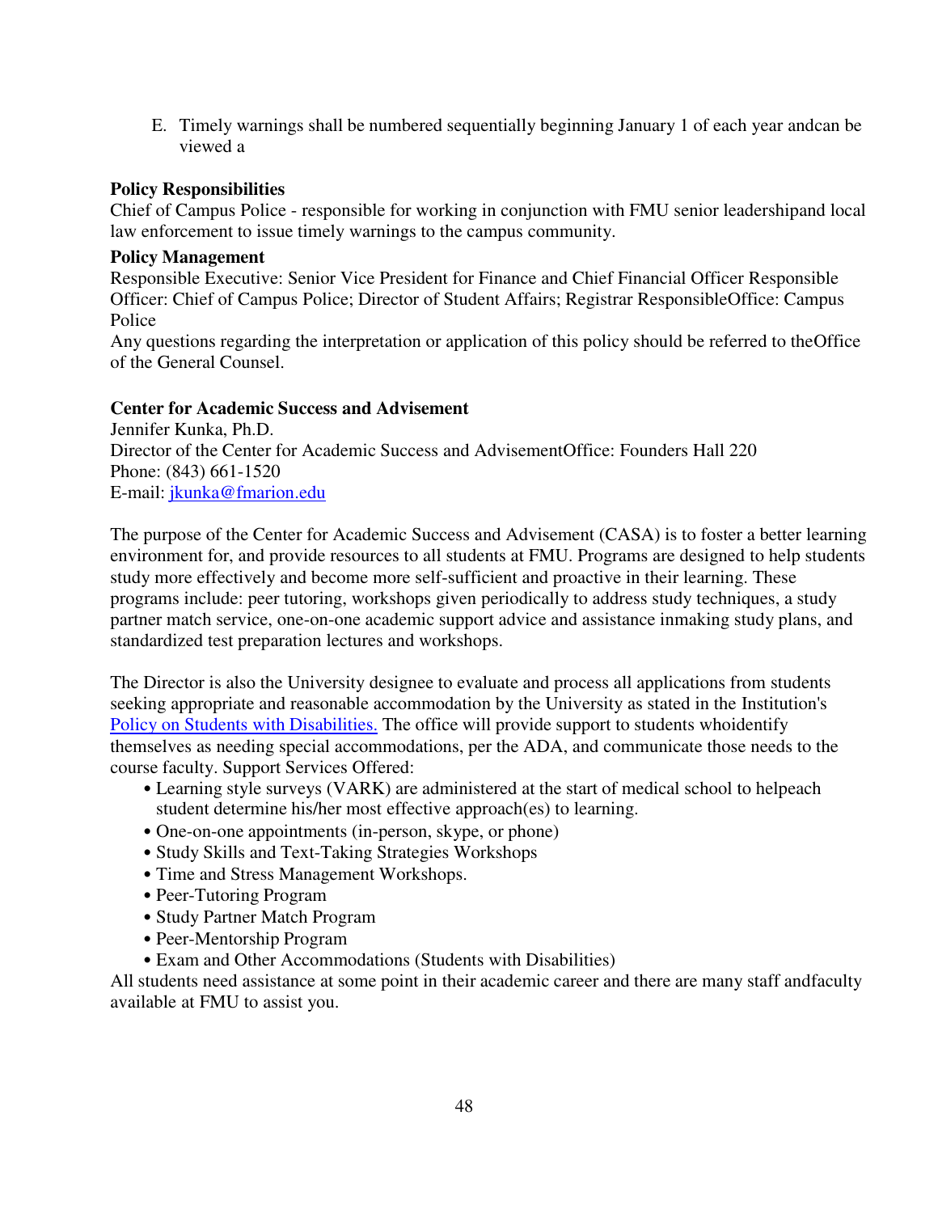E. Timely warnings shall be numbered sequentially beginning January 1 of each year andcan be viewed a

**Policy Responsibilities**

Chief of Campus Police - responsible for working in conjunction with FMU senior leadershipand local law enforcement to issue timely warnings to the campus community.

**Policy Management**

Responsible Executive: Senior Vice President for Finance and Chief Financial Officer Responsible Officer: Chief of Campus Police; Director of Student Affairs; Registrar ResponsibleOffice: Campus Police

Any questions regarding the interpretation or application of this policy should be referred to theOffice of the General Counsel.

**Center for Academic Success and Advisement**

Jennifer Kunka, Ph.D.
Director of the Center for Academic Success and AdvisementOffice: Founders Hall 220
Phone: (843) 661-1520
E-mail: jkunka@fmarion.edu

The purpose of the Center for Academic Success and Advisement (CASA) is to foster a better learning environment for, and provide resources to all students at FMU. Programs are designed to help students study more effectively and become more self-sufficient and proactive in their learning. These programs include: peer tutoring, workshops given periodically to address study techniques, a study partner match service, one-on-one academic support advice and assistance inmaking study plans, and standardized test preparation lectures and workshops.

The Director is also the University designee to evaluate and process all applications from students seeking appropriate and reasonable accommodation by the University as stated in the Institution's Policy on Students with Disabilities. The office will provide support to students whoidentify themselves as needing special accommodations, per the ADA, and communicate those needs to the course faculty. Support Services Offered:

- Learning style surveys (VARK) are administered at the start of medical school to helpeach student determine his/her most effective approach(es) to learning.
- One-on-one appointments (in-person, skype, or phone)
- Study Skills and Text-Taking Strategies Workshops
- Time and Stress Management Workshops.
- Peer-Tutoring Program
- Study Partner Match Program
- Peer-Mentorship Program
- Exam and Other Accommodations (Students with Disabilities)

All students need assistance at some point in their academic career and there are many staff andfaculty available at FMU to assist you.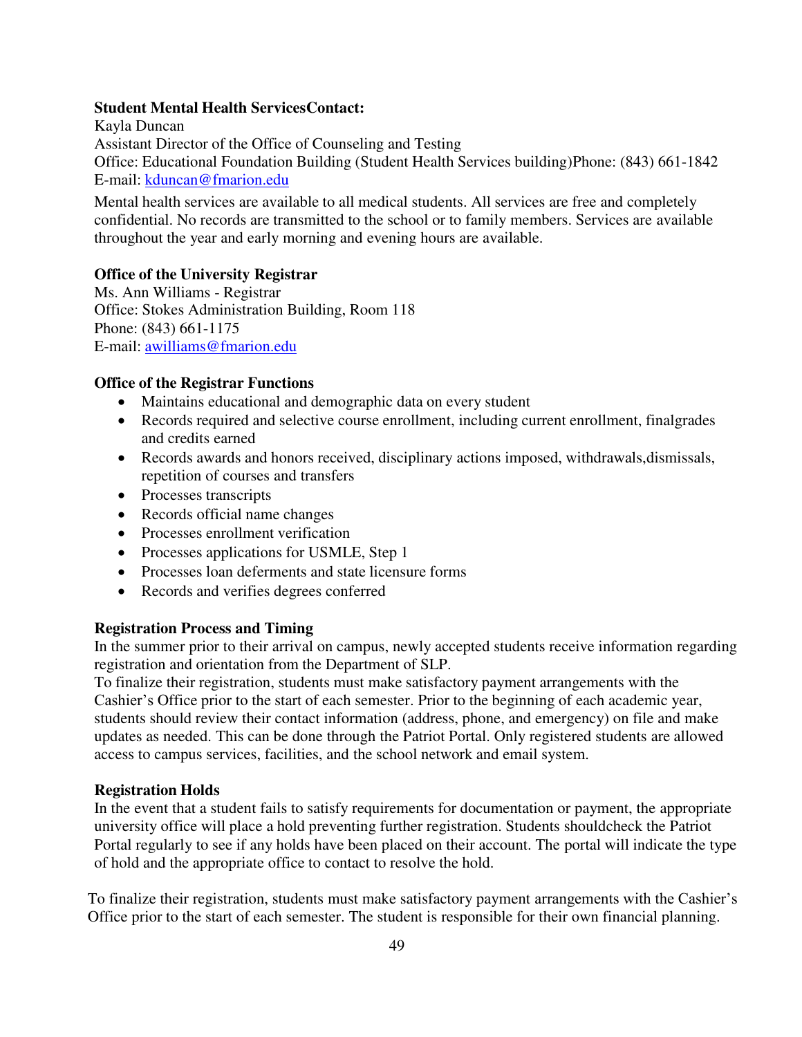**Student Mental Health ServicesContact:**
Kayla Duncan
Assistant Director of the Office of Counseling and Testing
Office: Educational Foundation Building (Student Health Services building)Phone: (843) 661-1842
E-mail: kduncan@fmarion.edu

Mental health services are available to all medical students. All services are free and completely confidential. No records are transmitted to the school or to family members. Services are available throughout the year and early morning and evening hours are available.

**Office of the University Registrar**
Ms. Ann Williams - Registrar
Office: Stokes Administration Building, Room 118
Phone: (843) 661-1175
E-mail: awilliams@fmarion.edu

**Office of the Registrar Functions**

- Maintains educational and demographic data on every student
- Records required and selective course enrollment, including current enrollment, finalgrades and credits earned
- Records awards and honors received, disciplinary actions imposed, withdrawals,dismissals, repetition of courses and transfers
- Processes transcripts
- Records official name changes
- Processes enrollment verification
- Processes applications for USMLE, Step 1
- Processes loan deferments and state licensure forms
- Records and verifies degrees conferred

**Registration Process and Timing**
In the summer prior to their arrival on campus, newly accepted students receive information regarding registration and orientation from the Department of SLP.
To finalize their registration, students must make satisfactory payment arrangements with the Cashier's Office prior to the start of each semester. Prior to the beginning of each academic year, students should review their contact information (address, phone, and emergency) on file and make updates as needed. This can be done through the Patriot Portal. Only registered students are allowed access to campus services, facilities, and the school network and email system.

**Registration Holds**
In the event that a student fails to satisfy requirements for documentation or payment, the appropriate university office will place a hold preventing further registration. Students shouldcheck the Patriot Portal regularly to see if any holds have been placed on their account. The portal will indicate the type of hold and the appropriate office to contact to resolve the hold.

To finalize their registration, students must make satisfactory payment arrangements with the Cashier's Office prior to the start of each semester. The student is responsible for their own financial planning.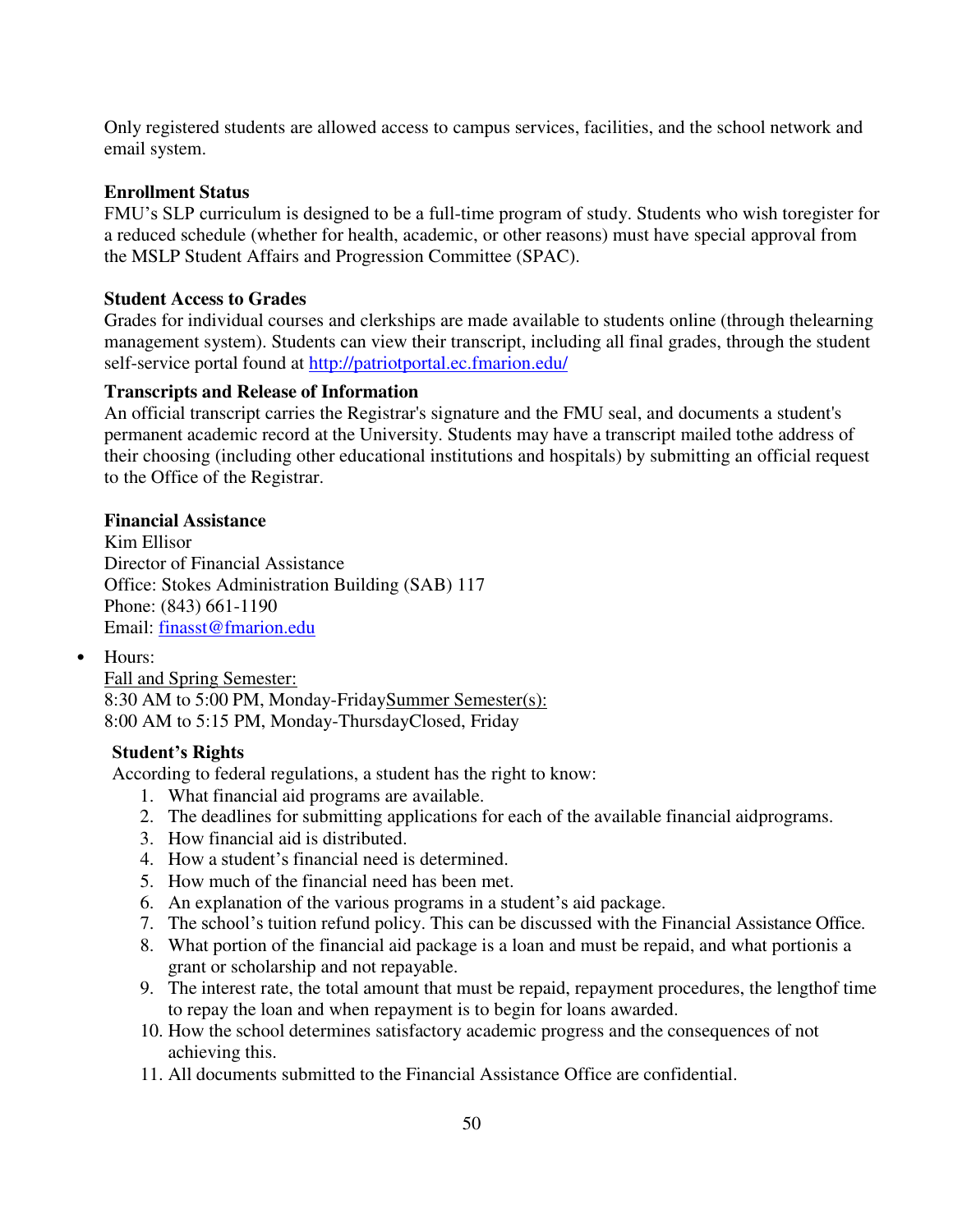Only registered students are allowed access to campus services, facilities, and the school network and email system.

**Enrollment Status**

FMU's SLP curriculum is designed to be a full-time program of study. Students who wish toregister for a reduced schedule (whether for health, academic, or other reasons) must have special approval from the MSLP Student Affairs and Progression Committee (SPAC).

**Student Access to Grades**

Grades for individual courses and clerkships are made available to students online (through thelearning management system). Students can view their transcript, including all final grades, through the student self-service portal found at [http://patriotportal.ec.fmarion.edu/](http://patriotportal.ec.fmarion.edu/)

**Transcripts and Release of Information**

An official transcript carries the Registrar's signature and the FMU seal, and documents a student's permanent academic record at the University. Students may have a transcript mailed tothe address of their choosing (including other educational institutions and hospitals) by submitting an official request to the Office of the Registrar.

**Financial Assistance**

Kim Ellisor
Director of Financial Assistance
Office: Stokes Administration Building (SAB) 117
Phone: (843) 661-1190
Email: [finasst@fmarion.edu](mailto:finasst@fmarion.edu)

- Hours:
  Fall and Spring Semester:
  8:30 AM to 5:00 PM, Monday-Friday
  Summer Semester(s):
  8:00 AM to 5:15 PM, Monday-Thursday
  Closed, Friday

**Student's Rights**

According to federal regulations, a student has the right to know:

1. What financial aid programs are available.
2. The deadlines for submitting applications for each of the available financial aidprograms.
3. How financial aid is distributed.
4. How a student's financial need is determined.
5. How much of the financial need has been met.
6. An explanation of the various programs in a student's aid package.
7. The school's tuition refund policy. This can be discussed with the Financial Assistance Office.
8. What portion of the financial aid package is a loan and must be repaid, and what portionis a grant or scholarship and not repayable.
9. The interest rate, the total amount that must be repaid, repayment procedures, the lengthof time to repay the loan and when repayment is to begin for loans awarded.
10. How the school determines satisfactory academic progress and the consequences of not achieving this.
11. All documents submitted to the Financial Assistance Office are confidential.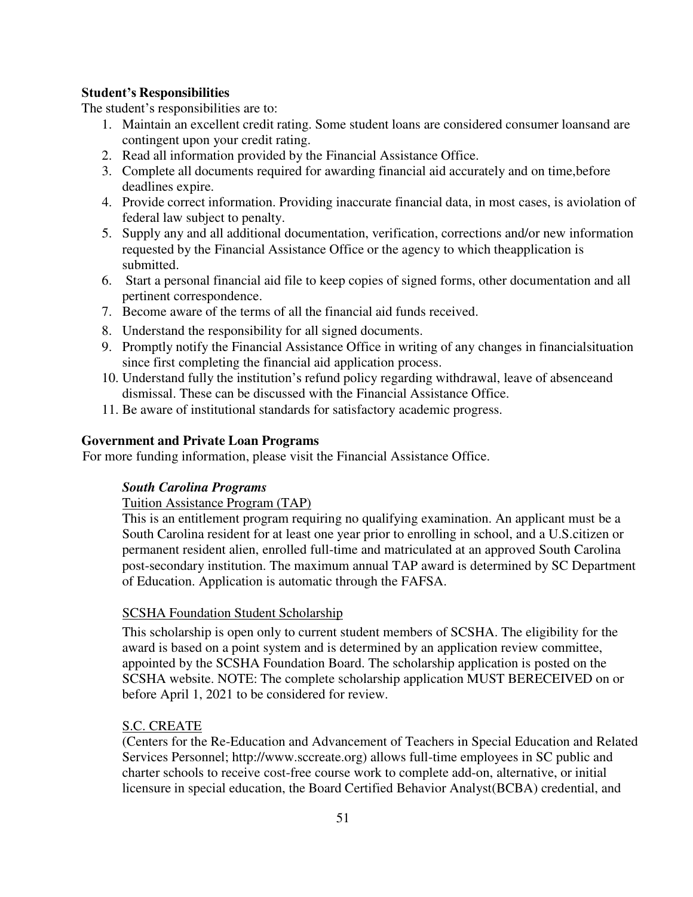**Student's Responsibilities**

The student's responsibilities are to:

1. Maintain an excellent credit rating. Some student loans are considered consumer loansand are contingent upon your credit rating.
2. Read all information provided by the Financial Assistance Office.
3. Complete all documents required for awarding financial aid accurately and on time,before deadlines expire.
4. Provide correct information. Providing inaccurate financial data, in most cases, is aviolation of federal law subject to penalty.
5. Supply any and all additional documentation, verification, corrections and/or new information requested by the Financial Assistance Office or the agency to which theapplication is submitted.
6. Start a personal financial aid file to keep copies of signed forms, other documentation and all pertinent correspondence.
7. Become aware of the terms of all the financial aid funds received.
8. Understand the responsibility for all signed documents.
9. Promptly notify the Financial Assistance Office in writing of any changes in financialsituation since first completing the financial aid application process.
10. Understand fully the institution's refund policy regarding withdrawal, leave of absenceand dismissal. These can be discussed with the Financial Assistance Office.
11. Be aware of institutional standards for satisfactory academic progress.

**Government and Private Loan Programs**

For more funding information, please visit the Financial Assistance Office.

***South Carolina Programs***

Tuition Assistance Program (TAP)

This is an entitlement program requiring no qualifying examination. An applicant must be a South Carolina resident for at least one year prior to enrolling in school, and a U.S.citizen or permanent resident alien, enrolled full-time and matriculated at an approved South Carolina post-secondary institution. The maximum annual TAP award is determined by SC Department of Education. Application is automatic through the FAFSA.

SCSHA Foundation Student Scholarship

This scholarship is open only to current student members of SCSHA. The eligibility for the award is based on a point system and is determined by an application review committee, appointed by the SCSHA Foundation Board. The scholarship application is posted on the SCSHA website. NOTE: The complete scholarship application MUST BERECEIVED on or before April 1, 2021 to be considered for review.

S.C. CREATE

(Centers for the Re-Education and Advancement of Teachers in Special Education and Related Services Personnel; http://www.sccreate.org) allows full-time employees in SC public and charter schools to receive cost-free course work to complete add-on, alternative, or initial licensure in special education, the Board Certified Behavior Analyst(BCBA) credential, and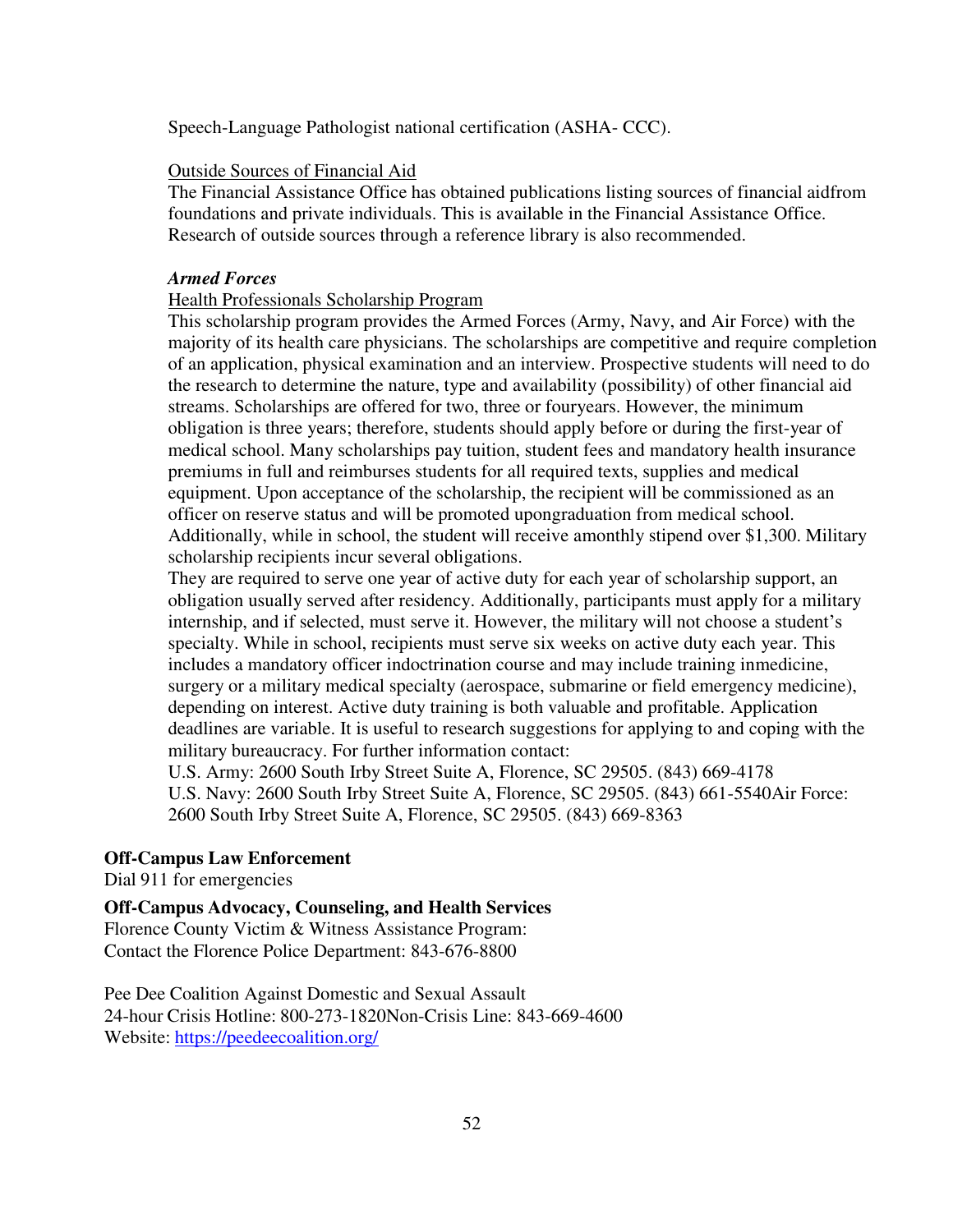Speech-Language Pathologist national certification (ASHA- CCC).

Outside Sources of Financial Aid

The Financial Assistance Office has obtained publications listing sources of financial aidfrom foundations and private individuals. This is available in the Financial Assistance Office. Research of outside sources through a reference library is also recommended.

***Armed Forces***

Health Professionals Scholarship Program

This scholarship program provides the Armed Forces (Army, Navy, and Air Force) with the majority of its health care physicians. The scholarships are competitive and require completion of an application, physical examination and an interview. Prospective students will need to do the research to determine the nature, type and availability (possibility) of other financial aid streams. Scholarships are offered for two, three or fouryears. However, the minimum obligation is three years; therefore, students should apply before or during the first-year of medical school. Many scholarships pay tuition, student fees and mandatory health insurance premiums in full and reimburses students for all required texts, supplies and medical equipment. Upon acceptance of the scholarship, the recipient will be commissioned as an officer on reserve status and will be promoted upongraduation from medical school. Additionally, while in school, the student will receive amonthly stipend over $1,300. Military scholarship recipients incur several obligations.

They are required to serve one year of active duty for each year of scholarship support, an obligation usually served after residency. Additionally, participants must apply for a military internship, and if selected, must serve it. However, the military will not choose a student's specialty. While in school, recipients must serve six weeks on active duty each year. This includes a mandatory officer indoctrination course and may include training inmedicine, surgery or a military medical specialty (aerospace, submarine or field emergency medicine), depending on interest. Active duty training is both valuable and profitable. Application deadlines are variable. It is useful to research suggestions for applying to and coping with the military bureaucracy. For further information contact:

U.S. Army: 2600 South Irby Street Suite A, Florence, SC 29505. (843) 669-4178
U.S. Navy: 2600 South Irby Street Suite A, Florence, SC 29505. (843) 661-5540Air Force: 2600 South Irby Street Suite A, Florence, SC 29505. (843) 669-8363

**Off-Campus Law Enforcement**

Dial 911 for emergencies

**Off-Campus Advocacy, Counseling, and Health Services**

Florence County Victim & Witness Assistance Program:
Contact the Florence Police Department: 843-676-8800

Pee Dee Coalition Against Domestic and Sexual Assault
24-hour Crisis Hotline: 800-273-1820Non-Crisis Line: 843-669-4600
Website: https://peedeecoalition.org/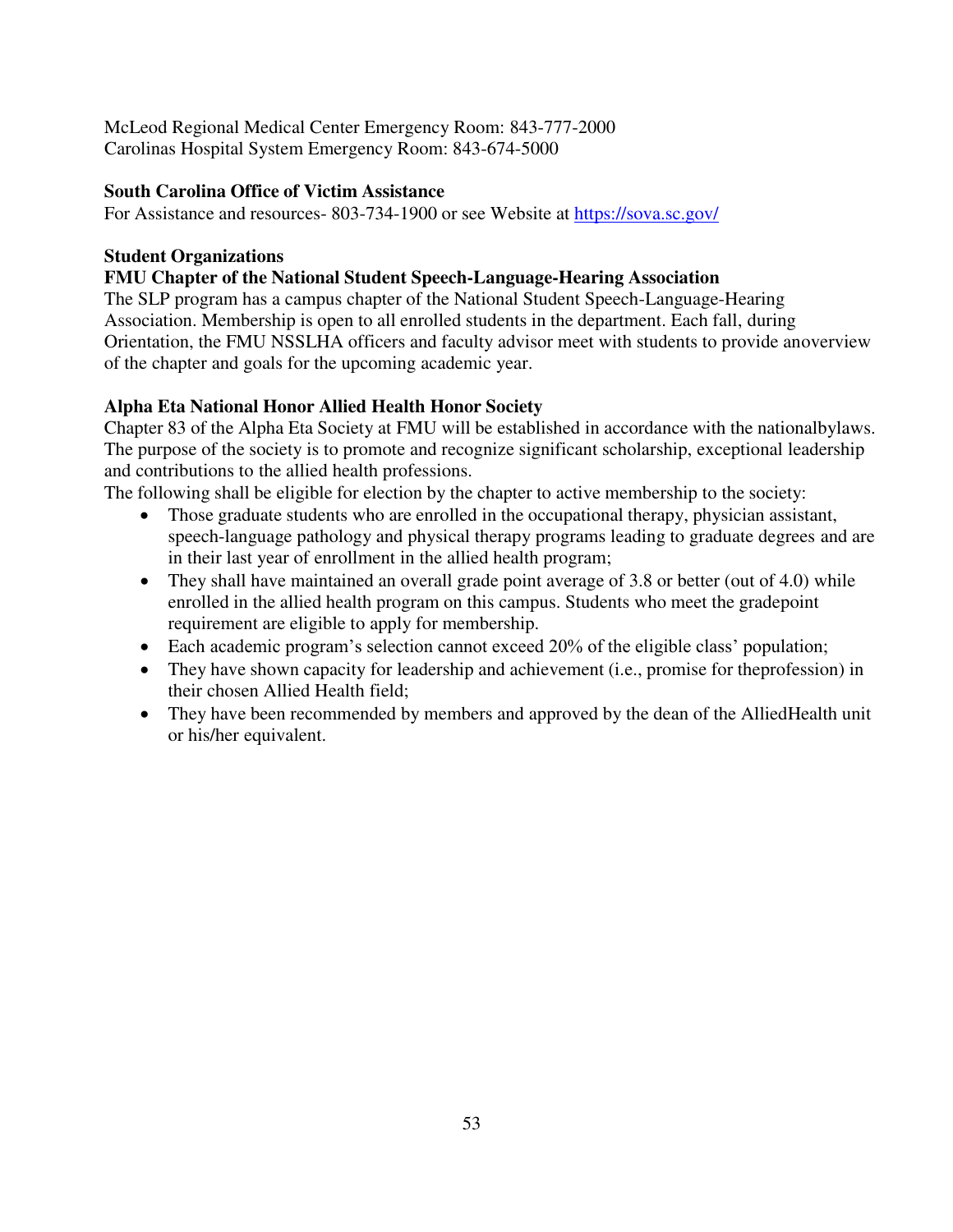McLeod Regional Medical Center Emergency Room: 843-777-2000
Carolinas Hospital System Emergency Room: 843-674-5000

**South Carolina Office of Victim Assistance**
For Assistance and resources- 803-734-1900 or see Website at https://sova.sc.gov/

**Student Organizations**
**FMU Chapter of the National Student Speech-Language-Hearing Association**
The SLP program has a campus chapter of the National Student Speech-Language-Hearing Association. Membership is open to all enrolled students in the department. Each fall, during Orientation, the FMU NSSLHA officers and faculty advisor meet with students to provide anoverview of the chapter and goals for the upcoming academic year.

**Alpha Eta National Honor Allied Health Honor Society**
Chapter 83 of the Alpha Eta Society at FMU will be established in accordance with the nationalbylaws. The purpose of the society is to promote and recognize significant scholarship, exceptional leadership and contributions to the allied health professions.
The following shall be eligible for election by the chapter to active membership to the society:

- Those graduate students who are enrolled in the occupational therapy, physician assistant, speech-language pathology and physical therapy programs leading to graduate degrees and are in their last year of enrollment in the allied health program;
- They shall have maintained an overall grade point average of 3.8 or better (out of 4.0) while enrolled in the allied health program on this campus. Students who meet the gradepoint requirement are eligible to apply for membership.
- Each academic program's selection cannot exceed 20% of the eligible class' population;
- They have shown capacity for leadership and achievement (i.e., promise for theprofession) in their chosen Allied Health field;
- They have been recommended by members and approved by the dean of the AlliedHealth unit or his/her equivalent.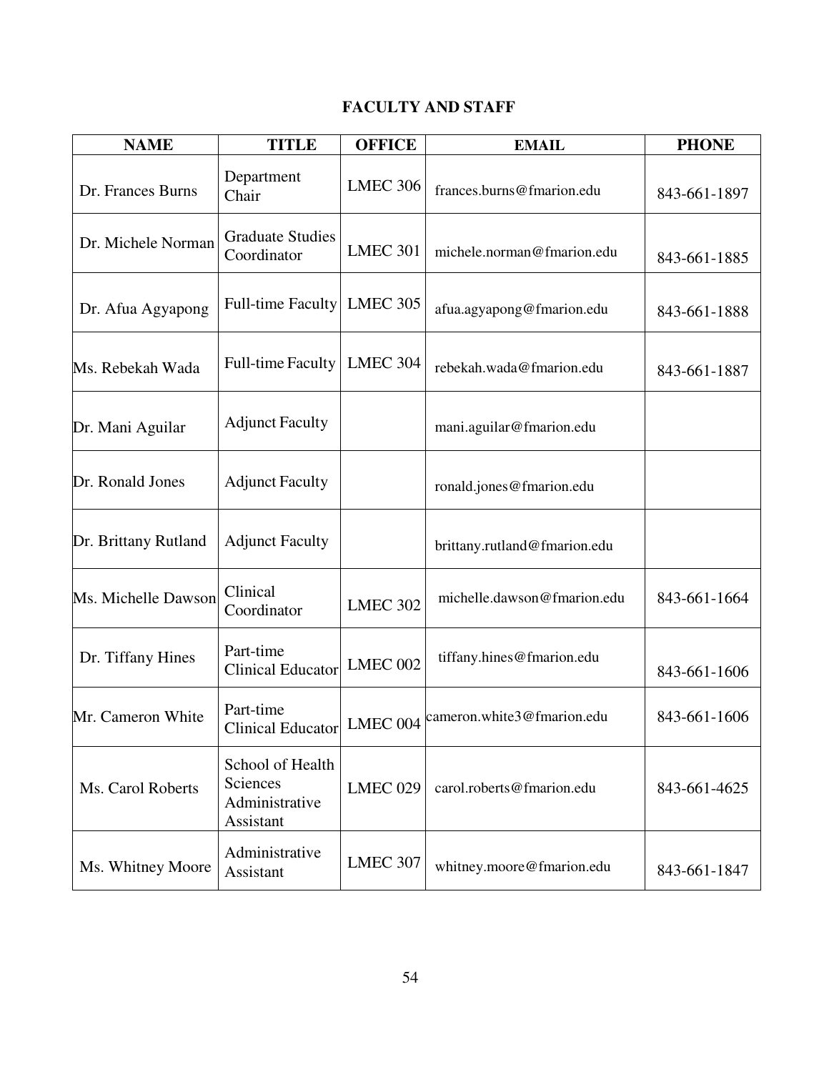## FACULTY AND STAFF

| NAME | TITLE | OFFICE | EMAIL | PHONE |
|---|---|---|---|---|
| Dr. Frances Burns | Department Chair | LMEC 306 | frances.burns@fmarion.edu | 843-661-1897 |
| Dr. Michele Norman | Graduate Studies Coordinator | LMEC 301 | michele.norman@fmarion.edu | 843-661-1885 |
| Dr. Afua Agyapong | Full-time Faculty | LMEC 305 | afua.agyapong@fmarion.edu | 843-661-1888 |
| Ms. Rebekah Wada | Full-time Faculty | LMEC 304 | rebekah.wada@fmarion.edu | 843-661-1887 |
| Dr. Mani Aguilar | Adjunct Faculty | | mani.aguilar@fmarion.edu | |
| Dr. Ronald Jones | Adjunct Faculty | | ronald.jones@fmarion.edu | |
| Dr. Brittany Rutland | Adjunct Faculty | | brittany.rutland@fmarion.edu | |
| Ms. Michelle Dawson | Clinical Coordinator | LMEC 302 | michelle.dawson@fmarion.edu | 843-661-1664 |
| Dr. Tiffany Hines | Part-time Clinical Educator | LMEC 002 | tiffany.hines@fmarion.edu | 843-661-1606 |
| Mr. Cameron White | Part-time Clinical Educator | LMEC 004 | cameron.white3@fmarion.edu | 843-661-1606 |
| Ms. Carol Roberts | School of Health Sciences Administrative Assistant | LMEC 029 | carol.roberts@fmarion.edu | 843-661-4625 |
| Ms. Whitney Moore | Administrative Assistant | LMEC 307 | whitney.moore@fmarion.edu | 843-661-1847 |